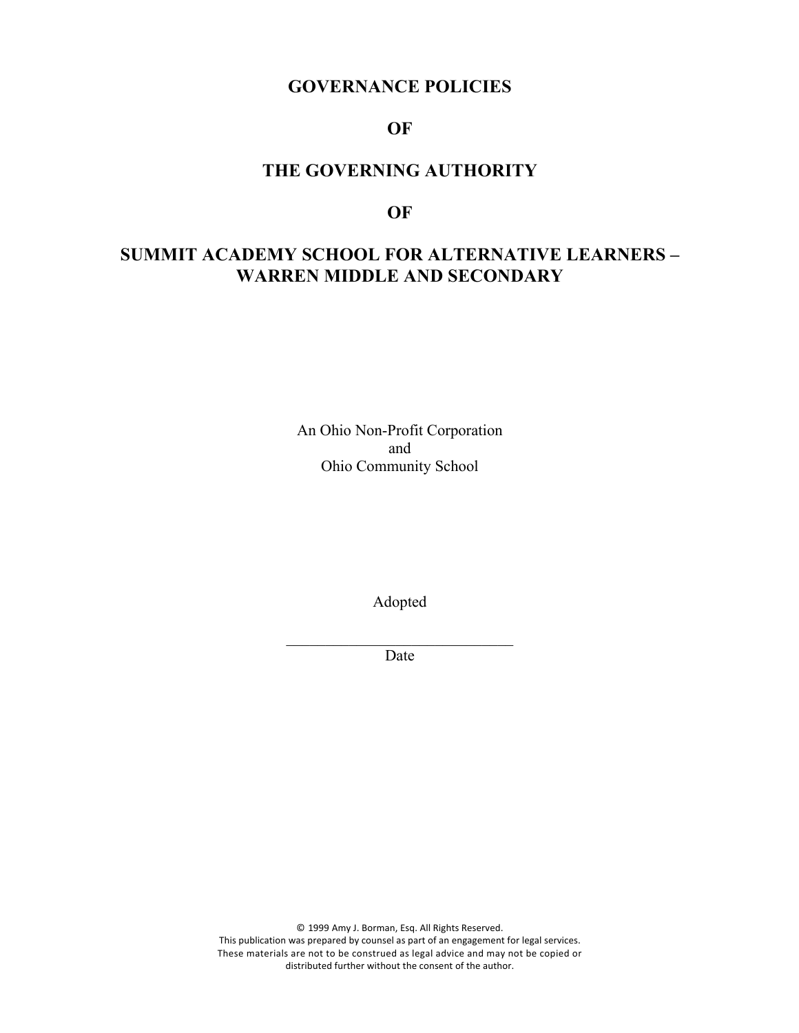# GOVERNANCE POLICIES

# OF

# THE GOVERNING AUTHORITY

# OF

# SUMMIT ACADEMY SCHOOL FOR ALTERNATIVE LEARNERS – WARREN MIDDLE AND SECONDARY

An Ohio Non-Profit Corporation
and
Ohio Community School

Adopted

______________________________
Date

© 1999 Amy J. Borman, Esq. All Rights Reserved.
This publication was prepared by counsel as part of an engagement for legal services.
These materials are not to be construed as legal advice and may not be copied or distributed further without the consent of the author.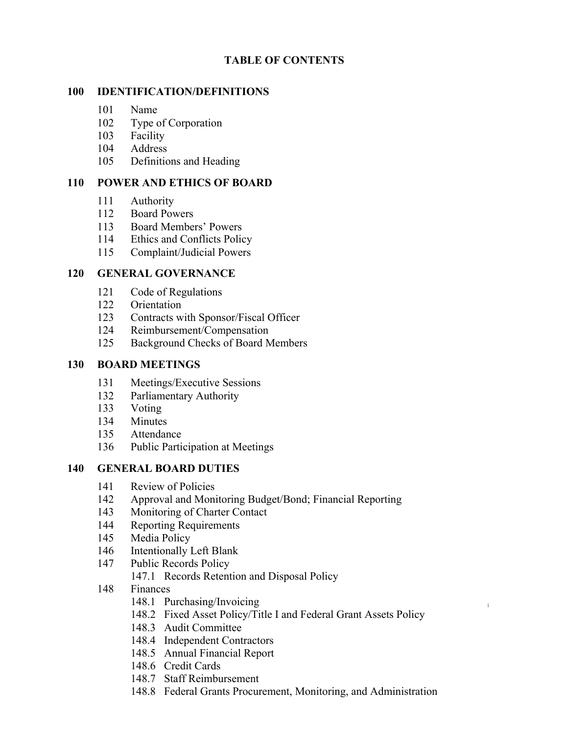# TABLE OF CONTENTS

## 100 IDENTIFICATION/DEFINITIONS

- 101 Name
- 102 Type of Corporation
- 103 Facility
- 104 Address
- 105 Definitions and Heading

## 110 POWER AND ETHICS OF BOARD

- 111 Authority
- 112 Board Powers
- 113 Board Members' Powers
- 114 Ethics and Conflicts Policy
- 115 Complaint/Judicial Powers

## 120 GENERAL GOVERNANCE

- 121 Code of Regulations
- 122 Orientation
- 123 Contracts with Sponsor/Fiscal Officer
- 124 Reimbursement/Compensation
- 125 Background Checks of Board Members

## 130 BOARD MEETINGS

- 131 Meetings/Executive Sessions
- 132 Parliamentary Authority
- 133 Voting
- 134 Minutes
- 135 Attendance
- 136 Public Participation at Meetings

## 140 GENERAL BOARD DUTIES

- 141 Review of Policies
- 142 Approval and Monitoring Budget/Bond; Financial Reporting
- 143 Monitoring of Charter Contact
- 144 Reporting Requirements
- 145 Media Policy
- 146 Intentionally Left Blank
- 147 Public Records Policy
  - 147.1 Records Retention and Disposal Policy
- 148 Finances
  - 148.1 Purchasing/Invoicing
  - 148.2 Fixed Asset Policy/Title I and Federal Grant Assets Policy
  - 148.3 Audit Committee
  - 148.4 Independent Contractors
  - 148.5 Annual Financial Report
  - 148.6 Credit Cards
  - 148.7 Staff Reimbursement
  - 148.8 Federal Grants Procurement, Monitoring, and Administration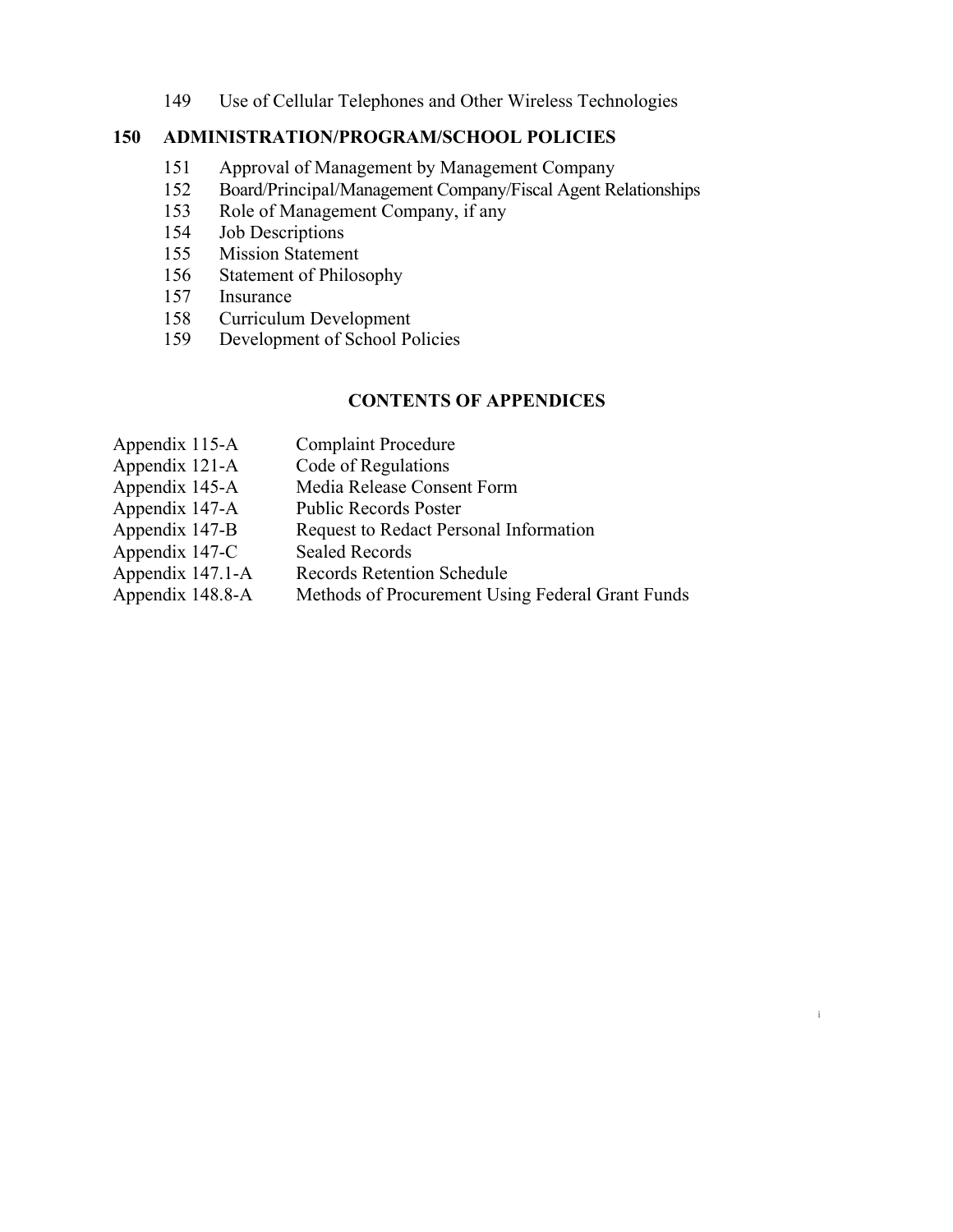149 Use of Cellular Telephones and Other Wireless Technologies

**150 ADMINISTRATION/PROGRAM/SCHOOL POLICIES**

151 Approval of Management by Management Company
152 Board/Principal/Management Company/Fiscal Agent Relationships
153 Role of Management Company, if any
154 Job Descriptions
155 Mission Statement
156 Statement of Philosophy
157 Insurance
158 Curriculum Development
159 Development of School Policies

## CONTENTS OF APPENDICES

| | |
|---|---|
| Appendix 115-A | Complaint Procedure |
| Appendix 121-A | Code of Regulations |
| Appendix 145-A | Media Release Consent Form |
| Appendix 147-A | Public Records Poster |
| Appendix 147-B | Request to Redact Personal Information |
| Appendix 147-C | Sealed Records |
| Appendix 147.1-A | Records Retention Schedule |
| Appendix 148.8-A | Methods of Procurement Using Federal Grant Funds |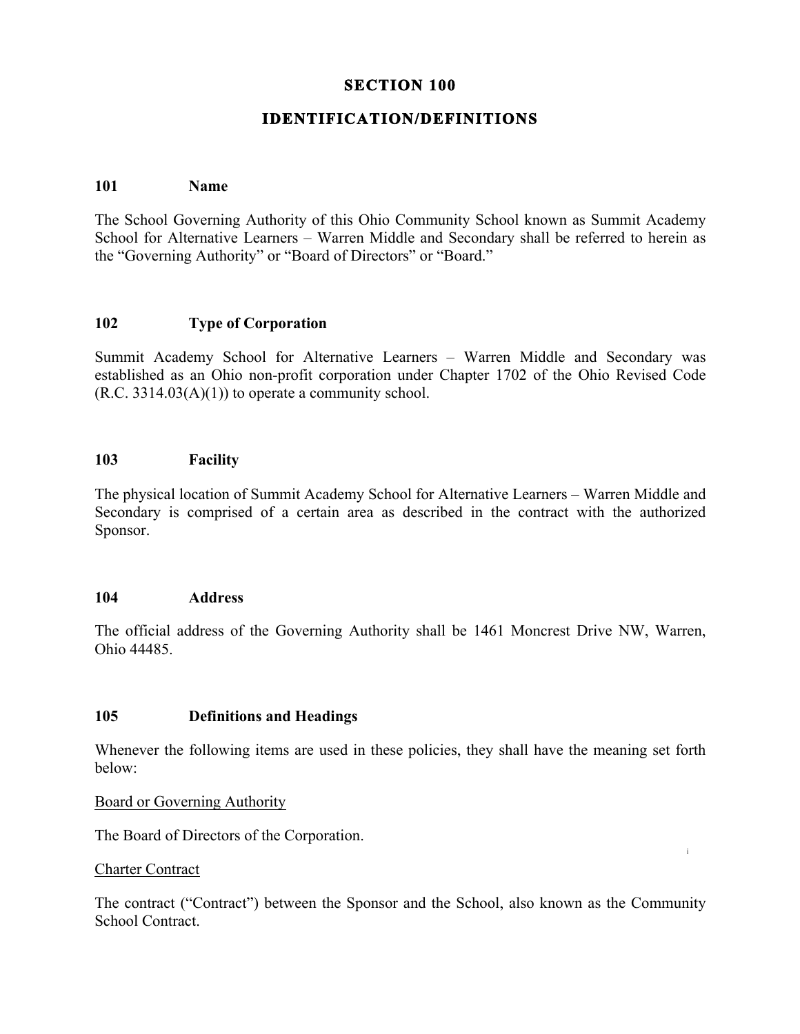# SECTION 100

## IDENTIFICATION/DEFINITIONS

### 101 Name

The School Governing Authority of this Ohio Community School known as Summit Academy School for Alternative Learners – Warren Middle and Secondary shall be referred to herein as the "Governing Authority" or "Board of Directors" or "Board."

### 102 Type of Corporation

Summit Academy School for Alternative Learners – Warren Middle and Secondary was established as an Ohio non-profit corporation under Chapter 1702 of the Ohio Revised Code (R.C. 3314.03(A)(1)) to operate a community school.

### 103 Facility

The physical location of Summit Academy School for Alternative Learners – Warren Middle and Secondary is comprised of a certain area as described in the contract with the authorized Sponsor.

### 104 Address

The official address of the Governing Authority shall be 1461 Moncrest Drive NW, Warren, Ohio 44485.

### 105 Definitions and Headings

Whenever the following items are used in these policies, they shall have the meaning set forth below:

<u>Board or Governing Authority</u>

The Board of Directors of the Corporation.

<u>Charter Contract</u>

The contract ("Contract") between the Sponsor and the School, also known as the Community School Contract.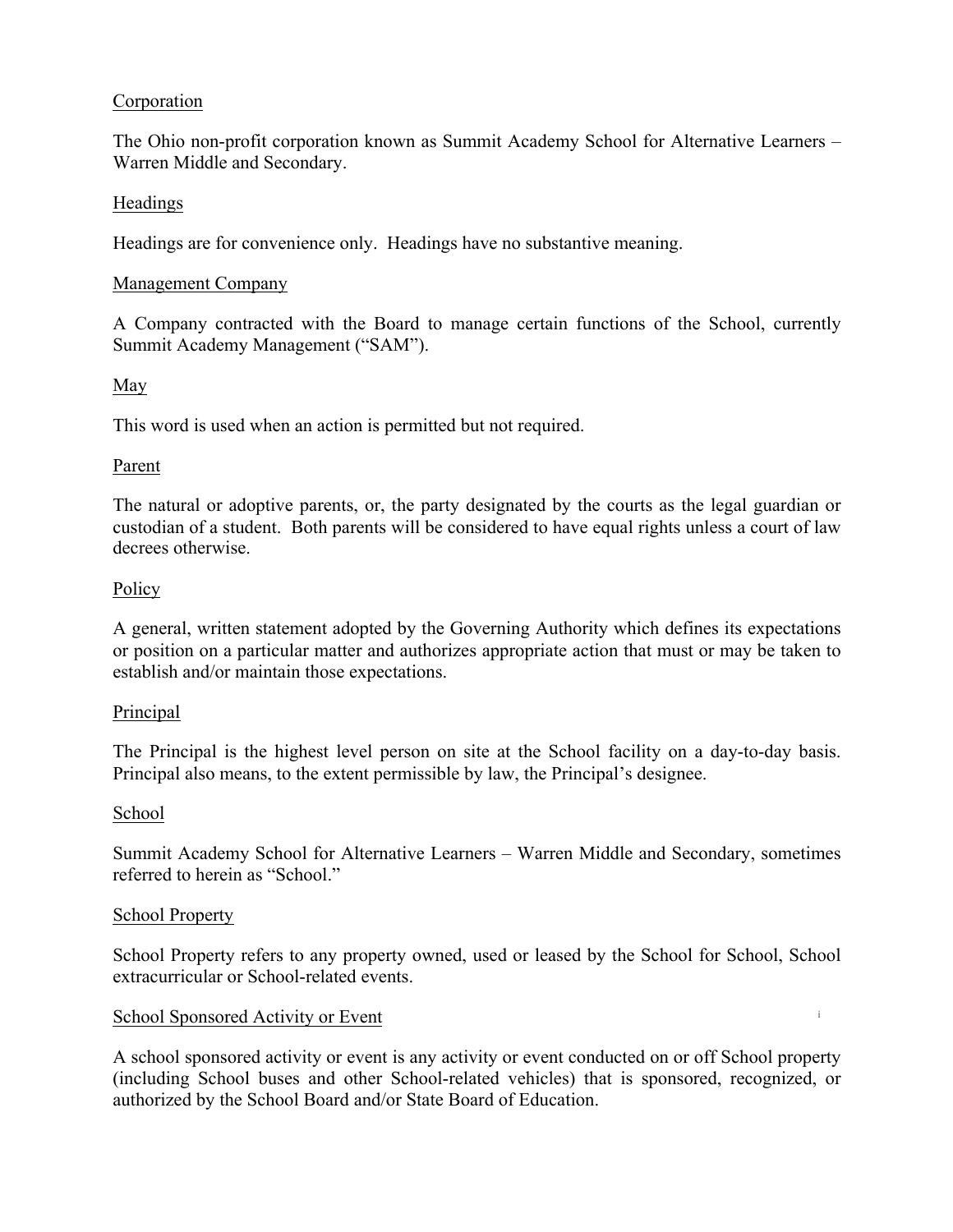Corporation

The Ohio non-profit corporation known as Summit Academy School for Alternative Learners – Warren Middle and Secondary.

Headings

Headings are for convenience only. Headings have no substantive meaning.

Management Company

A Company contracted with the Board to manage certain functions of the School, currently Summit Academy Management ("SAM").

May

This word is used when an action is permitted but not required.

Parent

The natural or adoptive parents, or, the party designated by the courts as the legal guardian or custodian of a student. Both parents will be considered to have equal rights unless a court of law decrees otherwise.

Policy

A general, written statement adopted by the Governing Authority which defines its expectations or position on a particular matter and authorizes appropriate action that must or may be taken to establish and/or maintain those expectations.

Principal

The Principal is the highest level person on site at the School facility on a day-to-day basis. Principal also means, to the extent permissible by law, the Principal's designee.

School

Summit Academy School for Alternative Learners – Warren Middle and Secondary, sometimes referred to herein as "School."

School Property

School Property refers to any property owned, used or leased by the School for School, School extracurricular or School-related events.

School Sponsored Activity or Event

A school sponsored activity or event is any activity or event conducted on or off School property (including School buses and other School-related vehicles) that is sponsored, recognized, or authorized by the School Board and/or State Board of Education.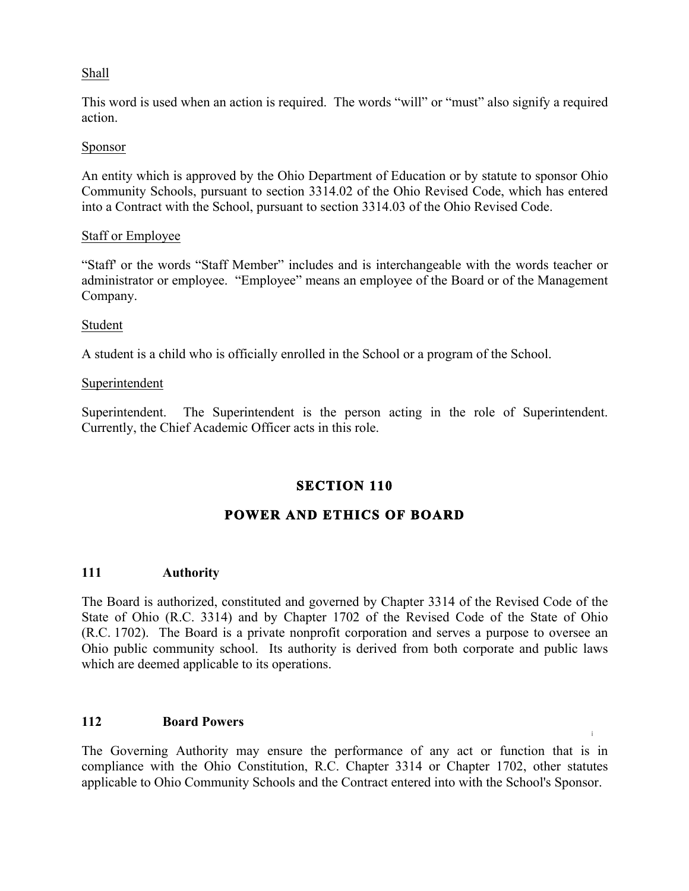Shall

This word is used when an action is required. The words "will" or "must" also signify a required action.

Sponsor

An entity which is approved by the Ohio Department of Education or by statute to sponsor Ohio Community Schools, pursuant to section 3314.02 of the Ohio Revised Code, which has entered into a Contract with the School, pursuant to section 3314.03 of the Ohio Revised Code.

Staff or Employee

"Staff' or the words "Staff Member" includes and is interchangeable with the words teacher or administrator or employee. "Employee" means an employee of the Board or of the Management Company.

Student

A student is a child who is officially enrolled in the School or a program of the School.

Superintendent

Superintendent. The Superintendent is the person acting in the role of Superintendent. Currently, the Chief Academic Officer acts in this role.

## SECTION 110

## POWER AND ETHICS OF BOARD

### 111 Authority

The Board is authorized, constituted and governed by Chapter 3314 of the Revised Code of the State of Ohio (R.C. 3314) and by Chapter 1702 of the Revised Code of the State of Ohio (R.C. 1702). The Board is a private nonprofit corporation and serves a purpose to oversee an Ohio public community school. Its authority is derived from both corporate and public laws which are deemed applicable to its operations.

### 112 Board Powers

The Governing Authority may ensure the performance of any act or function that is in compliance with the Ohio Constitution, R.C. Chapter 3314 or Chapter 1702, other statutes applicable to Ohio Community Schools and the Contract entered into with the School's Sponsor.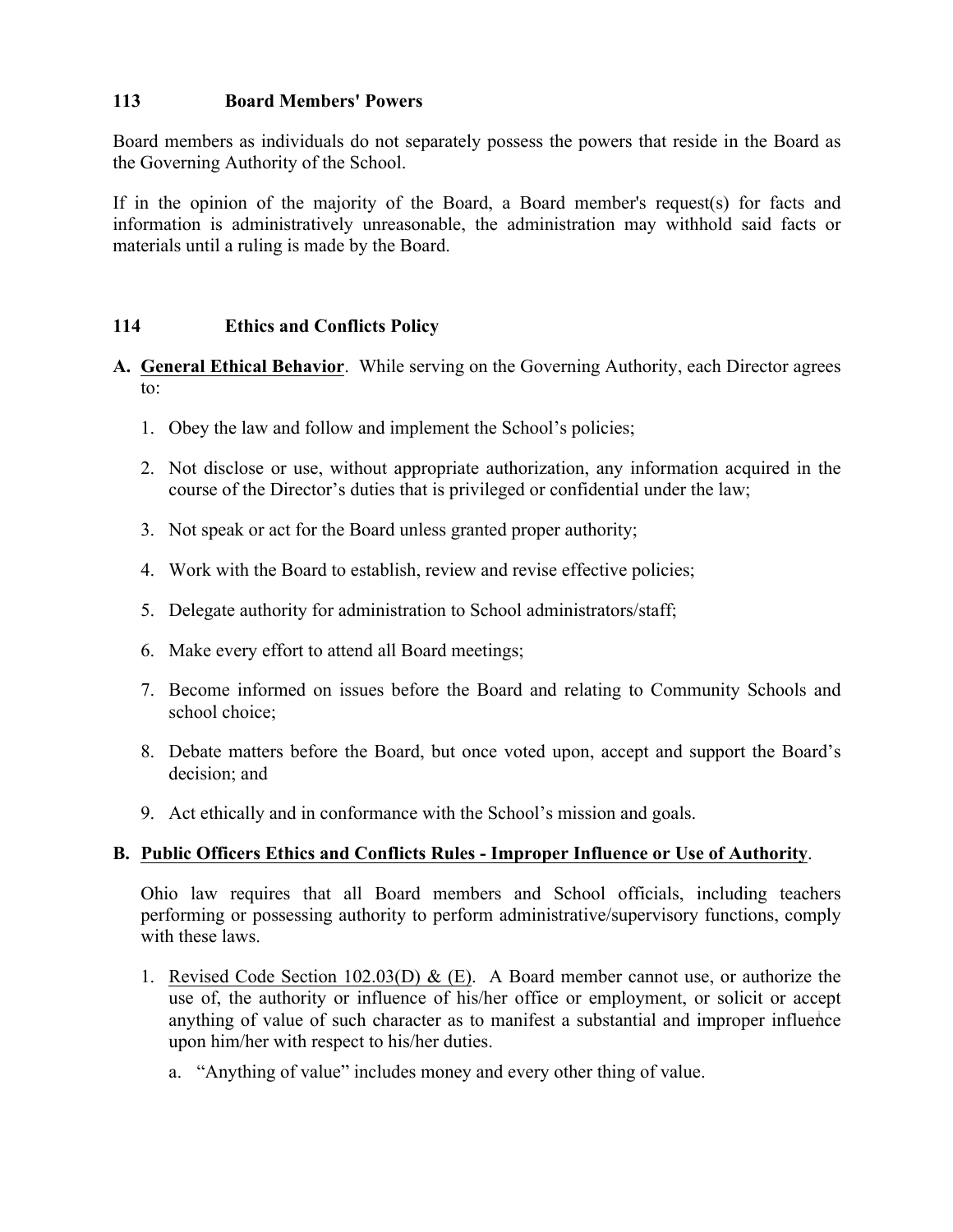## 113 Board Members' Powers

Board members as individuals do not separately possess the powers that reside in the Board as the Governing Authority of the School.

If in the opinion of the majority of the Board, a Board member's request(s) for facts and information is administratively unreasonable, the administration may withhold said facts or materials until a ruling is made by the Board.

## 114 Ethics and Conflicts Policy

**A. General Ethical Behavior**. While serving on the Governing Authority, each Director agrees to:

1. Obey the law and follow and implement the School's policies;
2. Not disclose or use, without appropriate authorization, any information acquired in the course of the Director's duties that is privileged or confidential under the law;
3. Not speak or act for the Board unless granted proper authority;
4. Work with the Board to establish, review and revise effective policies;
5. Delegate authority for administration to School administrators/staff;
6. Make every effort to attend all Board meetings;
7. Become informed on issues before the Board and relating to Community Schools and school choice;
8. Debate matters before the Board, but once voted upon, accept and support the Board's decision; and
9. Act ethically and in conformance with the School's mission and goals.

**B. Public Officers Ethics and Conflicts Rules - Improper Influence or Use of Authority**.

Ohio law requires that all Board members and School officials, including teachers performing or possessing authority to perform administrative/supervisory functions, comply with these laws.

1. Revised Code Section 102.03(D) & (E). A Board member cannot use, or authorize the use of, the authority or influence of his/her office or employment, or solicit or accept anything of value of such character as to manifest a substantial and improper influence upon him/her with respect to his/her duties.
   a. "Anything of value" includes money and every other thing of value.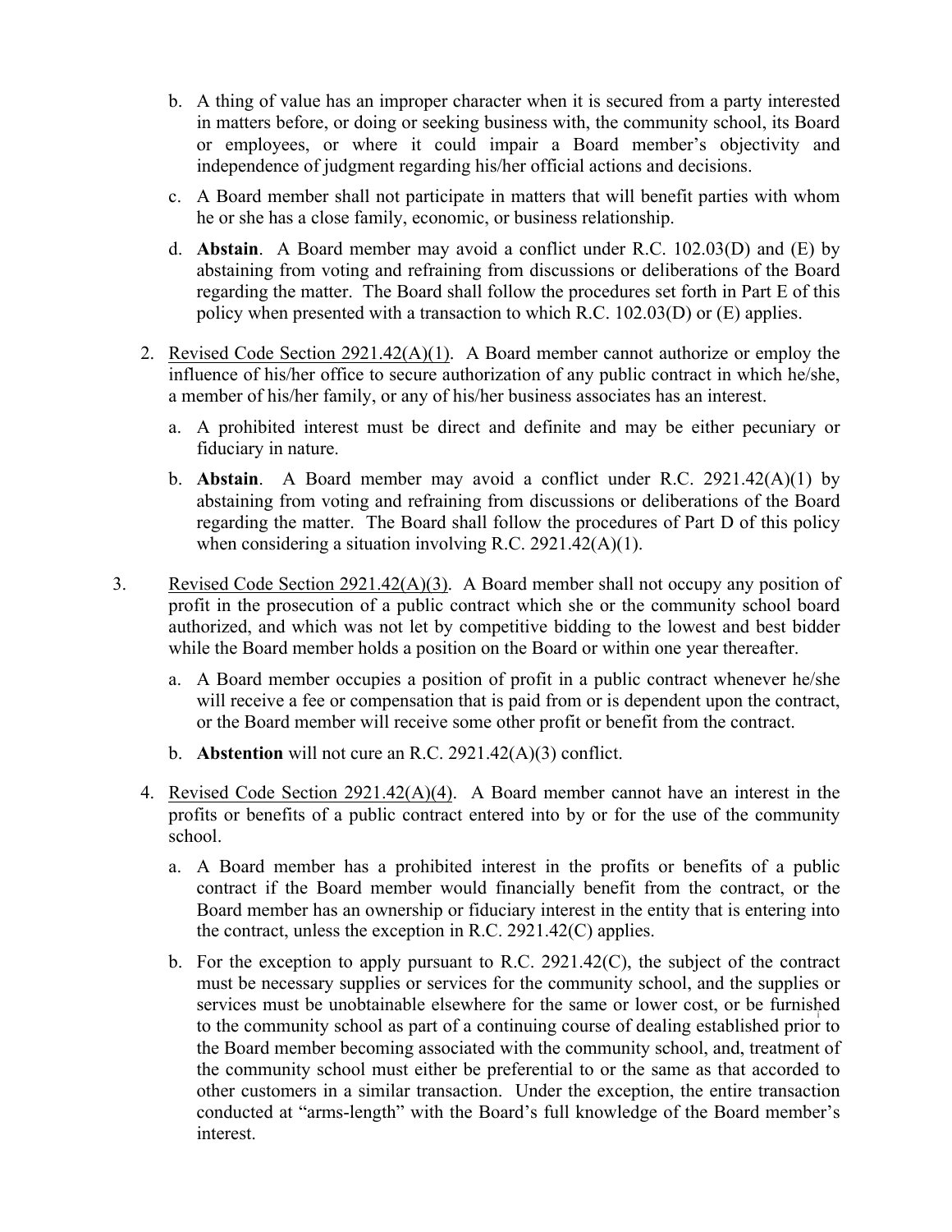b. A thing of value has an improper character when it is secured from a party interested in matters before, or doing or seeking business with, the community school, its Board or employees, or where it could impair a Board member's objectivity and independence of judgment regarding his/her official actions and decisions.

   c. A Board member shall not participate in matters that will benefit parties with whom he or she has a close family, economic, or business relationship.

   d. **Abstain**. A Board member may avoid a conflict under R.C. 102.03(D) and (E) by abstaining from voting and refraining from discussions or deliberations of the Board regarding the matter. The Board shall follow the procedures set forth in Part E of this policy when presented with a transaction to which R.C. 102.03(D) or (E) applies.

2. Revised Code Section 2921.42(A)(1). A Board member cannot authorize or employ the influence of his/her office to secure authorization of any public contract in which he/she, a member of his/her family, or any of his/her business associates has an interest.

   a. A prohibited interest must be direct and definite and may be either pecuniary or fiduciary in nature.

   b. **Abstain**. A Board member may avoid a conflict under R.C. 2921.42(A)(1) by abstaining from voting and refraining from discussions or deliberations of the Board regarding the matter. The Board shall follow the procedures of Part D of this policy when considering a situation involving R.C. 2921.42(A)(1).

3. Revised Code Section 2921.42(A)(3). A Board member shall not occupy any position of profit in the prosecution of a public contract which she or the community school board authorized, and which was not let by competitive bidding to the lowest and best bidder while the Board member holds a position on the Board or within one year thereafter.

   a. A Board member occupies a position of profit in a public contract whenever he/she will receive a fee or compensation that is paid from or is dependent upon the contract, or the Board member will receive some other profit or benefit from the contract.

   b. **Abstention** will not cure an R.C. 2921.42(A)(3) conflict.

4. Revised Code Section 2921.42(A)(4). A Board member cannot have an interest in the profits or benefits of a public contract entered into by or for the use of the community school.

   a. A Board member has a prohibited interest in the profits or benefits of a public contract if the Board member would financially benefit from the contract, or the Board member has an ownership or fiduciary interest in the entity that is entering into the contract, unless the exception in R.C. 2921.42(C) applies.

   b. For the exception to apply pursuant to R.C. 2921.42(C), the subject of the contract must be necessary supplies or services for the community school, and the supplies or services must be unobtainable elsewhere for the same or lower cost, or be furnished to the community school as part of a continuing course of dealing established prior to the Board member becoming associated with the community school, and, treatment of the community school must either be preferential to or the same as that accorded to other customers in a similar transaction. Under the exception, the entire transaction conducted at "arms-length" with the Board's full knowledge of the Board member's interest.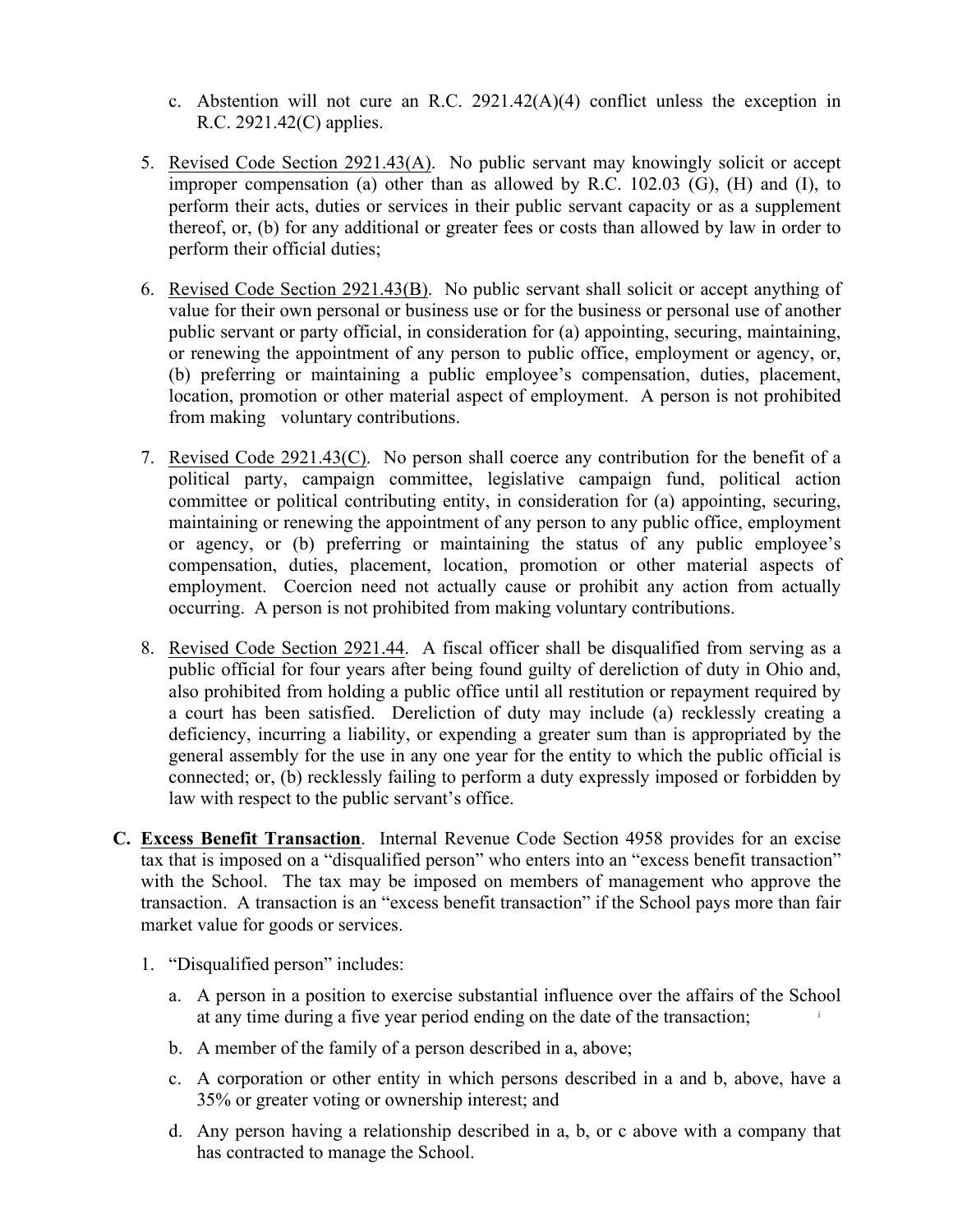c. Abstention will not cure an R.C. 2921.42(A)(4) conflict unless the exception in R.C. 2921.42(C) applies.

5. Revised Code Section 2921.43(A). No public servant may knowingly solicit or accept improper compensation (a) other than as allowed by R.C. 102.03 (G), (H) and (I), to perform their acts, duties or services in their public servant capacity or as a supplement thereof, or, (b) for any additional or greater fees or costs than allowed by law in order to perform their official duties;

6. Revised Code Section 2921.43(B). No public servant shall solicit or accept anything of value for their own personal or business use or for the business or personal use of another public servant or party official, in consideration for (a) appointing, securing, maintaining, or renewing the appointment of any person to public office, employment or agency, or, (b) preferring or maintaining a public employee's compensation, duties, placement, location, promotion or other material aspect of employment. A person is not prohibited from making voluntary contributions.

7. Revised Code 2921.43(C). No person shall coerce any contribution for the benefit of a political party, campaign committee, legislative campaign fund, political action committee or political contributing entity, in consideration for (a) appointing, securing, maintaining or renewing the appointment of any person to any public office, employment or agency, or (b) preferring or maintaining the status of any public employee's compensation, duties, placement, location, promotion or other material aspects of employment. Coercion need not actually cause or prohibit any action from actually occurring. A person is not prohibited from making voluntary contributions.

8. Revised Code Section 2921.44. A fiscal officer shall be disqualified from serving as a public official for four years after being found guilty of dereliction of duty in Ohio and, also prohibited from holding a public office until all restitution or repayment required by a court has been satisfied. Dereliction of duty may include (a) recklessly creating a deficiency, incurring a liability, or expending a greater sum than is appropriated by the general assembly for the use in any one year for the entity to which the public official is connected; or, (b) recklessly failing to perform a duty expressly imposed or forbidden by law with respect to the public servant's office.

**C. Excess Benefit Transaction**. Internal Revenue Code Section 4958 provides for an excise tax that is imposed on a "disqualified person" who enters into an "excess benefit transaction" with the School. The tax may be imposed on members of management who approve the transaction. A transaction is an "excess benefit transaction" if the School pays more than fair market value for goods or services.

1. "Disqualified person" includes:

   a. A person in a position to exercise substantial influence over the affairs of the School at any time during a five year period ending on the date of the transaction;

   b. A member of the family of a person described in a, above;

   c. A corporation or other entity in which persons described in a and b, above, have a 35% or greater voting or ownership interest; and

   d. Any person having a relationship described in a, b, or c above with a company that has contracted to manage the School.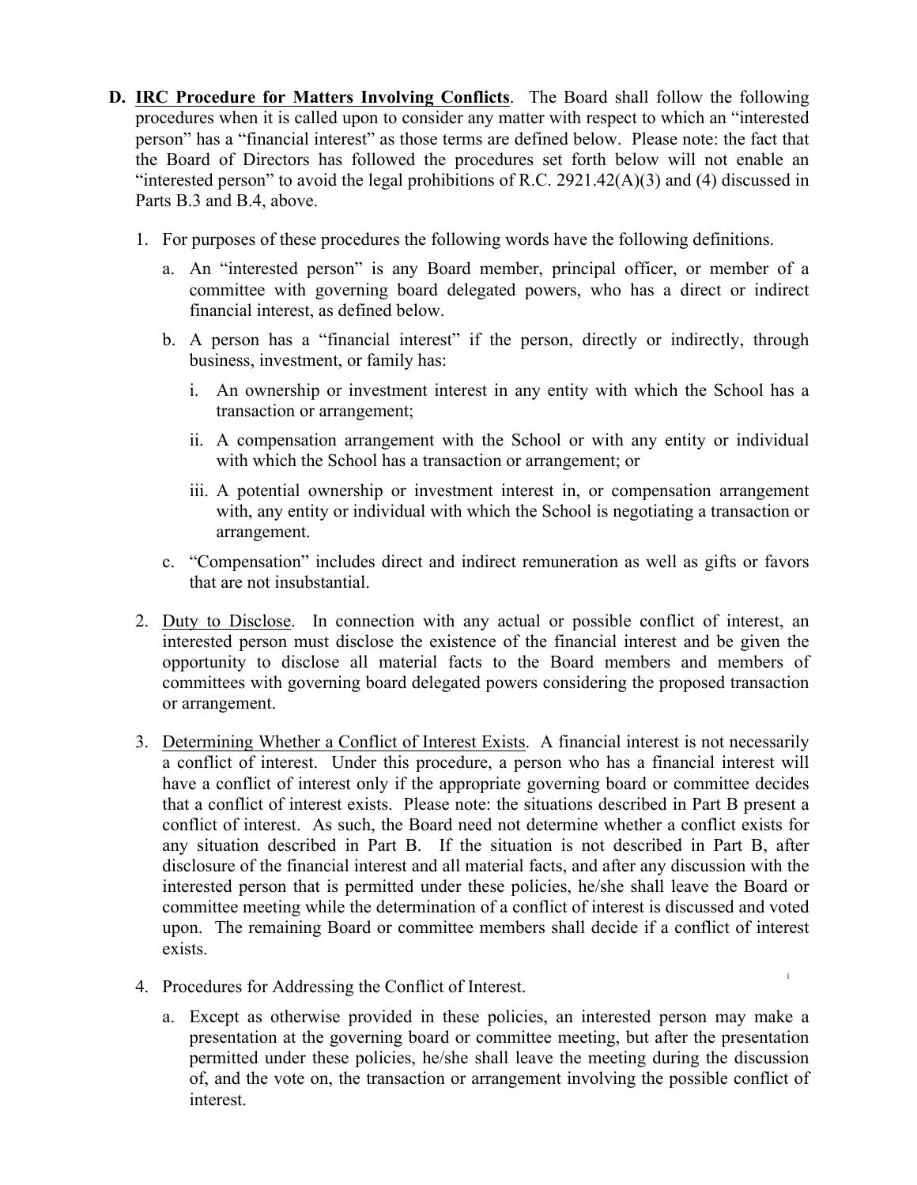**D. <u>IRC Procedure for Matters Involving Conflicts</u>.** The Board shall follow the following procedures when it is called upon to consider any matter with respect to which an "interested person" has a "financial interest" as those terms are defined below. Please note: the fact that the Board of Directors has followed the procedures set forth below will not enable an "interested person" to avoid the legal prohibitions of R.C. 2921.42(A)(3) and (4) discussed in Parts B.3 and B.4, above.

1. For purposes of these procedures the following words have the following definitions.

   a. An "interested person" is any Board member, principal officer, or member of a committee with governing board delegated powers, who has a direct or indirect financial interest, as defined below.

   b. A person has a "financial interest" if the person, directly or indirectly, through business, investment, or family has:

      i. An ownership or investment interest in any entity with which the School has a transaction or arrangement;

      ii. A compensation arrangement with the School or with any entity or individual with which the School has a transaction or arrangement; or

      iii. A potential ownership or investment interest in, or compensation arrangement with, any entity or individual with which the School is negotiating a transaction or arrangement.

   c. "Compensation" includes direct and indirect remuneration as well as gifts or favors that are not insubstantial.

2. <u>Duty to Disclose</u>. In connection with any actual or possible conflict of interest, an interested person must disclose the existence of the financial interest and be given the opportunity to disclose all material facts to the Board members and members of committees with governing board delegated powers considering the proposed transaction or arrangement.

3. <u>Determining Whether a Conflict of Interest Exists</u>. A financial interest is not necessarily a conflict of interest. Under this procedure, a person who has a financial interest will have a conflict of interest only if the appropriate governing board or committee decides that a conflict of interest exists. Please note: the situations described in Part B present a conflict of interest. As such, the Board need not determine whether a conflict exists for any situation described in Part B. If the situation is not described in Part B, after disclosure of the financial interest and all material facts, and after any discussion with the interested person that is permitted under these policies, he/she shall leave the Board or committee meeting while the determination of a conflict of interest is discussed and voted upon. The remaining Board or committee members shall decide if a conflict of interest exists.

4. Procedures for Addressing the Conflict of Interest.

   a. Except as otherwise provided in these policies, an interested person may make a presentation at the governing board or committee meeting, but after the presentation permitted under these policies, he/she shall leave the meeting during the discussion of, and the vote on, the transaction or arrangement involving the possible conflict of interest.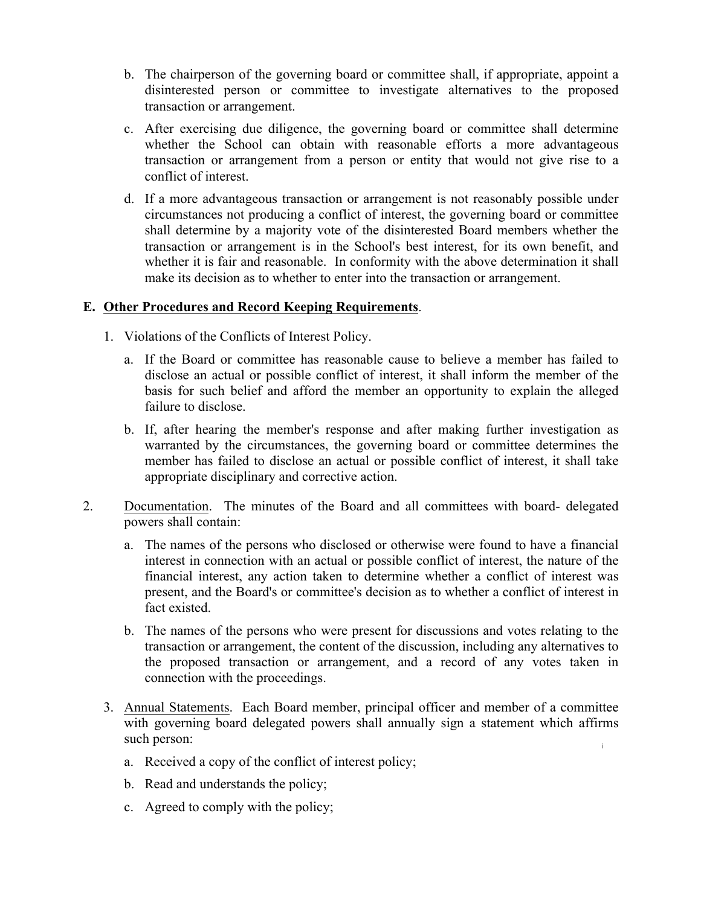b. The chairperson of the governing board or committee shall, if appropriate, appoint a disinterested person or committee to investigate alternatives to the proposed transaction or arrangement.

c. After exercising due diligence, the governing board or committee shall determine whether the School can obtain with reasonable efforts a more advantageous transaction or arrangement from a person or entity that would not give rise to a conflict of interest.

d. If a more advantageous transaction or arrangement is not reasonably possible under circumstances not producing a conflict of interest, the governing board or committee shall determine by a majority vote of the disinterested Board members whether the transaction or arrangement is in the School's best interest, for its own benefit, and whether it is fair and reasonable. In conformity with the above determination it shall make its decision as to whether to enter into the transaction or arrangement.

**E. <u>Other Procedures and Record Keeping Requirements</u>.**

1. Violations of the Conflicts of Interest Policy.

   a. If the Board or committee has reasonable cause to believe a member has failed to disclose an actual or possible conflict of interest, it shall inform the member of the basis for such belief and afford the member an opportunity to explain the alleged failure to disclose.

   b. If, after hearing the member's response and after making further investigation as warranted by the circumstances, the governing board or committee determines the member has failed to disclose an actual or possible conflict of interest, it shall take appropriate disciplinary and corrective action.

2. <u>Documentation</u>. The minutes of the Board and all committees with board- delegated powers shall contain:

   a. The names of the persons who disclosed or otherwise were found to have a financial interest in connection with an actual or possible conflict of interest, the nature of the financial interest, any action taken to determine whether a conflict of interest was present, and the Board's or committee's decision as to whether a conflict of interest in fact existed.

   b. The names of the persons who were present for discussions and votes relating to the transaction or arrangement, the content of the discussion, including any alternatives to the proposed transaction or arrangement, and a record of any votes taken in connection with the proceedings.

3. <u>Annual Statements</u>. Each Board member, principal officer and member of a committee with governing board delegated powers shall annually sign a statement which affirms such person:

   a. Received a copy of the conflict of interest policy;

   b. Read and understands the policy;

   c. Agreed to comply with the policy;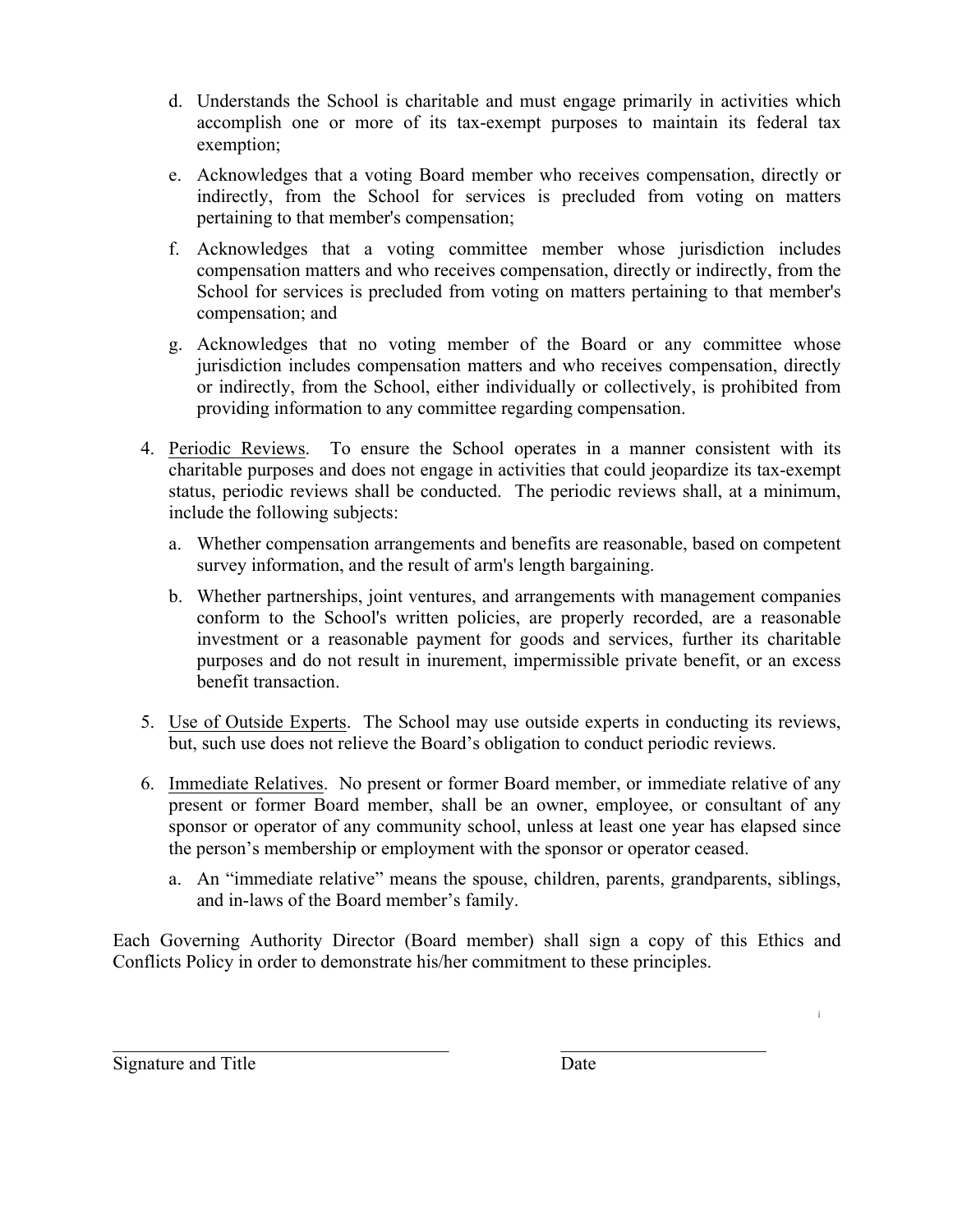d. Understands the School is charitable and must engage primarily in activities which accomplish one or more of its tax-exempt purposes to maintain its federal tax exemption;

   e. Acknowledges that a voting Board member who receives compensation, directly or indirectly, from the School for services is precluded from voting on matters pertaining to that member's compensation;

   f. Acknowledges that a voting committee member whose jurisdiction includes compensation matters and who receives compensation, directly or indirectly, from the School for services is precluded from voting on matters pertaining to that member's compensation; and

   g. Acknowledges that no voting member of the Board or any committee whose jurisdiction includes compensation matters and who receives compensation, directly or indirectly, from the School, either individually or collectively, is prohibited from providing information to any committee regarding compensation.

4. Periodic Reviews. To ensure the School operates in a manner consistent with its charitable purposes and does not engage in activities that could jeopardize its tax-exempt status, periodic reviews shall be conducted. The periodic reviews shall, at a minimum, include the following subjects:

   a. Whether compensation arrangements and benefits are reasonable, based on competent survey information, and the result of arm's length bargaining.

   b. Whether partnerships, joint ventures, and arrangements with management companies conform to the School's written policies, are properly recorded, are a reasonable investment or a reasonable payment for goods and services, further its charitable purposes and do not result in inurement, impermissible private benefit, or an excess benefit transaction.

5. Use of Outside Experts. The School may use outside experts in conducting its reviews, but, such use does not relieve the Board's obligation to conduct periodic reviews.

6. Immediate Relatives. No present or former Board member, or immediate relative of any present or former Board member, shall be an owner, employee, or consultant of any sponsor or operator of any community school, unless at least one year has elapsed since the person's membership or employment with the sponsor or operator ceased.

   a. An "immediate relative" means the spouse, children, parents, grandparents, siblings, and in-laws of the Board member's family.

Each Governing Authority Director (Board member) shall sign a copy of this Ethics and Conflicts Policy in order to demonstrate his/her commitment to these principles.

\_\_\_\_\_\_\_\_\_\_\_\_\_\_\_\_\_\_\_\_\_\_\_\_\_\_\_\_\_\_\_\_\_\_\_\_ \_\_\_\_\_\_\_\_\_\_\_\_\_\_\_\_\_\_\_\_\_\_

Signature and Title Date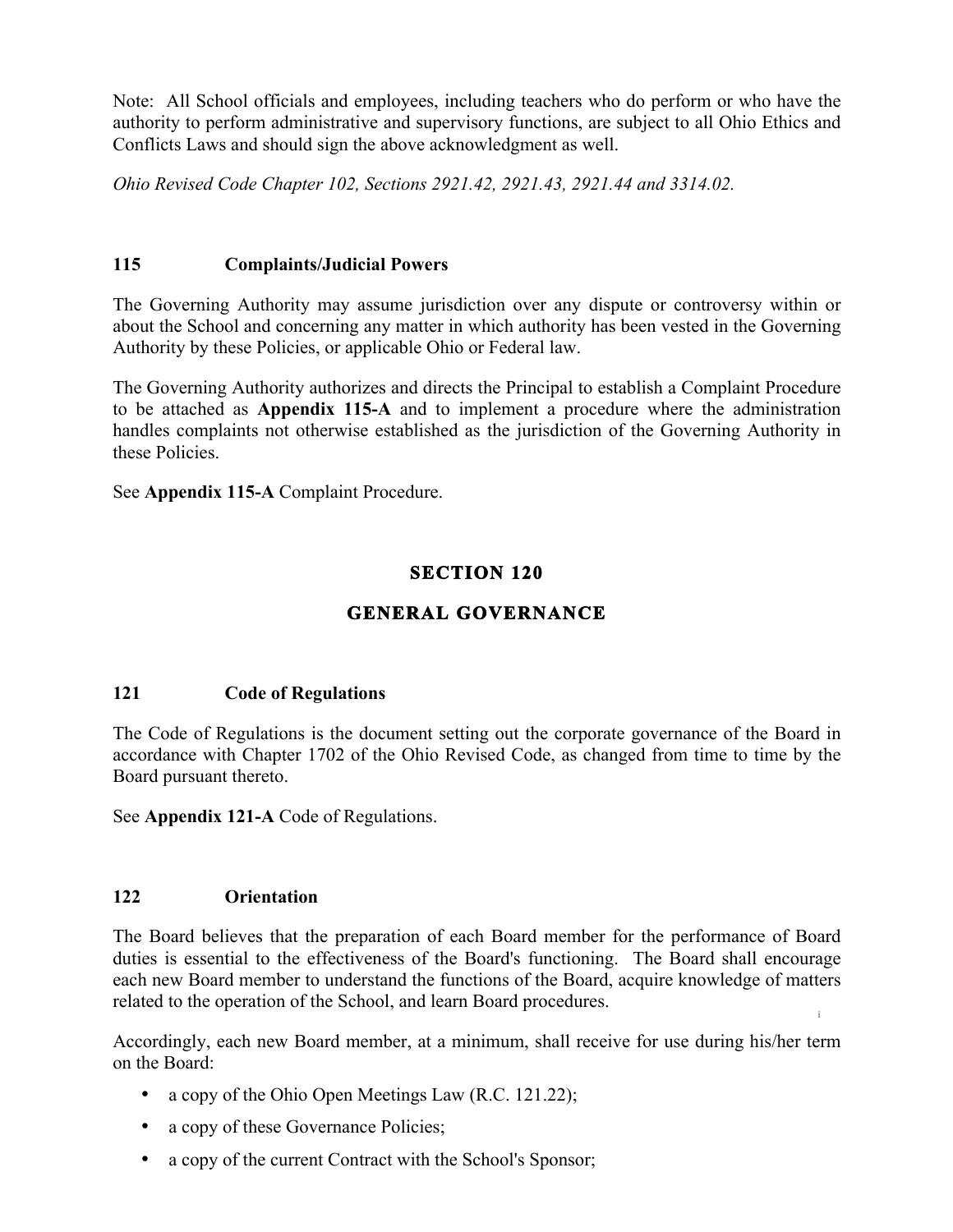Note: All School officials and employees, including teachers who do perform or who have the authority to perform administrative and supervisory functions, are subject to all Ohio Ethics and Conflicts Laws and should sign the above acknowledgment as well.

*Ohio Revised Code Chapter 102, Sections 2921.42, 2921.43, 2921.44 and 3314.02.*

### 115 Complaints/Judicial Powers

The Governing Authority may assume jurisdiction over any dispute or controversy within or about the School and concerning any matter in which authority has been vested in the Governing Authority by these Policies, or applicable Ohio or Federal law.

The Governing Authority authorizes and directs the Principal to establish a Complaint Procedure to be attached as **Appendix 115-A** and to implement a procedure where the administration handles complaints not otherwise established as the jurisdiction of the Governing Authority in these Policies.

See **Appendix 115-A** Complaint Procedure.

## SECTION 120

## GENERAL GOVERNANCE

### 121 Code of Regulations

The Code of Regulations is the document setting out the corporate governance of the Board in accordance with Chapter 1702 of the Ohio Revised Code, as changed from time to time by the Board pursuant thereto.

See **Appendix 121-A** Code of Regulations.

### 122 Orientation

The Board believes that the preparation of each Board member for the performance of Board duties is essential to the effectiveness of the Board's functioning. The Board shall encourage each new Board member to understand the functions of the Board, acquire knowledge of matters related to the operation of the School, and learn Board procedures.

Accordingly, each new Board member, at a minimum, shall receive for use during his/her term on the Board:

- a copy of the Ohio Open Meetings Law (R.C. 121.22);
- a copy of these Governance Policies;
- a copy of the current Contract with the School's Sponsor;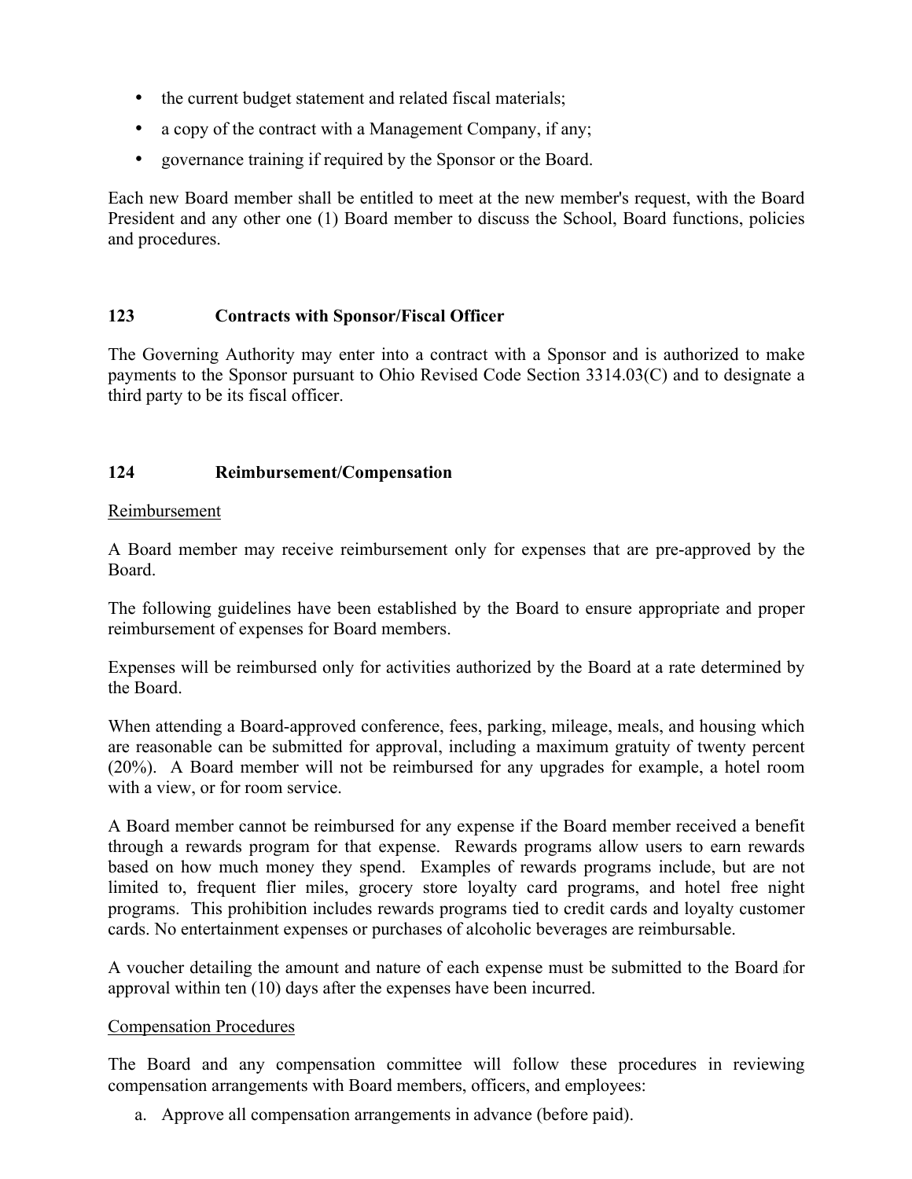- the current budget statement and related fiscal materials;
- a copy of the contract with a Management Company, if any;
- governance training if required by the Sponsor or the Board.

Each new Board member shall be entitled to meet at the new member's request, with the Board President and any other one (1) Board member to discuss the School, Board functions, policies and procedures.

### 123 Contracts with Sponsor/Fiscal Officer

The Governing Authority may enter into a contract with a Sponsor and is authorized to make payments to the Sponsor pursuant to Ohio Revised Code Section 3314.03(C) and to designate a third party to be its fiscal officer.

### 124 Reimbursement/Compensation

Reimbursement

A Board member may receive reimbursement only for expenses that are pre-approved by the Board.

The following guidelines have been established by the Board to ensure appropriate and proper reimbursement of expenses for Board members.

Expenses will be reimbursed only for activities authorized by the Board at a rate determined by the Board.

When attending a Board-approved conference, fees, parking, mileage, meals, and housing which are reasonable can be submitted for approval, including a maximum gratuity of twenty percent (20%). A Board member will not be reimbursed for any upgrades for example, a hotel room with a view, or for room service.

A Board member cannot be reimbursed for any expense if the Board member received a benefit through a rewards program for that expense. Rewards programs allow users to earn rewards based on how much money they spend. Examples of rewards programs include, but are not limited to, frequent flier miles, grocery store loyalty card programs, and hotel free night programs. This prohibition includes rewards programs tied to credit cards and loyalty customer cards. No entertainment expenses or purchases of alcoholic beverages are reimbursable.

A voucher detailing the amount and nature of each expense must be submitted to the Board for approval within ten (10) days after the expenses have been incurred.

Compensation Procedures

The Board and any compensation committee will follow these procedures in reviewing compensation arrangements with Board members, officers, and employees:

a. Approve all compensation arrangements in advance (before paid).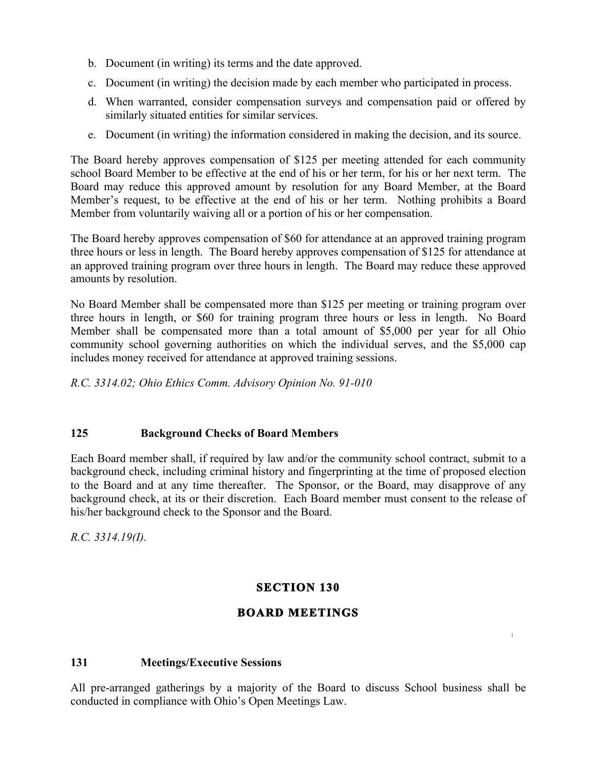b. Document (in writing) its terms and the date approved.
c. Document (in writing) the decision made by each member who participated in process.
d. When warranted, consider compensation surveys and compensation paid or offered by similarly situated entities for similar services.
e. Document (in writing) the information considered in making the decision, and its source.

The Board hereby approves compensation of $125 per meeting attended for each community school Board Member to be effective at the end of his or her term, for his or her next term. The Board may reduce this approved amount by resolution for any Board Member, at the Board Member's request, to be effective at the end of his or her term. Nothing prohibits a Board Member from voluntarily waiving all or a portion of his or her compensation.

The Board hereby approves compensation of $60 for attendance at an approved training program three hours or less in length. The Board hereby approves compensation of $125 for attendance at an approved training program over three hours in length. The Board may reduce these approved amounts by resolution.

No Board Member shall be compensated more than $125 per meeting or training program over three hours in length, or $60 for training program three hours or less in length. No Board Member shall be compensated more than a total amount of $5,000 per year for all Ohio community school governing authorities on which the individual serves, and the $5,000 cap includes money received for attendance at approved training sessions.

*R.C. 3314.02; Ohio Ethics Comm. Advisory Opinion No. 91-010*

### 125 Background Checks of Board Members

Each Board member shall, if required by law and/or the community school contract, submit to a background check, including criminal history and fingerprinting at the time of proposed election to the Board and at any time thereafter. The Sponsor, or the Board, may disapprove of any background check, at its or their discretion. Each Board member must consent to the release of his/her background check to the Sponsor and the Board.

*R.C. 3314.19(I).*

## SECTION 130

## BOARD MEETINGS

### 131 Meetings/Executive Sessions

All pre-arranged gatherings by a majority of the Board to discuss School business shall be conducted in compliance with Ohio's Open Meetings Law.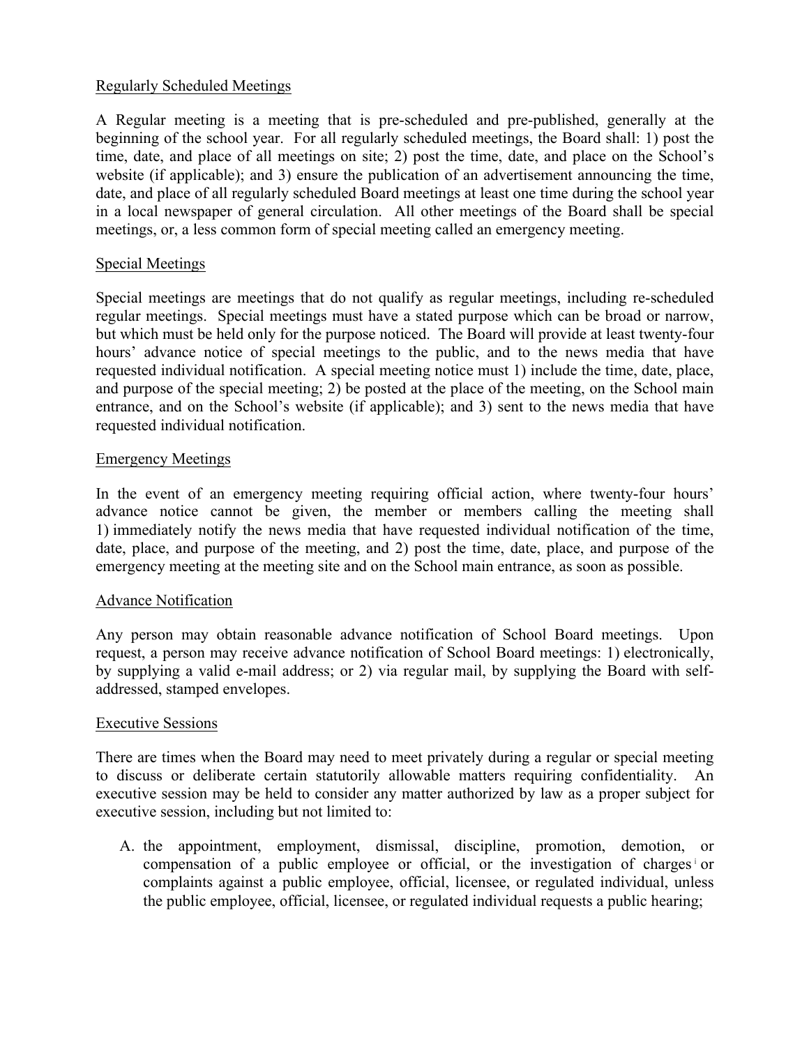Regularly Scheduled Meetings

A Regular meeting is a meeting that is pre-scheduled and pre-published, generally at the beginning of the school year. For all regularly scheduled meetings, the Board shall: 1) post the time, date, and place of all meetings on site; 2) post the time, date, and place on the School's website (if applicable); and 3) ensure the publication of an advertisement announcing the time, date, and place of all regularly scheduled Board meetings at least one time during the school year in a local newspaper of general circulation. All other meetings of the Board shall be special meetings, or, a less common form of special meeting called an emergency meeting.

Special Meetings

Special meetings are meetings that do not qualify as regular meetings, including re-scheduled regular meetings. Special meetings must have a stated purpose which can be broad or narrow, but which must be held only for the purpose noticed. The Board will provide at least twenty-four hours' advance notice of special meetings to the public, and to the news media that have requested individual notification. A special meeting notice must 1) include the time, date, place, and purpose of the special meeting; 2) be posted at the place of the meeting, on the School main entrance, and on the School's website (if applicable); and 3) sent to the news media that have requested individual notification.

Emergency Meetings

In the event of an emergency meeting requiring official action, where twenty-four hours' advance notice cannot be given, the member or members calling the meeting shall 1) immediately notify the news media that have requested individual notification of the time, date, place, and purpose of the meeting, and 2) post the time, date, place, and purpose of the emergency meeting at the meeting site and on the School main entrance, as soon as possible.

Advance Notification

Any person may obtain reasonable advance notification of School Board meetings. Upon request, a person may receive advance notification of School Board meetings: 1) electronically, by supplying a valid e-mail address; or 2) via regular mail, by supplying the Board with self-addressed, stamped envelopes.

Executive Sessions

There are times when the Board may need to meet privately during a regular or special meeting to discuss or deliberate certain statutorily allowable matters requiring confidentiality. An executive session may be held to consider any matter authorized by law as a proper subject for executive session, including but not limited to:

A. the appointment, employment, dismissal, discipline, promotion, demotion, or compensation of a public employee or official, or the investigation of charges[i] or complaints against a public employee, official, licensee, or regulated individual, unless the public employee, official, licensee, or regulated individual requests a public hearing;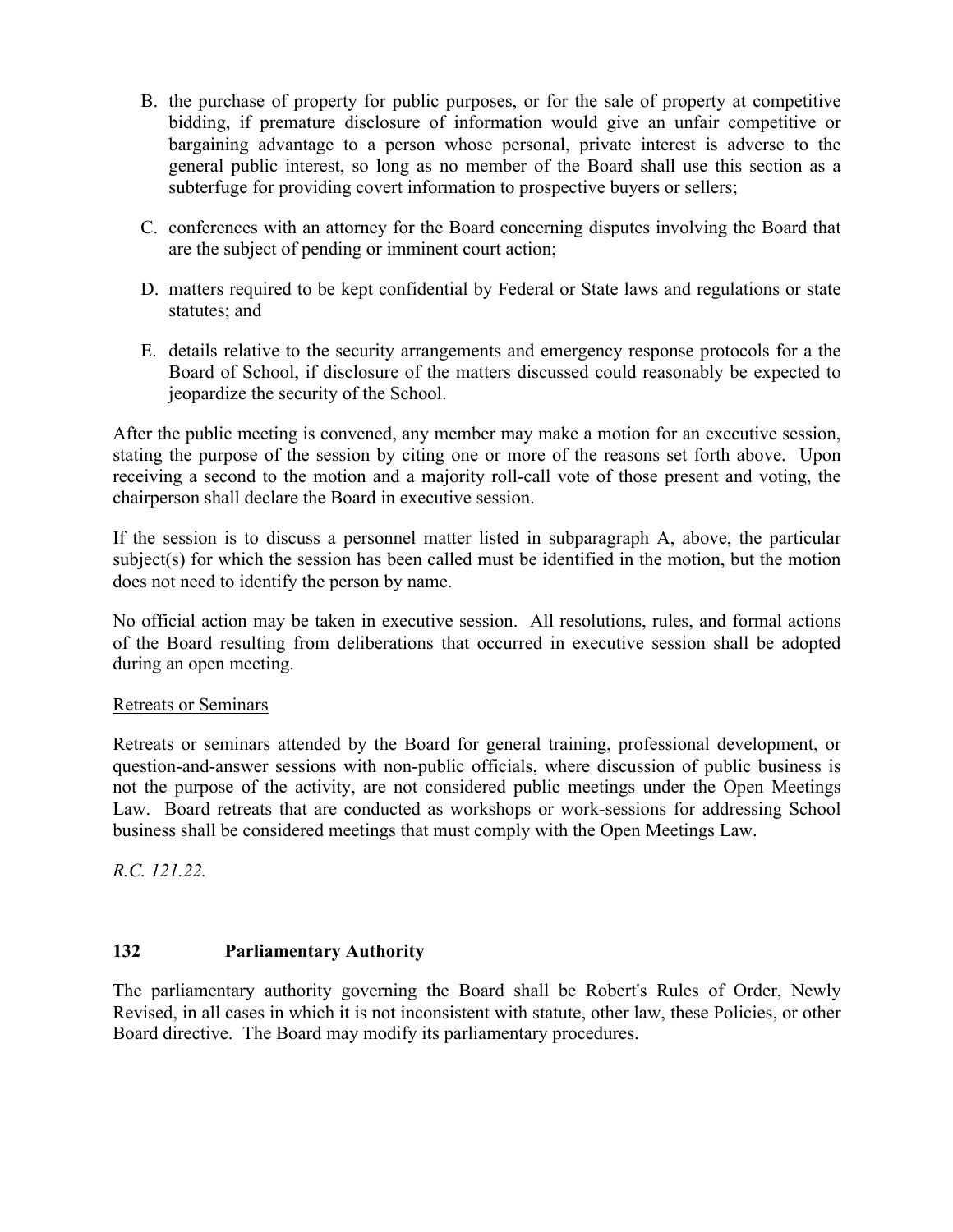B. the purchase of property for public purposes, or for the sale of property at competitive bidding, if premature disclosure of information would give an unfair competitive or bargaining advantage to a person whose personal, private interest is adverse to the general public interest, so long as no member of the Board shall use this section as a subterfuge for providing covert information to prospective buyers or sellers;

C. conferences with an attorney for the Board concerning disputes involving the Board that are the subject of pending or imminent court action;

D. matters required to be kept confidential by Federal or State laws and regulations or state statutes; and

E. details relative to the security arrangements and emergency response protocols for a the Board of School, if disclosure of the matters discussed could reasonably be expected to jeopardize the security of the School.

After the public meeting is convened, any member may make a motion for an executive session, stating the purpose of the session by citing one or more of the reasons set forth above. Upon receiving a second to the motion and a majority roll-call vote of those present and voting, the chairperson shall declare the Board in executive session.

If the session is to discuss a personnel matter listed in subparagraph A, above, the particular subject(s) for which the session has been called must be identified in the motion, but the motion does not need to identify the person by name.

No official action may be taken in executive session. All resolutions, rules, and formal actions of the Board resulting from deliberations that occurred in executive session shall be adopted during an open meeting.

<u>Retreats or Seminars</u>

Retreats or seminars attended by the Board for general training, professional development, or question-and-answer sessions with non-public officials, where discussion of public business is not the purpose of the activity, are not considered public meetings under the Open Meetings Law. Board retreats that are conducted as workshops or work-sessions for addressing School business shall be considered meetings that must comply with the Open Meetings Law.

*R.C. 121.22.*

## 132 Parliamentary Authority

The parliamentary authority governing the Board shall be Robert's Rules of Order, Newly Revised, in all cases in which it is not inconsistent with statute, other law, these Policies, or other Board directive. The Board may modify its parliamentary procedures.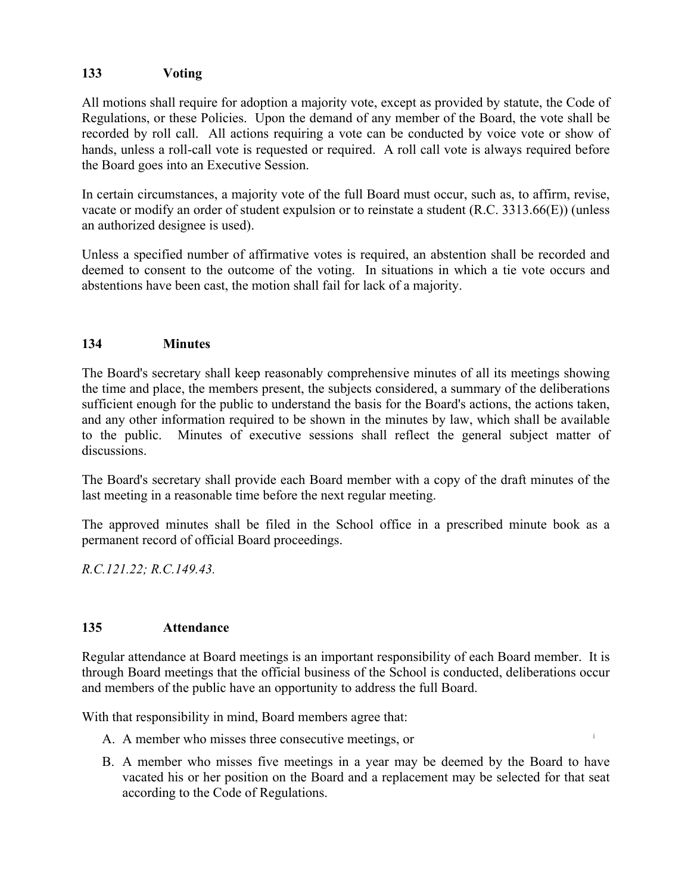### 133 Voting

All motions shall require for adoption a majority vote, except as provided by statute, the Code of Regulations, or these Policies. Upon the demand of any member of the Board, the vote shall be recorded by roll call. All actions requiring a vote can be conducted by voice vote or show of hands, unless a roll-call vote is requested or required. A roll call vote is always required before the Board goes into an Executive Session.

In certain circumstances, a majority vote of the full Board must occur, such as, to affirm, revise, vacate or modify an order of student expulsion or to reinstate a student (R.C. 3313.66(E)) (unless an authorized designee is used).

Unless a specified number of affirmative votes is required, an abstention shall be recorded and deemed to consent to the outcome of the voting. In situations in which a tie vote occurs and abstentions have been cast, the motion shall fail for lack of a majority.

### 134 Minutes

The Board's secretary shall keep reasonably comprehensive minutes of all its meetings showing the time and place, the members present, the subjects considered, a summary of the deliberations sufficient enough for the public to understand the basis for the Board's actions, the actions taken, and any other information required to be shown in the minutes by law, which shall be available to the public. Minutes of executive sessions shall reflect the general subject matter of discussions.

The Board's secretary shall provide each Board member with a copy of the draft minutes of the last meeting in a reasonable time before the next regular meeting.

The approved minutes shall be filed in the School office in a prescribed minute book as a permanent record of official Board proceedings.

*R.C.121.22; R.C.149.43.*

### 135 Attendance

Regular attendance at Board meetings is an important responsibility of each Board member. It is through Board meetings that the official business of the School is conducted, deliberations occur and members of the public have an opportunity to address the full Board.

With that responsibility in mind, Board members agree that:

A. A member who misses three consecutive meetings, or

B. A member who misses five meetings in a year may be deemed by the Board to have vacated his or her position on the Board and a replacement may be selected for that seat according to the Code of Regulations.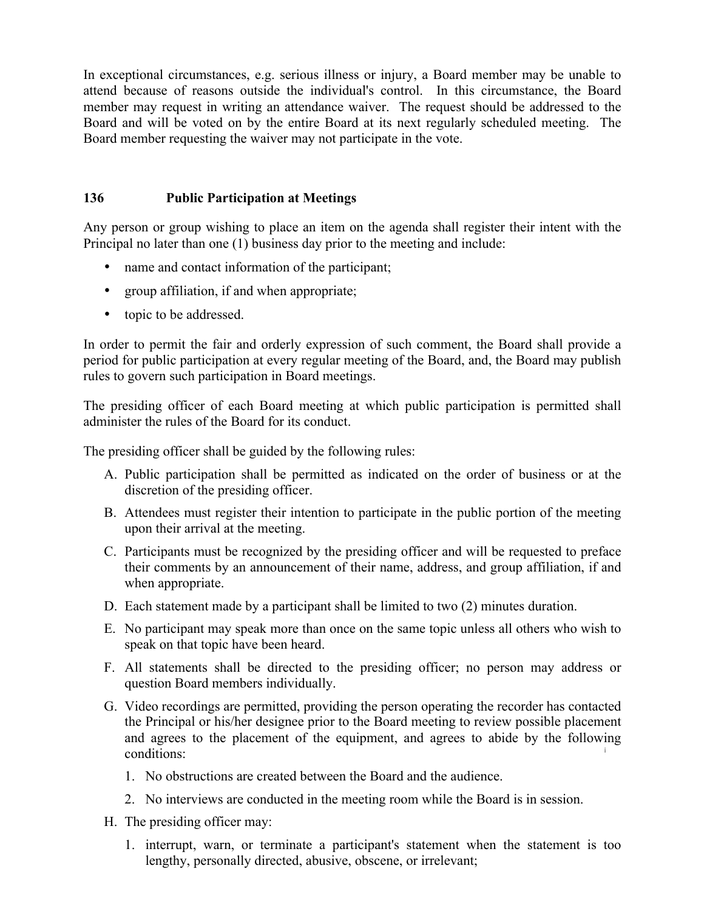In exceptional circumstances, e.g. serious illness or injury, a Board member may be unable to attend because of reasons outside the individual's control. In this circumstance, the Board member may request in writing an attendance waiver. The request should be addressed to the Board and will be voted on by the entire Board at its next regularly scheduled meeting. The Board member requesting the waiver may not participate in the vote.

### 136 Public Participation at Meetings

Any person or group wishing to place an item on the agenda shall register their intent with the Principal no later than one (1) business day prior to the meeting and include:

- name and contact information of the participant;
- group affiliation, if and when appropriate;
- topic to be addressed.

In order to permit the fair and orderly expression of such comment, the Board shall provide a period for public participation at every regular meeting of the Board, and, the Board may publish rules to govern such participation in Board meetings.

The presiding officer of each Board meeting at which public participation is permitted shall administer the rules of the Board for its conduct.

The presiding officer shall be guided by the following rules:

A. Public participation shall be permitted as indicated on the order of business or at the discretion of the presiding officer.

B. Attendees must register their intention to participate in the public portion of the meeting upon their arrival at the meeting.

C. Participants must be recognized by the presiding officer and will be requested to preface their comments by an announcement of their name, address, and group affiliation, if and when appropriate.

D. Each statement made by a participant shall be limited to two (2) minutes duration.

E. No participant may speak more than once on the same topic unless all others who wish to speak on that topic have been heard.

F. All statements shall be directed to the presiding officer; no person may address or question Board members individually.

G. Video recordings are permitted, providing the person operating the recorder has contacted the Principal or his/her designee prior to the Board meeting to review possible placement and agrees to the placement of the equipment, and agrees to abide by the following conditions:

   1. No obstructions are created between the Board and the audience.

   2. No interviews are conducted in the meeting room while the Board is in session.

H. The presiding officer may:

   1. interrupt, warn, or terminate a participant's statement when the statement is too lengthy, personally directed, abusive, obscene, or irrelevant;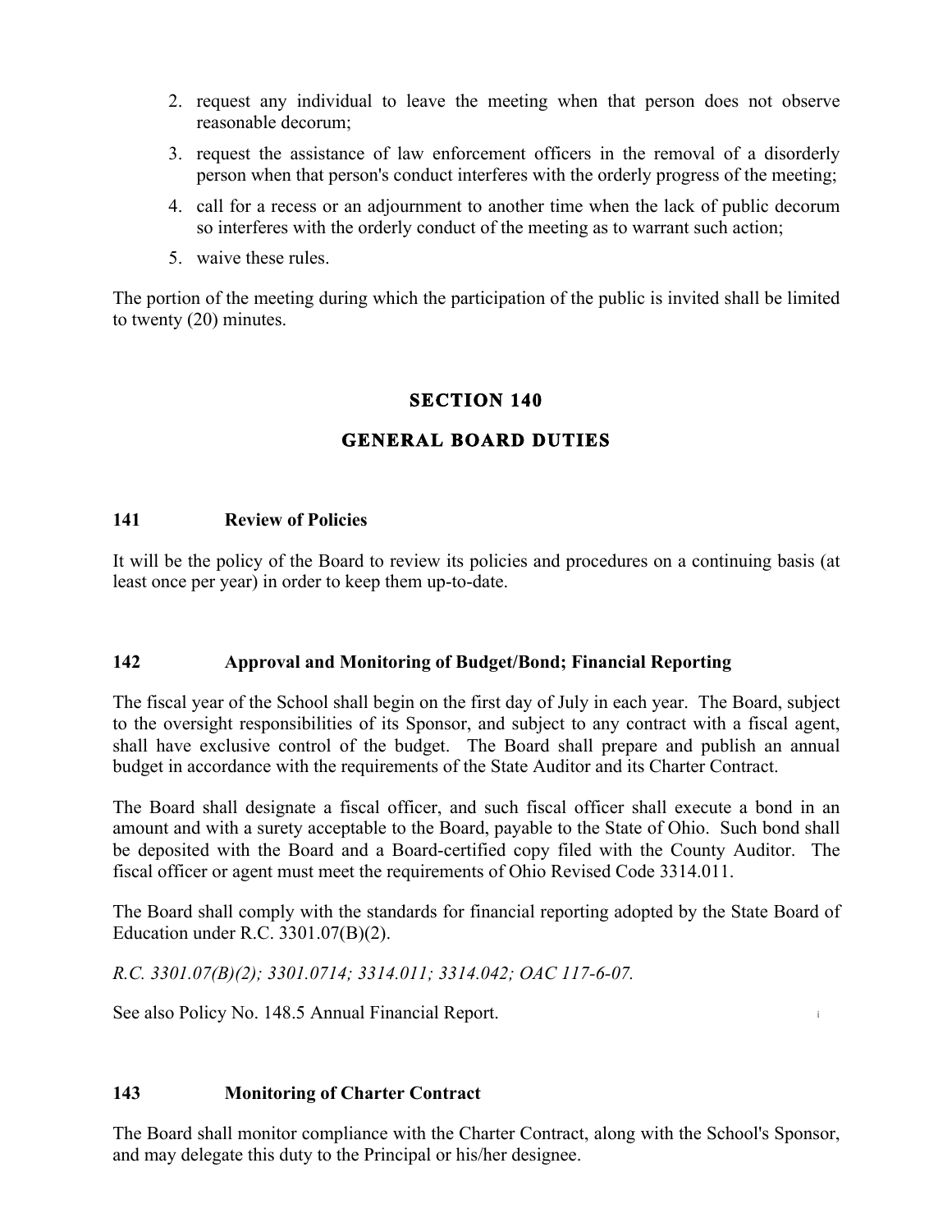2. request any individual to leave the meeting when that person does not observe reasonable decorum;
3. request the assistance of law enforcement officers in the removal of a disorderly person when that person's conduct interferes with the orderly progress of the meeting;
4. call for a recess or an adjournment to another time when the lack of public decorum so interferes with the orderly conduct of the meeting as to warrant such action;
5. waive these rules.

The portion of the meeting during which the participation of the public is invited shall be limited to twenty (20) minutes.

## SECTION 140

## GENERAL BOARD DUTIES

### 141 Review of Policies

It will be the policy of the Board to review its policies and procedures on a continuing basis (at least once per year) in order to keep them up-to-date.

### 142 Approval and Monitoring of Budget/Bond; Financial Reporting

The fiscal year of the School shall begin on the first day of July in each year. The Board, subject to the oversight responsibilities of its Sponsor, and subject to any contract with a fiscal agent, shall have exclusive control of the budget. The Board shall prepare and publish an annual budget in accordance with the requirements of the State Auditor and its Charter Contract.

The Board shall designate a fiscal officer, and such fiscal officer shall execute a bond in an amount and with a surety acceptable to the Board, payable to the State of Ohio. Such bond shall be deposited with the Board and a Board-certified copy filed with the County Auditor. The fiscal officer or agent must meet the requirements of Ohio Revised Code 3314.011.

The Board shall comply with the standards for financial reporting adopted by the State Board of Education under R.C. 3301.07(B)(2).

*R.C. 3301.07(B)(2); 3301.0714; 3314.011; 3314.042; OAC 117-6-07.*

See also Policy No. 148.5 Annual Financial Report.

### 143 Monitoring of Charter Contract

The Board shall monitor compliance with the Charter Contract, along with the School's Sponsor, and may delegate this duty to the Principal or his/her designee.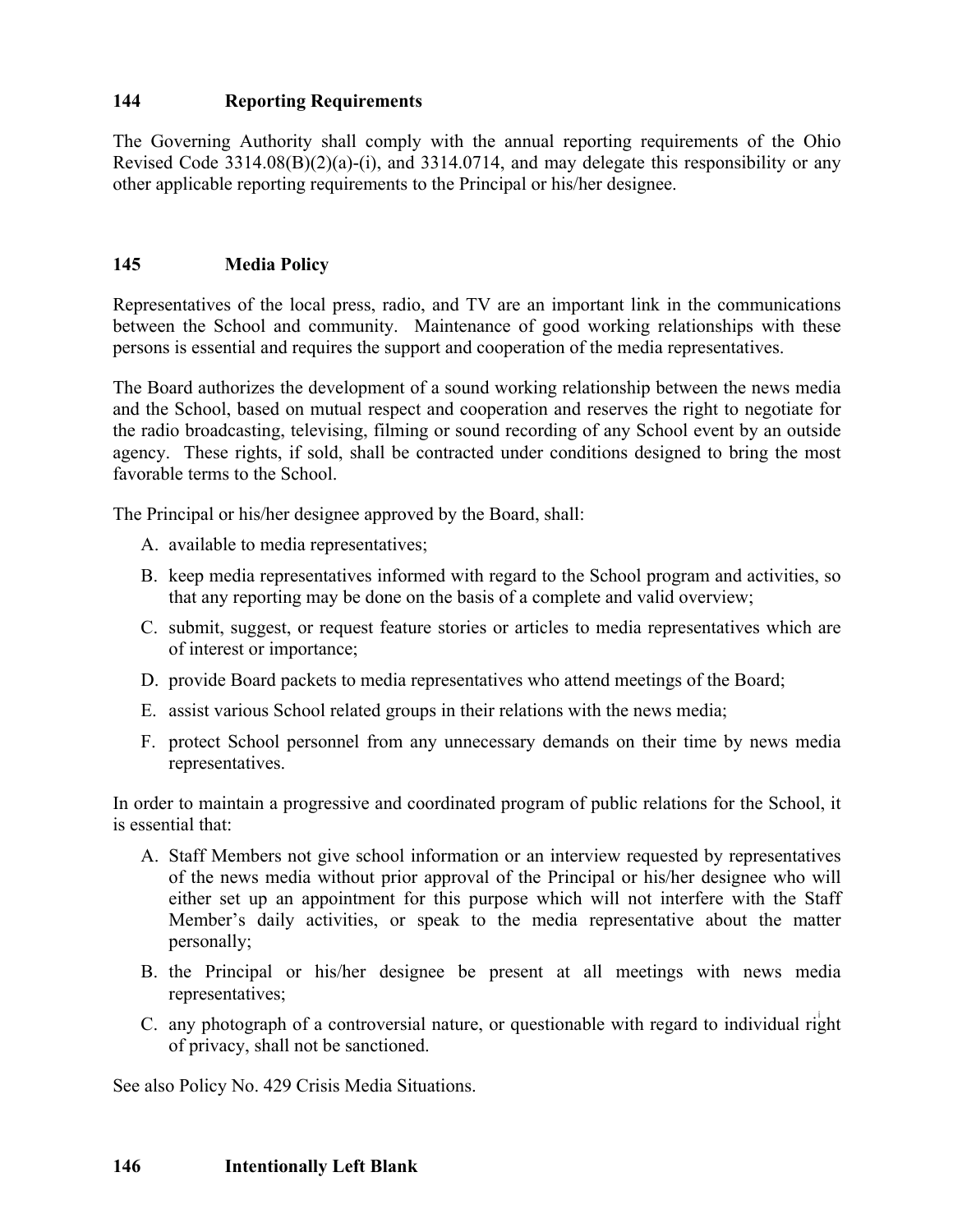## 144 Reporting Requirements

The Governing Authority shall comply with the annual reporting requirements of the Ohio Revised Code 3314.08(B)(2)(a)-(i), and 3314.0714, and may delegate this responsibility or any other applicable reporting requirements to the Principal or his/her designee.

## 145 Media Policy

Representatives of the local press, radio, and TV are an important link in the communications between the School and community. Maintenance of good working relationships with these persons is essential and requires the support and cooperation of the media representatives.

The Board authorizes the development of a sound working relationship between the news media and the School, based on mutual respect and cooperation and reserves the right to negotiate for the radio broadcasting, televising, filming or sound recording of any School event by an outside agency. These rights, if sold, shall be contracted under conditions designed to bring the most favorable terms to the School.

The Principal or his/her designee approved by the Board, shall:

A. available to media representatives;
B. keep media representatives informed with regard to the School program and activities, so that any reporting may be done on the basis of a complete and valid overview;
C. submit, suggest, or request feature stories or articles to media representatives which are of interest or importance;
D. provide Board packets to media representatives who attend meetings of the Board;
E. assist various School related groups in their relations with the news media;
F. protect School personnel from any unnecessary demands on their time by news media representatives.

In order to maintain a progressive and coordinated program of public relations for the School, it is essential that:

A. Staff Members not give school information or an interview requested by representatives of the news media without prior approval of the Principal or his/her designee who will either set up an appointment for this purpose which will not interfere with the Staff Member's daily activities, or speak to the media representative about the matter personally;
B. the Principal or his/her designee be present at all meetings with news media representatives;
C. any photograph of a controversial nature, or questionable with regard to individual right of privacy, shall not be sanctioned.

See also Policy No. 429 Crisis Media Situations.

## 146 Intentionally Left Blank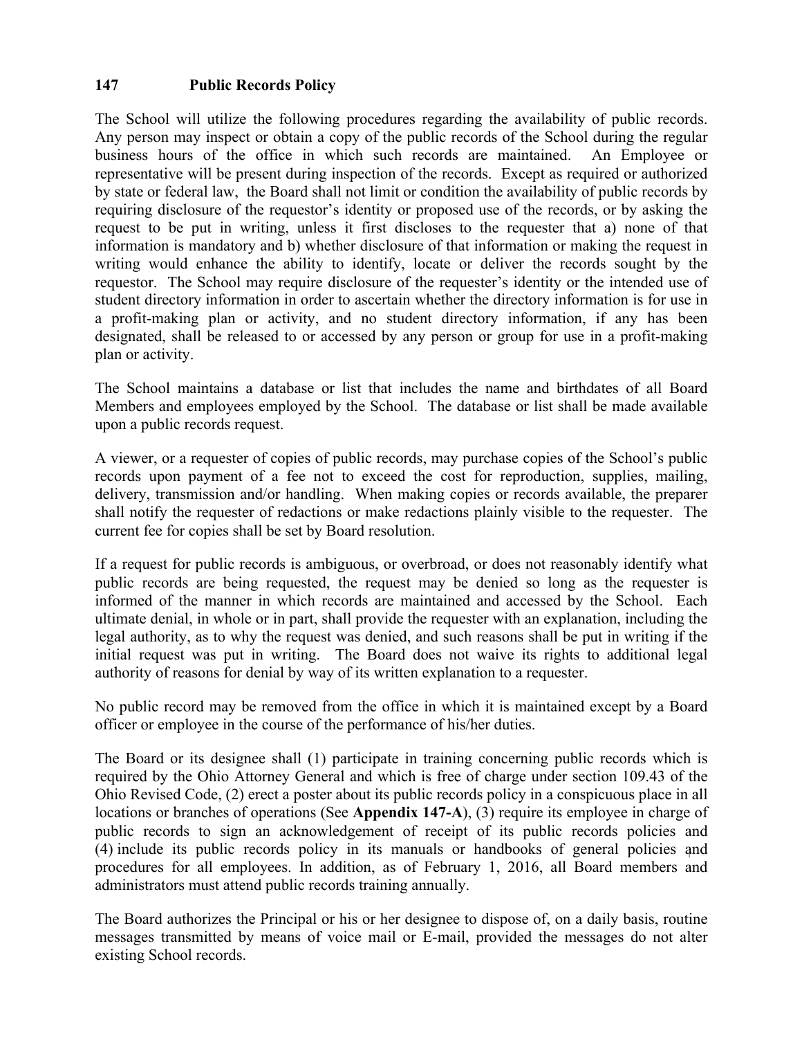## 147 Public Records Policy

The School will utilize the following procedures regarding the availability of public records. Any person may inspect or obtain a copy of the public records of the School during the regular business hours of the office in which such records are maintained. An Employee or representative will be present during inspection of the records. Except as required or authorized by state or federal law, the Board shall not limit or condition the availability of public records by requiring disclosure of the requestor's identity or proposed use of the records, or by asking the request to be put in writing, unless it first discloses to the requester that a) none of that information is mandatory and b) whether disclosure of that information or making the request in writing would enhance the ability to identify, locate or deliver the records sought by the requestor. The School may require disclosure of the requester's identity or the intended use of student directory information in order to ascertain whether the directory information is for use in a profit-making plan or activity, and no student directory information, if any has been designated, shall be released to or accessed by any person or group for use in a profit-making plan or activity.

The School maintains a database or list that includes the name and birthdates of all Board Members and employees employed by the School. The database or list shall be made available upon a public records request.

A viewer, or a requester of copies of public records, may purchase copies of the School's public records upon payment of a fee not to exceed the cost for reproduction, supplies, mailing, delivery, transmission and/or handling. When making copies or records available, the preparer shall notify the requester of redactions or make redactions plainly visible to the requester. The current fee for copies shall be set by Board resolution.

If a request for public records is ambiguous, or overbroad, or does not reasonably identify what public records are being requested, the request may be denied so long as the requester is informed of the manner in which records are maintained and accessed by the School. Each ultimate denial, in whole or in part, shall provide the requester with an explanation, including the legal authority, as to why the request was denied, and such reasons shall be put in writing if the initial request was put in writing. The Board does not waive its rights to additional legal authority of reasons for denial by way of its written explanation to a requester.

No public record may be removed from the office in which it is maintained except by a Board officer or employee in the course of the performance of his/her duties.

The Board or its designee shall (1) participate in training concerning public records which is required by the Ohio Attorney General and which is free of charge under section 109.43 of the Ohio Revised Code, (2) erect a poster about its public records policy in a conspicuous place in all locations or branches of operations (See **Appendix 147-A**), (3) require its employee in charge of public records to sign an acknowledgement of receipt of its public records policies and (4) include its public records policy in its manuals or handbooks of general policies and procedures for all employees. In addition, as of February 1, 2016, all Board members and administrators must attend public records training annually.

The Board authorizes the Principal or his or her designee to dispose of, on a daily basis, routine messages transmitted by means of voice mail or E-mail, provided the messages do not alter existing School records.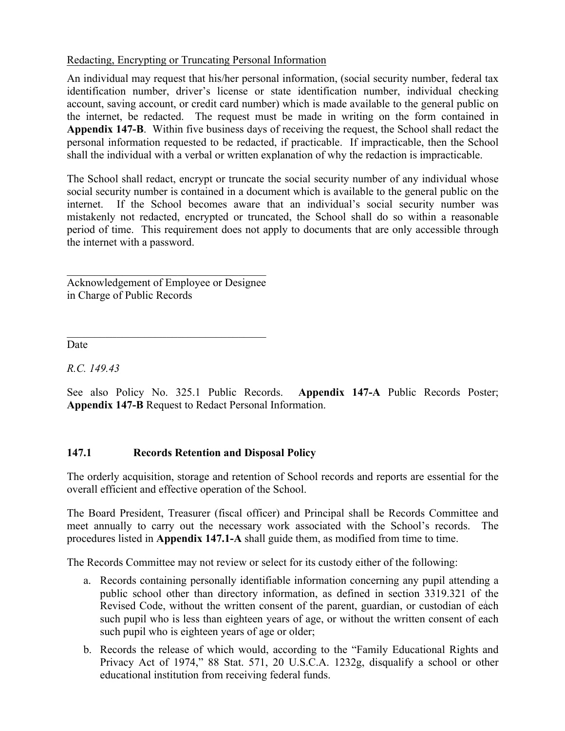Redacting, Encrypting or Truncating Personal Information

An individual may request that his/her personal information, (social security number, federal tax identification number, driver's license or state identification number, individual checking account, saving account, or credit card number) which is made available to the general public on the internet, be redacted. The request must be made in writing on the form contained in **Appendix 147-B**. Within five business days of receiving the request, the School shall redact the personal information requested to be redacted, if practicable. If impracticable, then the School shall the individual with a verbal or written explanation of why the redaction is impracticable.

The School shall redact, encrypt or truncate the social security number of any individual whose social security number is contained in a document which is available to the general public on the internet. If the School becomes aware that an individual's social security number was mistakenly not redacted, encrypted or truncated, the School shall do so within a reasonable period of time. This requirement does not apply to documents that are only accessible through the internet with a password.

_____________________________________
Acknowledgement of Employee or Designee
in Charge of Public Records

_____________________________________
Date

*R.C. 149.43*

See also Policy No. 325.1 Public Records. **Appendix 147-A** Public Records Poster; **Appendix 147-B** Request to Redact Personal Information.

### 147.1 Records Retention and Disposal Policy

The orderly acquisition, storage and retention of School records and reports are essential for the overall efficient and effective operation of the School.

The Board President, Treasurer (fiscal officer) and Principal shall be Records Committee and meet annually to carry out the necessary work associated with the School's records. The procedures listed in **Appendix 147.1-A** shall guide them, as modified from time to time.

The Records Committee may not review or select for its custody either of the following:

a. Records containing personally identifiable information concerning any pupil attending a public school other than directory information, as defined in section 3319.321 of the Revised Code, without the written consent of the parent, guardian, or custodian of each such pupil who is less than eighteen years of age, or without the written consent of each such pupil who is eighteen years of age or older;

b. Records the release of which would, according to the "Family Educational Rights and Privacy Act of 1974," 88 Stat. 571, 20 U.S.C.A. 1232g, disqualify a school or other educational institution from receiving federal funds.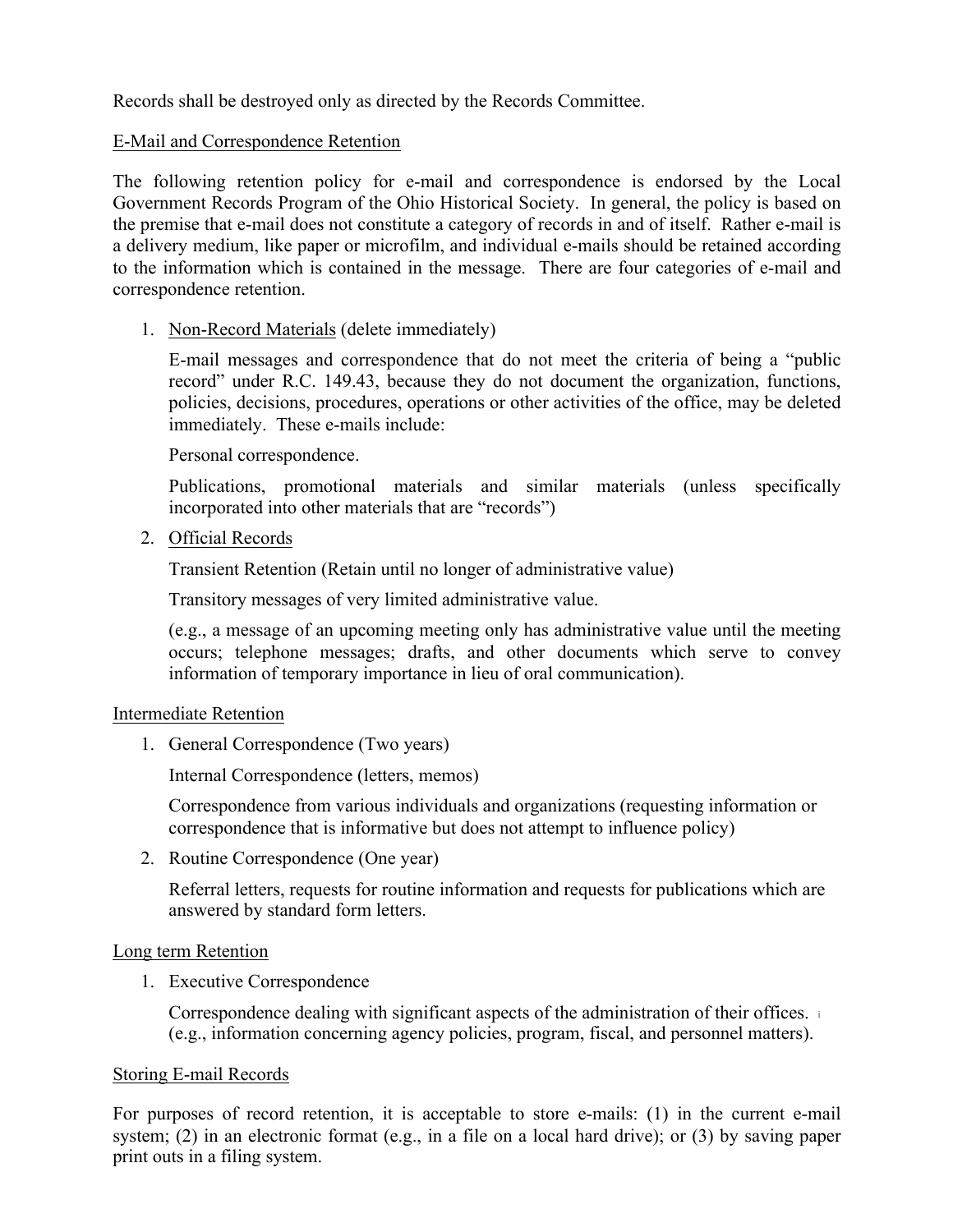Records shall be destroyed only as directed by the Records Committee.

<u>E-Mail and Correspondence Retention</u>

The following retention policy for e-mail and correspondence is endorsed by the Local Government Records Program of the Ohio Historical Society. In general, the policy is based on the premise that e-mail does not constitute a category of records in and of itself. Rather e-mail is a delivery medium, like paper or microfilm, and individual e-mails should be retained according to the information which is contained in the message. There are four categories of e-mail and correspondence retention.

1. <u>Non-Record Materials</u> (delete immediately)

   E-mail messages and correspondence that do not meet the criteria of being a "public record" under R.C. 149.43, because they do not document the organization, functions, policies, decisions, procedures, operations or other activities of the office, may be deleted immediately. These e-mails include:

   Personal correspondence.

   Publications, promotional materials and similar materials (unless specifically incorporated into other materials that are "records")

2. <u>Official Records</u>

   Transient Retention (Retain until no longer of administrative value)

   Transitory messages of very limited administrative value.

   (e.g., a message of an upcoming meeting only has administrative value until the meeting occurs; telephone messages; drafts, and other documents which serve to convey information of temporary importance in lieu of oral communication).

<u>Intermediate Retention</u>

1. General Correspondence (Two years)

   Internal Correspondence (letters, memos)

   Correspondence from various individuals and organizations (requesting information or correspondence that is informative but does not attempt to influence policy)

2. Routine Correspondence (One year)

   Referral letters, requests for routine information and requests for publications which are answered by standard form letters.

<u>Long term Retention</u>

1. Executive Correspondence

   Correspondence dealing with significant aspects of the administration of their offices. (e.g., information concerning agency policies, program, fiscal, and personnel matters).

<u>Storing E-mail Records</u>

For purposes of record retention, it is acceptable to store e-mails: (1) in the current e-mail system; (2) in an electronic format (e.g., in a file on a local hard drive); or (3) by saving paper print outs in a filing system.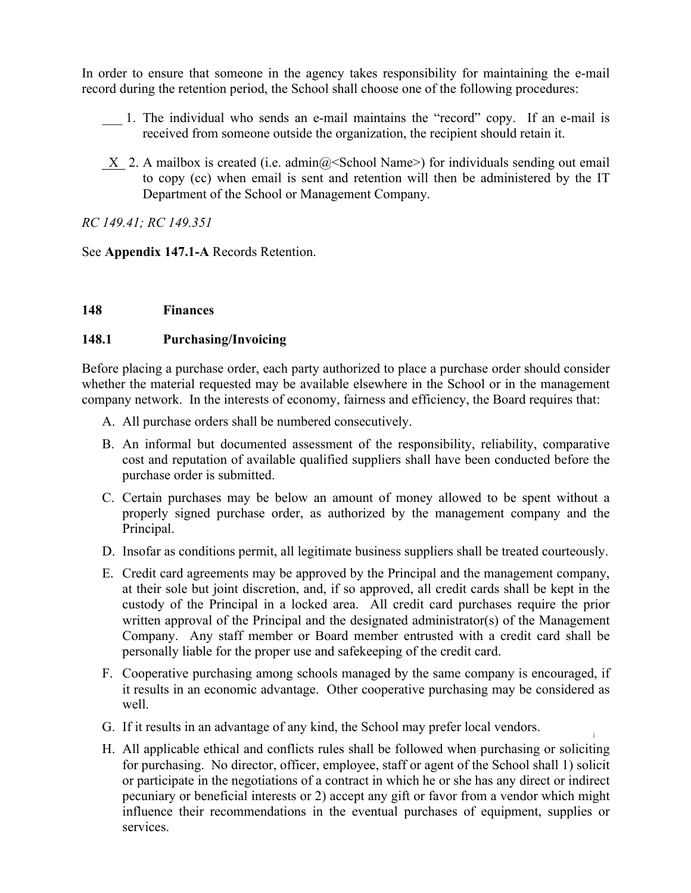In order to ensure that someone in the agency takes responsibility for maintaining the e-mail record during the retention period, the School shall choose one of the following procedures:

___ 1. The individual who sends an e-mail maintains the "record" copy. If an e-mail is received from someone outside the organization, the recipient should retain it.

_X_ 2. A mailbox is created (i.e. admin@<School Name>) for individuals sending out email to copy (cc) when email is sent and retention will then be administered by the IT Department of the School or Management Company.

*RC 149.41; RC 149.351*

See **Appendix 147.1-A** Records Retention.

## 148 Finances

### 148.1 Purchasing/Invoicing

Before placing a purchase order, each party authorized to place a purchase order should consider whether the material requested may be available elsewhere in the School or in the management company network. In the interests of economy, fairness and efficiency, the Board requires that:

A. All purchase orders shall be numbered consecutively.

B. An informal but documented assessment of the responsibility, reliability, comparative cost and reputation of available qualified suppliers shall have been conducted before the purchase order is submitted.

C. Certain purchases may be below an amount of money allowed to be spent without a properly signed purchase order, as authorized by the management company and the Principal.

D. Insofar as conditions permit, all legitimate business suppliers shall be treated courteously.

E. Credit card agreements may be approved by the Principal and the management company, at their sole but joint discretion, and, if so approved, all credit cards shall be kept in the custody of the Principal in a locked area. All credit card purchases require the prior written approval of the Principal and the designated administrator(s) of the Management Company. Any staff member or Board member entrusted with a credit card shall be personally liable for the proper use and safekeeping of the credit card.

F. Cooperative purchasing among schools managed by the same company is encouraged, if it results in an economic advantage. Other cooperative purchasing may be considered as well.

G. If it results in an advantage of any kind, the School may prefer local vendors.

H. All applicable ethical and conflicts rules shall be followed when purchasing or soliciting for purchasing. No director, officer, employee, staff or agent of the School shall 1) solicit or participate in the negotiations of a contract in which he or she has any direct or indirect pecuniary or beneficial interests or 2) accept any gift or favor from a vendor which might influence their recommendations in the eventual purchases of equipment, supplies or services.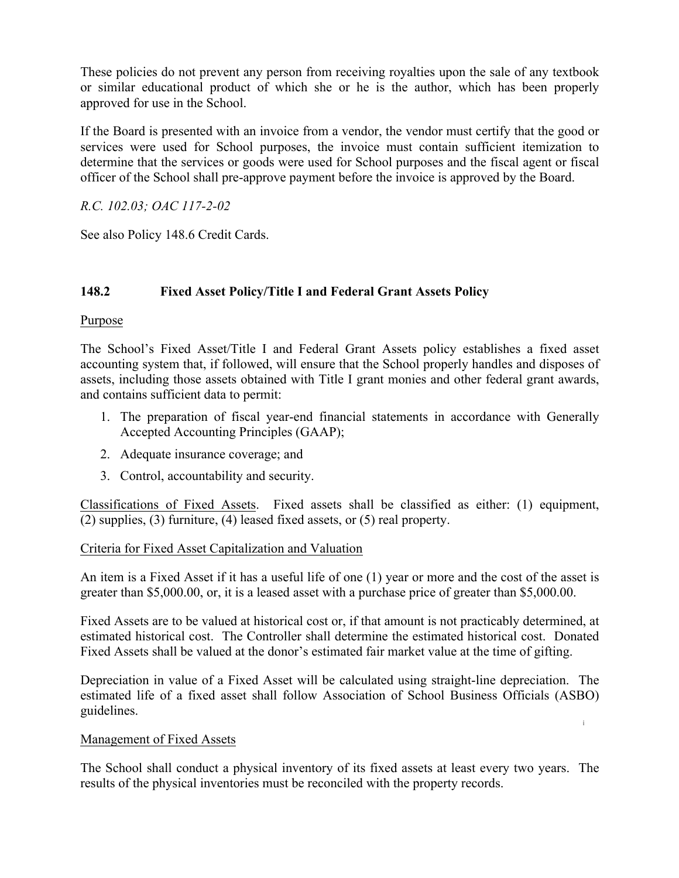These policies do not prevent any person from receiving royalties upon the sale of any textbook or similar educational product of which she or he is the author, which has been properly approved for use in the School.

If the Board is presented with an invoice from a vendor, the vendor must certify that the good or services were used for School purposes, the invoice must contain sufficient itemization to determine that the services or goods were used for School purposes and the fiscal agent or fiscal officer of the School shall pre-approve payment before the invoice is approved by the Board.

*R.C. 102.03; OAC 117-2-02*

See also Policy 148.6 Credit Cards.

### 148.2 Fixed Asset Policy/Title I and Federal Grant Assets Policy

<u>Purpose</u>

The School's Fixed Asset/Title I and Federal Grant Assets policy establishes a fixed asset accounting system that, if followed, will ensure that the School properly handles and disposes of assets, including those assets obtained with Title I grant monies and other federal grant awards, and contains sufficient data to permit:

1. The preparation of fiscal year-end financial statements in accordance with Generally Accepted Accounting Principles (GAAP);
2. Adequate insurance coverage; and
3. Control, accountability and security.

<u>Classifications of Fixed Assets</u>. Fixed assets shall be classified as either: (1) equipment, (2) supplies, (3) furniture, (4) leased fixed assets, or (5) real property.

<u>Criteria for Fixed Asset Capitalization and Valuation</u>

An item is a Fixed Asset if it has a useful life of one (1) year or more and the cost of the asset is greater than $5,000.00, or, it is a leased asset with a purchase price of greater than $5,000.00.

Fixed Assets are to be valued at historical cost or, if that amount is not practicably determined, at estimated historical cost. The Controller shall determine the estimated historical cost. Donated Fixed Assets shall be valued at the donor's estimated fair market value at the time of gifting.

Depreciation in value of a Fixed Asset will be calculated using straight-line depreciation. The estimated life of a fixed asset shall follow Association of School Business Officials (ASBO) guidelines.

<u>Management of Fixed Assets</u>

The School shall conduct a physical inventory of its fixed assets at least every two years. The results of the physical inventories must be reconciled with the property records.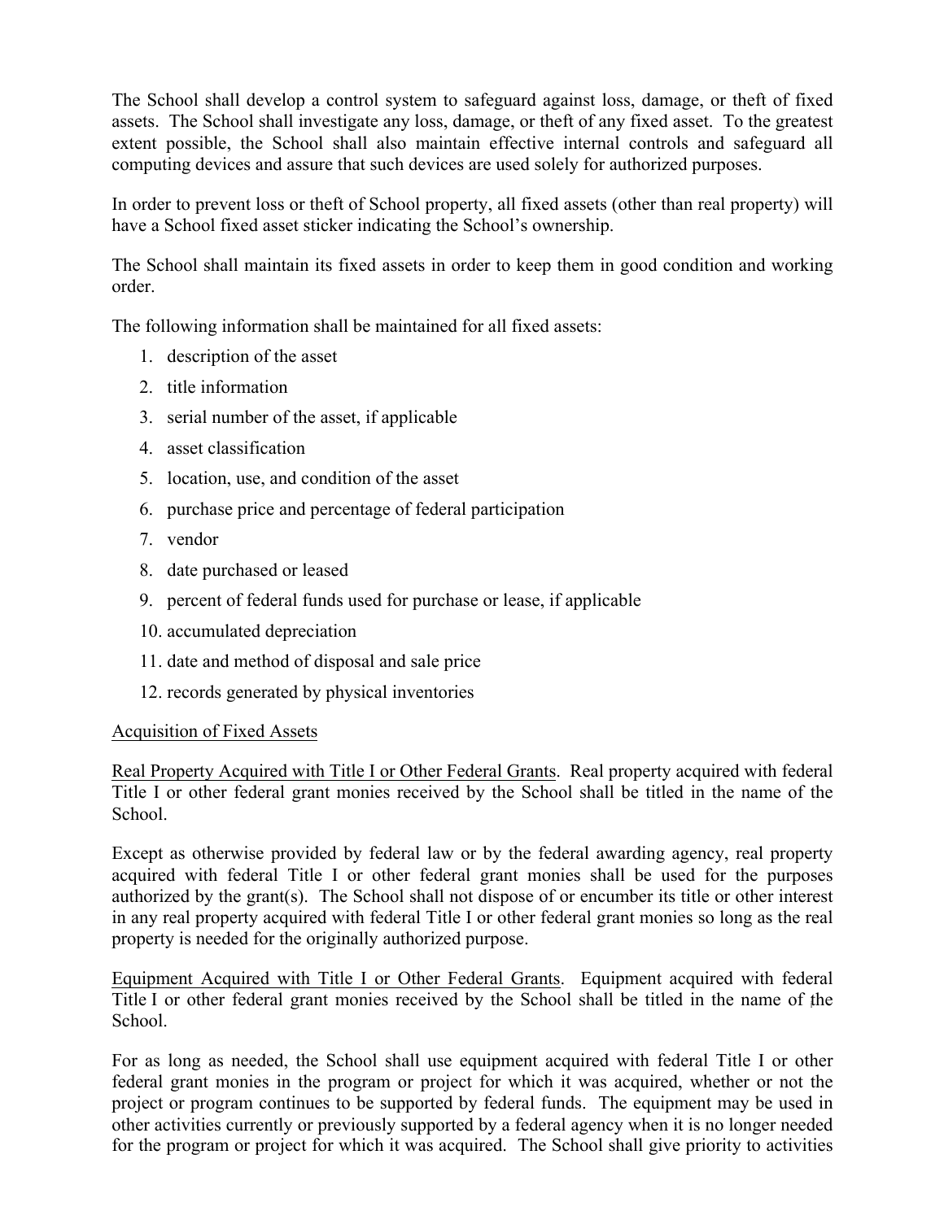The School shall develop a control system to safeguard against loss, damage, or theft of fixed assets. The School shall investigate any loss, damage, or theft of any fixed asset. To the greatest extent possible, the School shall also maintain effective internal controls and safeguard all computing devices and assure that such devices are used solely for authorized purposes.

In order to prevent loss or theft of School property, all fixed assets (other than real property) will have a School fixed asset sticker indicating the School's ownership.

The School shall maintain its fixed assets in order to keep them in good condition and working order.

The following information shall be maintained for all fixed assets:

1. description of the asset
2. title information
3. serial number of the asset, if applicable
4. asset classification
5. location, use, and condition of the asset
6. purchase price and percentage of federal participation
7. vendor
8. date purchased or leased
9. percent of federal funds used for purchase or lease, if applicable
10. accumulated depreciation
11. date and method of disposal and sale price
12. records generated by physical inventories

<u>Acquisition of Fixed Assets</u>

<u>Real Property Acquired with Title I or Other Federal Grants</u>. Real property acquired with federal Title I or other federal grant monies received by the School shall be titled in the name of the School.

Except as otherwise provided by federal law or by the federal awarding agency, real property acquired with federal Title I or other federal grant monies shall be used for the purposes authorized by the grant(s). The School shall not dispose of or encumber its title or other interest in any real property acquired with federal Title I or other federal grant monies so long as the real property is needed for the originally authorized purpose.

<u>Equipment Acquired with Title I or Other Federal Grants</u>. Equipment acquired with federal Title I or other federal grant monies received by the School shall be titled in the name of the School.

For as long as needed, the School shall use equipment acquired with federal Title I or other federal grant monies in the program or project for which it was acquired, whether or not the project or program continues to be supported by federal funds. The equipment may be used in other activities currently or previously supported by a federal agency when it is no longer needed for the program or project for which it was acquired. The School shall give priority to activities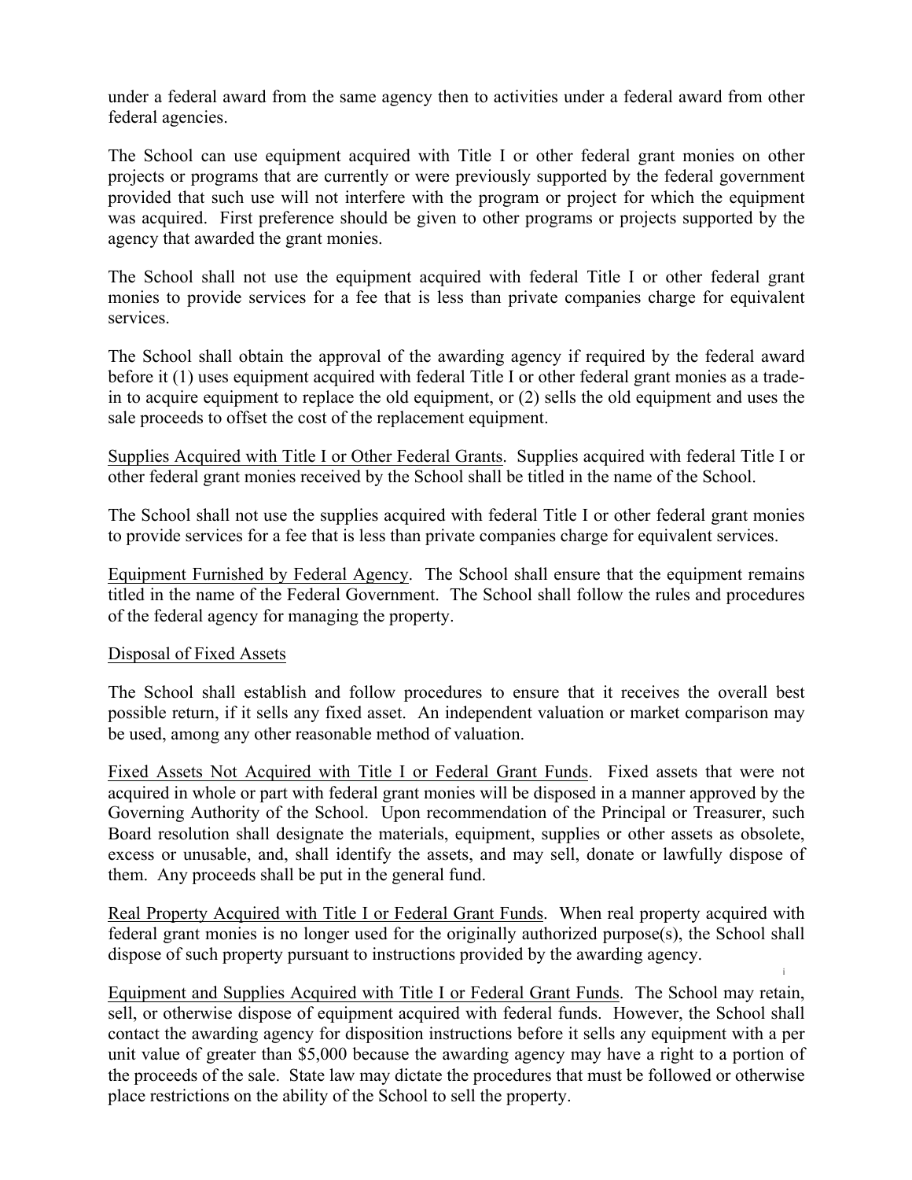under a federal award from the same agency then to activities under a federal award from other federal agencies.

The School can use equipment acquired with Title I or other federal grant monies on other projects or programs that are currently or were previously supported by the federal government provided that such use will not interfere with the program or project for which the equipment was acquired. First preference should be given to other programs or projects supported by the agency that awarded the grant monies.

The School shall not use the equipment acquired with federal Title I or other federal grant monies to provide services for a fee that is less than private companies charge for equivalent services.

The School shall obtain the approval of the awarding agency if required by the federal award before it (1) uses equipment acquired with federal Title I or other federal grant monies as a trade-in to acquire equipment to replace the old equipment, or (2) sells the old equipment and uses the sale proceeds to offset the cost of the replacement equipment.

<u>Supplies Acquired with Title I or Other Federal Grants</u>. Supplies acquired with federal Title I or other federal grant monies received by the School shall be titled in the name of the School.

The School shall not use the supplies acquired with federal Title I or other federal grant monies to provide services for a fee that is less than private companies charge for equivalent services.

<u>Equipment Furnished by Federal Agency</u>. The School shall ensure that the equipment remains titled in the name of the Federal Government. The School shall follow the rules and procedures of the federal agency for managing the property.

<u>Disposal of Fixed Assets</u>

The School shall establish and follow procedures to ensure that it receives the overall best possible return, if it sells any fixed asset. An independent valuation or market comparison may be used, among any other reasonable method of valuation.

<u>Fixed Assets Not Acquired with Title I or Federal Grant Funds</u>. Fixed assets that were not acquired in whole or part with federal grant monies will be disposed in a manner approved by the Governing Authority of the School. Upon recommendation of the Principal or Treasurer, such Board resolution shall designate the materials, equipment, supplies or other assets as obsolete, excess or unusable, and, shall identify the assets, and may sell, donate or lawfully dispose of them. Any proceeds shall be put in the general fund.

<u>Real Property Acquired with Title I or Federal Grant Funds</u>. When real property acquired with federal grant monies is no longer used for the originally authorized purpose(s), the School shall dispose of such property pursuant to instructions provided by the awarding agency.

<u>Equipment and Supplies Acquired with Title I or Federal Grant Funds</u>. The School may retain, sell, or otherwise dispose of equipment acquired with federal funds. However, the School shall contact the awarding agency for disposition instructions before it sells any equipment with a per unit value of greater than $5,000 because the awarding agency may have a right to a portion of the proceeds of the sale. State law may dictate the procedures that must be followed or otherwise place restrictions on the ability of the School to sell the property.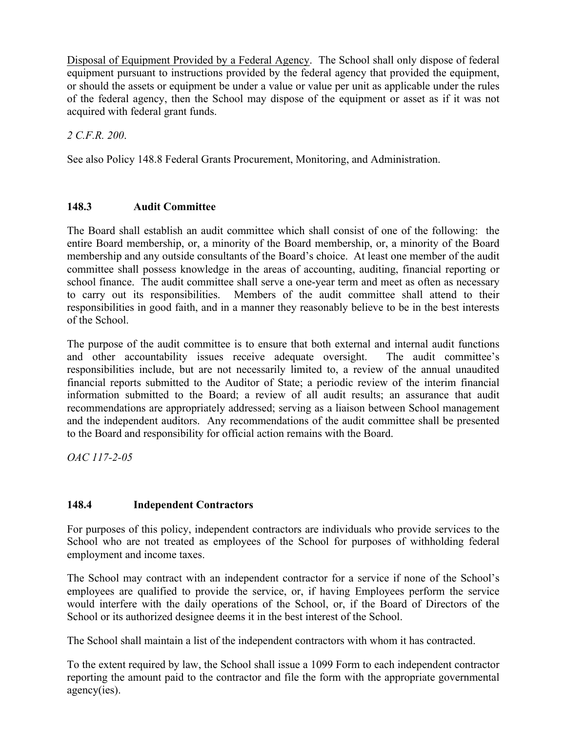Disposal of Equipment Provided by a Federal Agency. The School shall only dispose of federal equipment pursuant to instructions provided by the federal agency that provided the equipment, or should the assets or equipment be under a value or value per unit as applicable under the rules of the federal agency, then the School may dispose of the equipment or asset as if it was not acquired with federal grant funds.

*2 C.F.R. 200*.

See also Policy 148.8 Federal Grants Procurement, Monitoring, and Administration.

## 148.3 Audit Committee

The Board shall establish an audit committee which shall consist of one of the following: the entire Board membership, or, a minority of the Board membership, or, a minority of the Board membership and any outside consultants of the Board's choice. At least one member of the audit committee shall possess knowledge in the areas of accounting, auditing, financial reporting or school finance. The audit committee shall serve a one-year term and meet as often as necessary to carry out its responsibilities. Members of the audit committee shall attend to their responsibilities in good faith, and in a manner they reasonably believe to be in the best interests of the School.

The purpose of the audit committee is to ensure that both external and internal audit functions and other accountability issues receive adequate oversight. The audit committee's responsibilities include, but are not necessarily limited to, a review of the annual unaudited financial reports submitted to the Auditor of State; a periodic review of the interim financial information submitted to the Board; a review of all audit results; an assurance that audit recommendations are appropriately addressed; serving as a liaison between School management and the independent auditors. Any recommendations of the audit committee shall be presented to the Board and responsibility for official action remains with the Board.

*OAC 117-2-05*

## 148.4 Independent Contractors

For purposes of this policy, independent contractors are individuals who provide services to the School who are not treated as employees of the School for purposes of withholding federal employment and income taxes.

The School may contract with an independent contractor for a service if none of the School's employees are qualified to provide the service, or, if having Employees perform the service would interfere with the daily operations of the School, or, if the Board of Directors of the School or its authorized designee deems it in the best interest of the School.

The School shall maintain a list of the independent contractors with whom it has contracted.

To the extent required by law, the School shall issue a 1099 Form to each independent contractor reporting the amount paid to the contractor and file the form with the appropriate governmental agency(ies).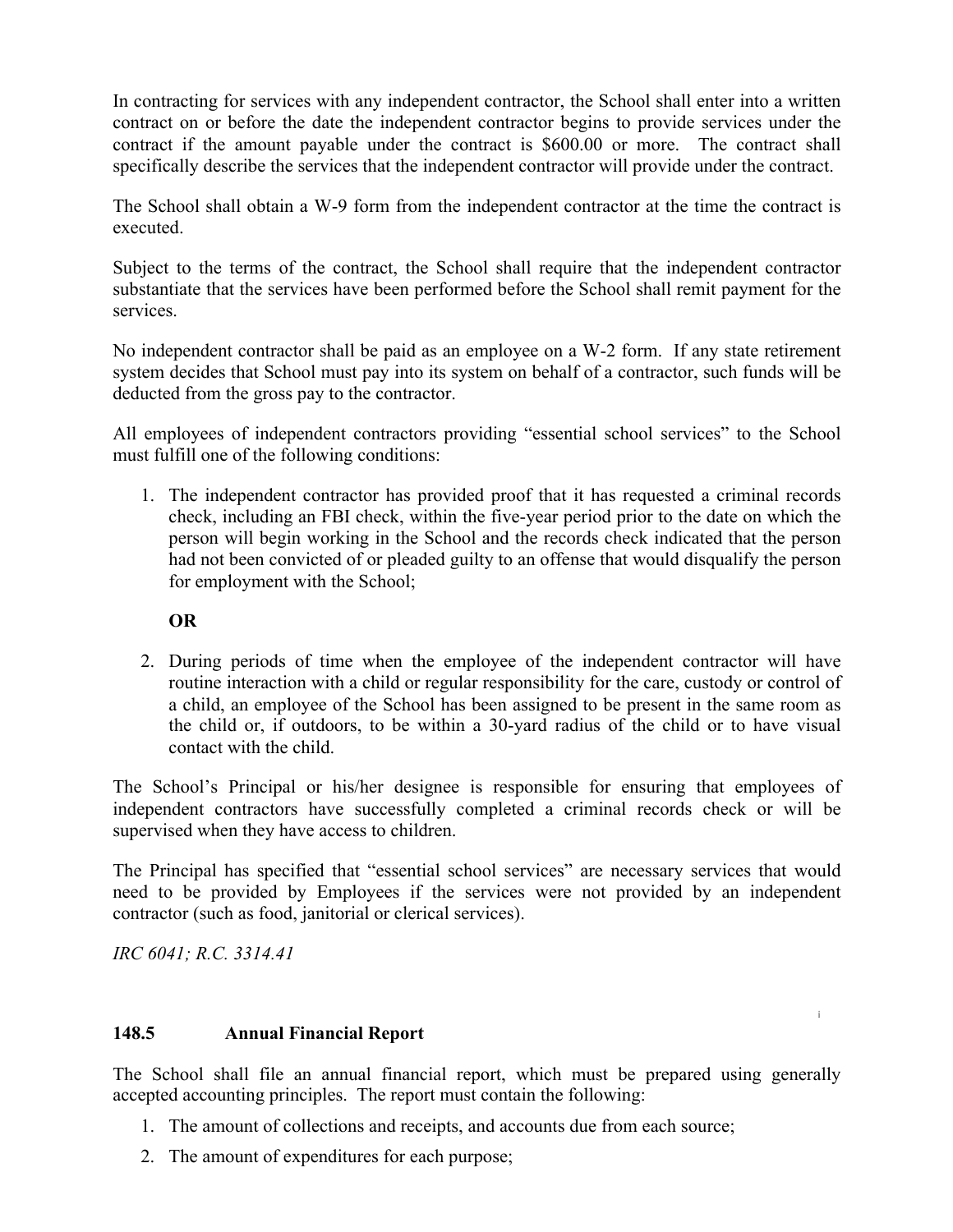In contracting for services with any independent contractor, the School shall enter into a written contract on or before the date the independent contractor begins to provide services under the contract if the amount payable under the contract is $600.00 or more. The contract shall specifically describe the services that the independent contractor will provide under the contract.

The School shall obtain a W-9 form from the independent contractor at the time the contract is executed.

Subject to the terms of the contract, the School shall require that the independent contractor substantiate that the services have been performed before the School shall remit payment for the services.

No independent contractor shall be paid as an employee on a W-2 form. If any state retirement system decides that School must pay into its system on behalf of a contractor, such funds will be deducted from the gross pay to the contractor.

All employees of independent contractors providing "essential school services" to the School must fulfill one of the following conditions:

1. The independent contractor has provided proof that it has requested a criminal records check, including an FBI check, within the five-year period prior to the date on which the person will begin working in the School and the records check indicated that the person had not been convicted of or pleaded guilty to an offense that would disqualify the person for employment with the School;

   **OR**

2. During periods of time when the employee of the independent contractor will have routine interaction with a child or regular responsibility for the care, custody or control of a child, an employee of the School has been assigned to be present in the same room as the child or, if outdoors, to be within a 30-yard radius of the child or to have visual contact with the child.

The School's Principal or his/her designee is responsible for ensuring that employees of independent contractors have successfully completed a criminal records check or will be supervised when they have access to children.

The Principal has specified that "essential school services" are necessary services that would need to be provided by Employees if the services were not provided by an independent contractor (such as food, janitorial or clerical services).

*IRC 6041; R.C. 3314.41*

### 148.5 Annual Financial Report

The School shall file an annual financial report, which must be prepared using generally accepted accounting principles. The report must contain the following:

1. The amount of collections and receipts, and accounts due from each source;
2. The amount of expenditures for each purpose;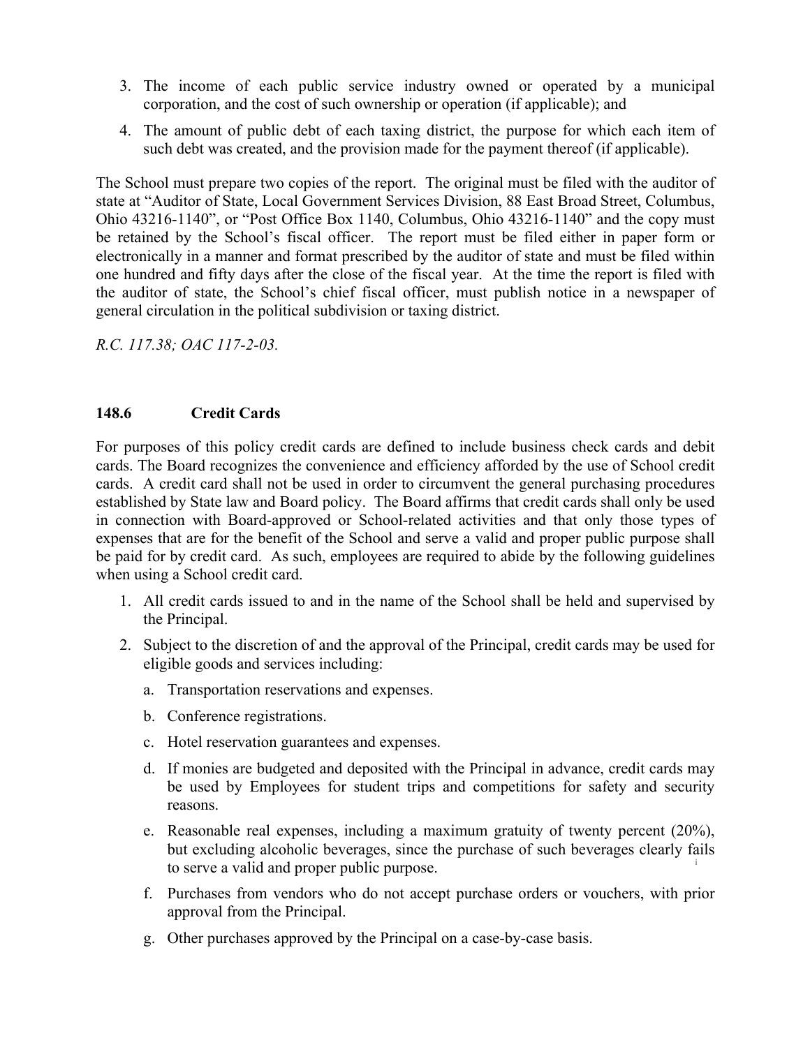3. The income of each public service industry owned or operated by a municipal corporation, and the cost of such ownership or operation (if applicable); and
4. The amount of public debt of each taxing district, the purpose for which each item of such debt was created, and the provision made for the payment thereof (if applicable).

The School must prepare two copies of the report. The original must be filed with the auditor of state at "Auditor of State, Local Government Services Division, 88 East Broad Street, Columbus, Ohio 43216-1140", or "Post Office Box 1140, Columbus, Ohio 43216-1140" and the copy must be retained by the School's fiscal officer. The report must be filed either in paper form or electronically in a manner and format prescribed by the auditor of state and must be filed within one hundred and fifty days after the close of the fiscal year. At the time the report is filed with the auditor of state, the School's chief fiscal officer, must publish notice in a newspaper of general circulation in the political subdivision or taxing district.

*R.C. 117.38; OAC 117-2-03.*

### 148.6 Credit Cards

For purposes of this policy credit cards are defined to include business check cards and debit cards. The Board recognizes the convenience and efficiency afforded by the use of School credit cards. A credit card shall not be used in order to circumvent the general purchasing procedures established by State law and Board policy. The Board affirms that credit cards shall only be used in connection with Board-approved or School-related activities and that only those types of expenses that are for the benefit of the School and serve a valid and proper public purpose shall be paid for by credit card. As such, employees are required to abide by the following guidelines when using a School credit card.

1. All credit cards issued to and in the name of the School shall be held and supervised by the Principal.
2. Subject to the discretion of and the approval of the Principal, credit cards may be used for eligible goods and services including:
   a. Transportation reservations and expenses.
   b. Conference registrations.
   c. Hotel reservation guarantees and expenses.
   d. If monies are budgeted and deposited with the Principal in advance, credit cards may be used by Employees for student trips and competitions for safety and security reasons.
   e. Reasonable real expenses, including a maximum gratuity of twenty percent (20%), but excluding alcoholic beverages, since the purchase of such beverages clearly fails to serve a valid and proper public purpose.[i]
   f. Purchases from vendors who do not accept purchase orders or vouchers, with prior approval from the Principal.
   g. Other purchases approved by the Principal on a case-by-case basis.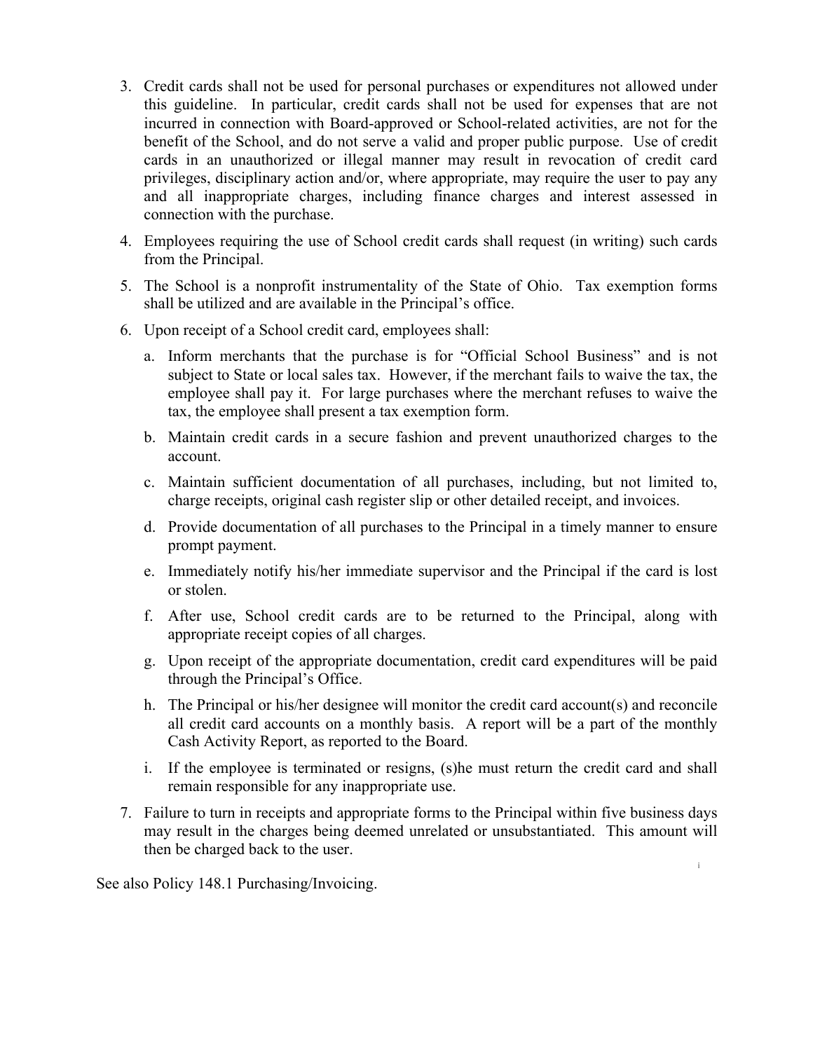3. Credit cards shall not be used for personal purchases or expenditures not allowed under this guideline. In particular, credit cards shall not be used for expenses that are not incurred in connection with Board-approved or School-related activities, are not for the benefit of the School, and do not serve a valid and proper public purpose. Use of credit cards in an unauthorized or illegal manner may result in revocation of credit card privileges, disciplinary action and/or, where appropriate, may require the user to pay any and all inappropriate charges, including finance charges and interest assessed in connection with the purchase.

4. Employees requiring the use of School credit cards shall request (in writing) such cards from the Principal.

5. The School is a nonprofit instrumentality of the State of Ohio. Tax exemption forms shall be utilized and are available in the Principal's office.

6. Upon receipt of a School credit card, employees shall:

   a. Inform merchants that the purchase is for "Official School Business" and is not subject to State or local sales tax. However, if the merchant fails to waive the tax, the employee shall pay it. For large purchases where the merchant refuses to waive the tax, the employee shall present a tax exemption form.

   b. Maintain credit cards in a secure fashion and prevent unauthorized charges to the account.

   c. Maintain sufficient documentation of all purchases, including, but not limited to, charge receipts, original cash register slip or other detailed receipt, and invoices.

   d. Provide documentation of all purchases to the Principal in a timely manner to ensure prompt payment.

   e. Immediately notify his/her immediate supervisor and the Principal if the card is lost or stolen.

   f. After use, School credit cards are to be returned to the Principal, along with appropriate receipt copies of all charges.

   g. Upon receipt of the appropriate documentation, credit card expenditures will be paid through the Principal's Office.

   h. The Principal or his/her designee will monitor the credit card account(s) and reconcile all credit card accounts on a monthly basis. A report will be a part of the monthly Cash Activity Report, as reported to the Board.

   i. If the employee is terminated or resigns, (s)he must return the credit card and shall remain responsible for any inappropriate use.

7. Failure to turn in receipts and appropriate forms to the Principal within five business days may result in the charges being deemed unrelated or unsubstantiated. This amount will then be charged back to the user.

See also Policy 148.1 Purchasing/Invoicing.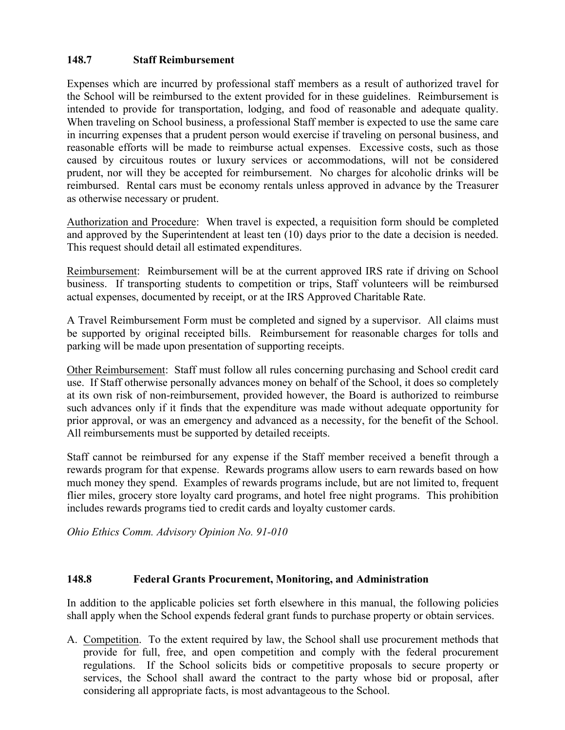## 148.7 Staff Reimbursement

Expenses which are incurred by professional staff members as a result of authorized travel for the School will be reimbursed to the extent provided for in these guidelines. Reimbursement is intended to provide for transportation, lodging, and food of reasonable and adequate quality. When traveling on School business, a professional Staff member is expected to use the same care in incurring expenses that a prudent person would exercise if traveling on personal business, and reasonable efforts will be made to reimburse actual expenses. Excessive costs, such as those caused by circuitous routes or luxury services or accommodations, will not be considered prudent, nor will they be accepted for reimbursement. No charges for alcoholic drinks will be reimbursed. Rental cars must be economy rentals unless approved in advance by the Treasurer as otherwise necessary or prudent.

Authorization and Procedure: When travel is expected, a requisition form should be completed and approved by the Superintendent at least ten (10) days prior to the date a decision is needed. This request should detail all estimated expenditures.

Reimbursement: Reimbursement will be at the current approved IRS rate if driving on School business. If transporting students to competition or trips, Staff volunteers will be reimbursed actual expenses, documented by receipt, or at the IRS Approved Charitable Rate.

A Travel Reimbursement Form must be completed and signed by a supervisor. All claims must be supported by original receipted bills. Reimbursement for reasonable charges for tolls and parking will be made upon presentation of supporting receipts.

Other Reimbursement: Staff must follow all rules concerning purchasing and School credit card use. If Staff otherwise personally advances money on behalf of the School, it does so completely at its own risk of non-reimbursement, provided however, the Board is authorized to reimburse such advances only if it finds that the expenditure was made without adequate opportunity for prior approval, or was an emergency and advanced as a necessity, for the benefit of the School. All reimbursements must be supported by detailed receipts.

Staff cannot be reimbursed for any expense if the Staff member received a benefit through a rewards program for that expense. Rewards programs allow users to earn rewards based on how much money they spend. Examples of rewards programs include, but are not limited to, frequent flier miles, grocery store loyalty card programs, and hotel free night programs. This prohibition includes rewards programs tied to credit cards and loyalty customer cards.

*Ohio Ethics Comm. Advisory Opinion No. 91-010*

## 148.8 Federal Grants Procurement, Monitoring, and Administration

In addition to the applicable policies set forth elsewhere in this manual, the following policies shall apply when the School expends federal grant funds to purchase property or obtain services.

A. Competition. To the extent required by law, the School shall use procurement methods that provide for full, free, and open competition and comply with the federal procurement regulations. If the School solicits bids or competitive proposals to secure property or services, the School shall award the contract to the party whose bid or proposal, after considering all appropriate facts, is most advantageous to the School.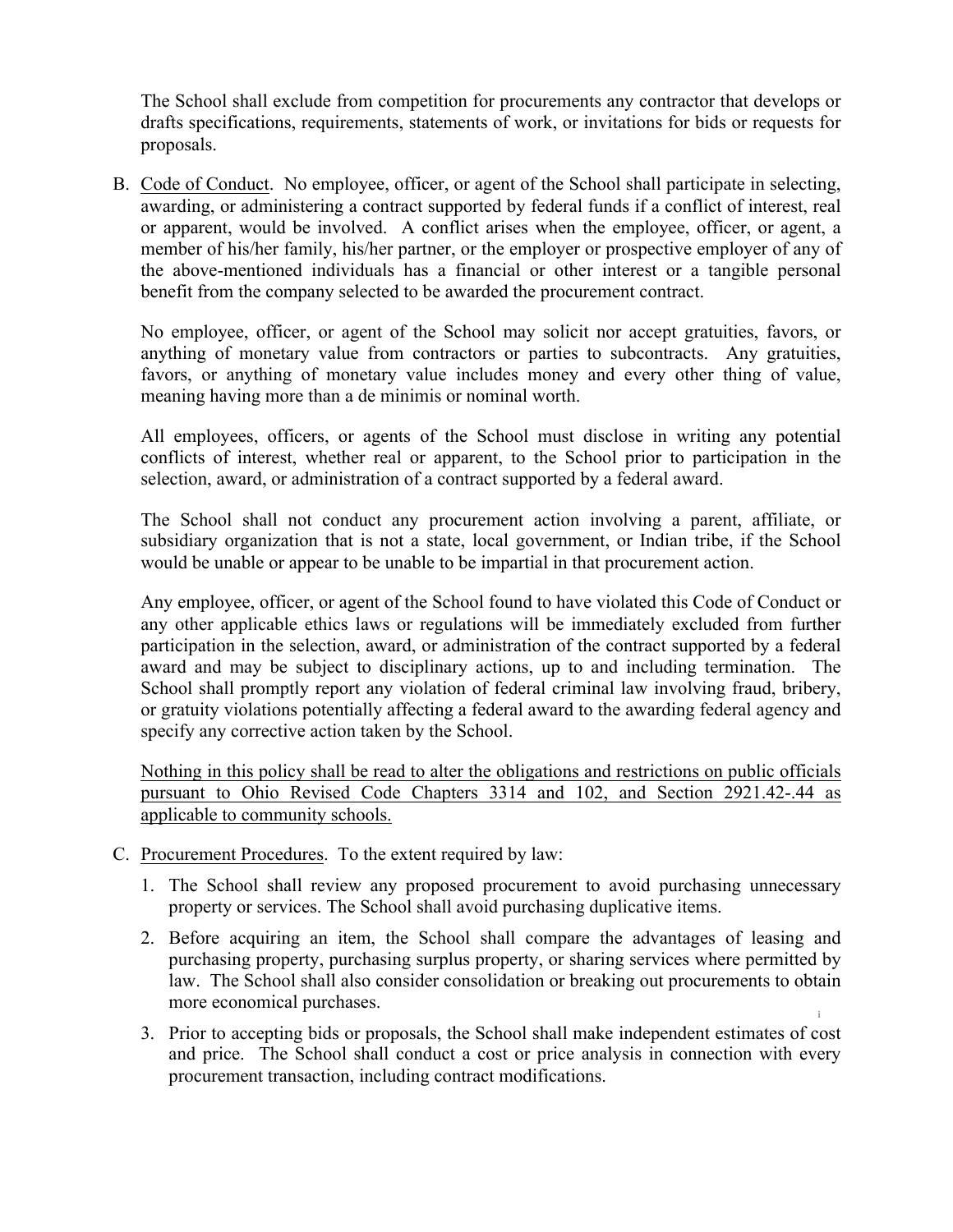The School shall exclude from competition for procurements any contractor that develops or drafts specifications, requirements, statements of work, or invitations for bids or requests for proposals.

B. Code of Conduct. No employee, officer, or agent of the School shall participate in selecting, awarding, or administering a contract supported by federal funds if a conflict of interest, real or apparent, would be involved. A conflict arises when the employee, officer, or agent, a member of his/her family, his/her partner, or the employer or prospective employer of any of the above-mentioned individuals has a financial or other interest or a tangible personal benefit from the company selected to be awarded the procurement contract.

   No employee, officer, or agent of the School may solicit nor accept gratuities, favors, or anything of monetary value from contractors or parties to subcontracts. Any gratuities, favors, or anything of monetary value includes money and every other thing of value, meaning having more than a de minimis or nominal worth.

   All employees, officers, or agents of the School must disclose in writing any potential conflicts of interest, whether real or apparent, to the School prior to participation in the selection, award, or administration of a contract supported by a federal award.

   The School shall not conduct any procurement action involving a parent, affiliate, or subsidiary organization that is not a state, local government, or Indian tribe, if the School would be unable or appear to be unable to be impartial in that procurement action.

   Any employee, officer, or agent of the School found to have violated this Code of Conduct or any other applicable ethics laws or regulations will be immediately excluded from further participation in the selection, award, or administration of the contract supported by a federal award and may be subject to disciplinary actions, up to and including termination. The School shall promptly report any violation of federal criminal law involving fraud, bribery, or gratuity violations potentially affecting a federal award to the awarding federal agency and specify any corrective action taken by the School.

   Nothing in this policy shall be read to alter the obligations and restrictions on public officials pursuant to Ohio Revised Code Chapters 3314 and 102, and Section 2921.42-.44 as applicable to community schools.

C. Procurement Procedures. To the extent required by law:

   1. The School shall review any proposed procurement to avoid purchasing unnecessary property or services. The School shall avoid purchasing duplicative items.

   2. Before acquiring an item, the School shall compare the advantages of leasing and purchasing property, purchasing surplus property, or sharing services where permitted by law. The School shall also consider consolidation or breaking out procurements to obtain more economical purchases.

   3. Prior to accepting bids or proposals, the School shall make independent estimates of cost and price. The School shall conduct a cost or price analysis in connection with every procurement transaction, including contract modifications.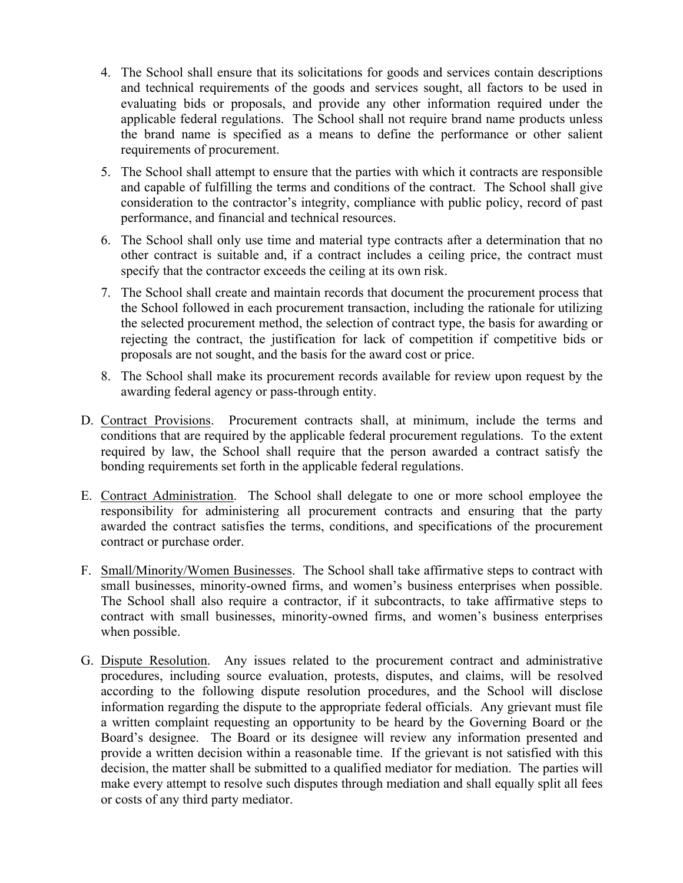4. The School shall ensure that its solicitations for goods and services contain descriptions and technical requirements of the goods and services sought, all factors to be used in evaluating bids or proposals, and provide any other information required under the applicable federal regulations. The School shall not require brand name products unless the brand name is specified as a means to define the performance or other salient requirements of procurement.

5. The School shall attempt to ensure that the parties with which it contracts are responsible and capable of fulfilling the terms and conditions of the contract. The School shall give consideration to the contractor's integrity, compliance with public policy, record of past performance, and financial and technical resources.

6. The School shall only use time and material type contracts after a determination that no other contract is suitable and, if a contract includes a ceiling price, the contract must specify that the contractor exceeds the ceiling at its own risk.

7. The School shall create and maintain records that document the procurement process that the School followed in each procurement transaction, including the rationale for utilizing the selected procurement method, the selection of contract type, the basis for awarding or rejecting the contract, the justification for lack of competition if competitive bids or proposals are not sought, and the basis for the award cost or price.

8. The School shall make its procurement records available for review upon request by the awarding federal agency or pass-through entity.

D. Contract Provisions. Procurement contracts shall, at minimum, include the terms and conditions that are required by the applicable federal procurement regulations. To the extent required by law, the School shall require that the person awarded a contract satisfy the bonding requirements set forth in the applicable federal regulations.

E. Contract Administration. The School shall delegate to one or more school employee the responsibility for administering all procurement contracts and ensuring that the party awarded the contract satisfies the terms, conditions, and specifications of the procurement contract or purchase order.

F. Small/Minority/Women Businesses. The School shall take affirmative steps to contract with small businesses, minority-owned firms, and women's business enterprises when possible. The School shall also require a contractor, if it subcontracts, to take affirmative steps to contract with small businesses, minority-owned firms, and women's business enterprises when possible.

G. Dispute Resolution. Any issues related to the procurement contract and administrative procedures, including source evaluation, protests, disputes, and claims, will be resolved according to the following dispute resolution procedures, and the School will disclose information regarding the dispute to the appropriate federal officials. Any grievant must file a written complaint requesting an opportunity to be heard by the Governing Board or the Board's designee. The Board or its designee will review any information presented and provide a written decision within a reasonable time. If the grievant is not satisfied with this decision, the matter shall be submitted to a qualified mediator for mediation. The parties will make every attempt to resolve such disputes through mediation and shall equally split all fees or costs of any third party mediator.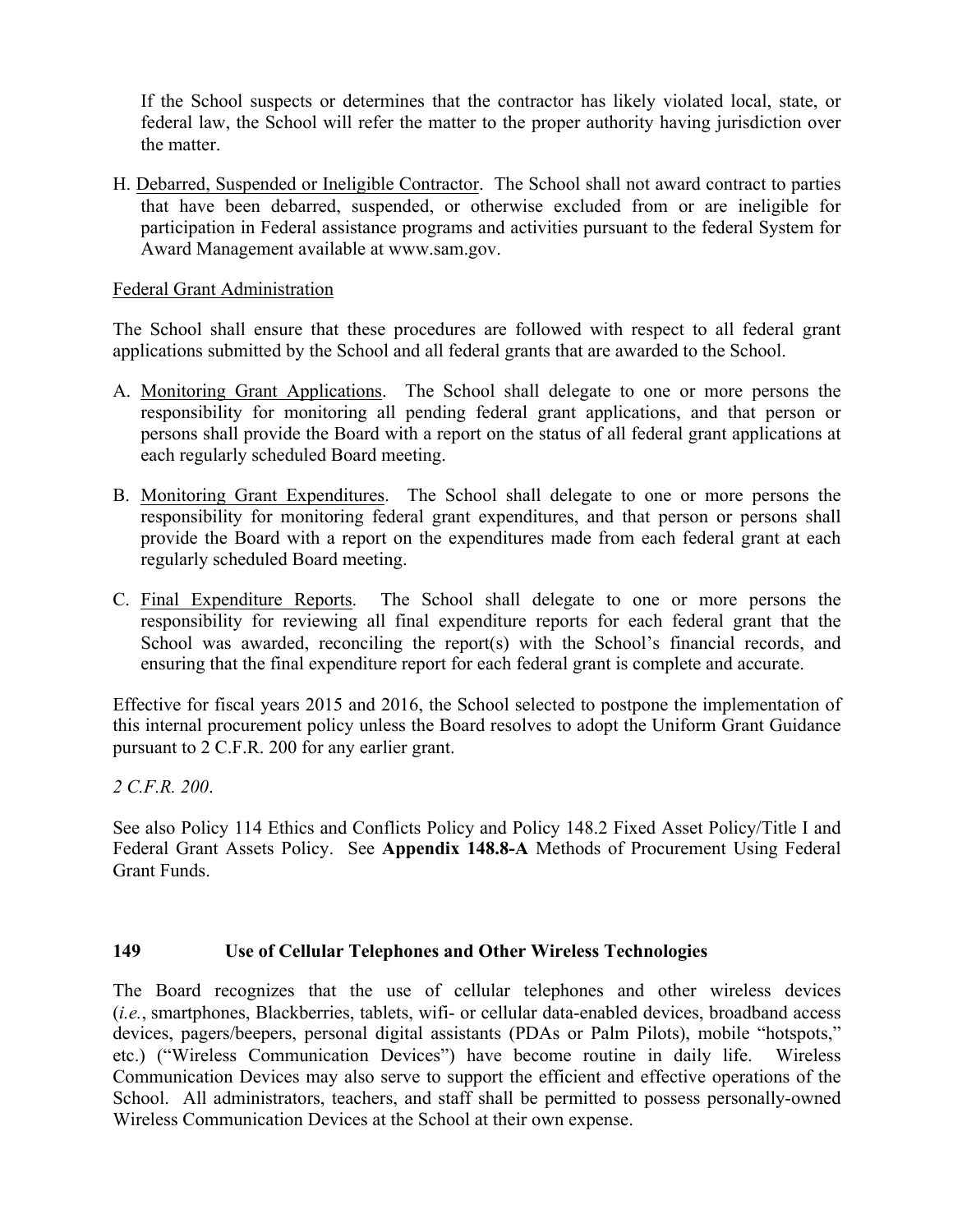If the School suspects or determines that the contractor has likely violated local, state, or federal law, the School will refer the matter to the proper authority having jurisdiction over the matter.

H. Debarred, Suspended or Ineligible Contractor. The School shall not award contract to parties that have been debarred, suspended, or otherwise excluded from or are ineligible for participation in Federal assistance programs and activities pursuant to the federal System for Award Management available at www.sam.gov.

Federal Grant Administration

The School shall ensure that these procedures are followed with respect to all federal grant applications submitted by the School and all federal grants that are awarded to the School.

A. Monitoring Grant Applications. The School shall delegate to one or more persons the responsibility for monitoring all pending federal grant applications, and that person or persons shall provide the Board with a report on the status of all federal grant applications at each regularly scheduled Board meeting.

B. Monitoring Grant Expenditures. The School shall delegate to one or more persons the responsibility for monitoring federal grant expenditures, and that person or persons shall provide the Board with a report on the expenditures made from each federal grant at each regularly scheduled Board meeting.

C. Final Expenditure Reports. The School shall delegate to one or more persons the responsibility for reviewing all final expenditure reports for each federal grant that the School was awarded, reconciling the report(s) with the School's financial records, and ensuring that the final expenditure report for each federal grant is complete and accurate.

Effective for fiscal years 2015 and 2016, the School selected to postpone the implementation of this internal procurement policy unless the Board resolves to adopt the Uniform Grant Guidance pursuant to 2 C.F.R. 200 for any earlier grant.

*2 C.F.R. 200*.

See also Policy 114 Ethics and Conflicts Policy and Policy 148.2 Fixed Asset Policy/Title I and Federal Grant Assets Policy. See **Appendix 148.8-A** Methods of Procurement Using Federal Grant Funds.

## 149 Use of Cellular Telephones and Other Wireless Technologies

The Board recognizes that the use of cellular telephones and other wireless devices (*i.e.*, smartphones, Blackberries, tablets, wifi- or cellular data-enabled devices, broadband access devices, pagers/beepers, personal digital assistants (PDAs or Palm Pilots), mobile "hotspots," etc.) ("Wireless Communication Devices") have become routine in daily life. Wireless Communication Devices may also serve to support the efficient and effective operations of the School. All administrators, teachers, and staff shall be permitted to possess personally-owned Wireless Communication Devices at the School at their own expense.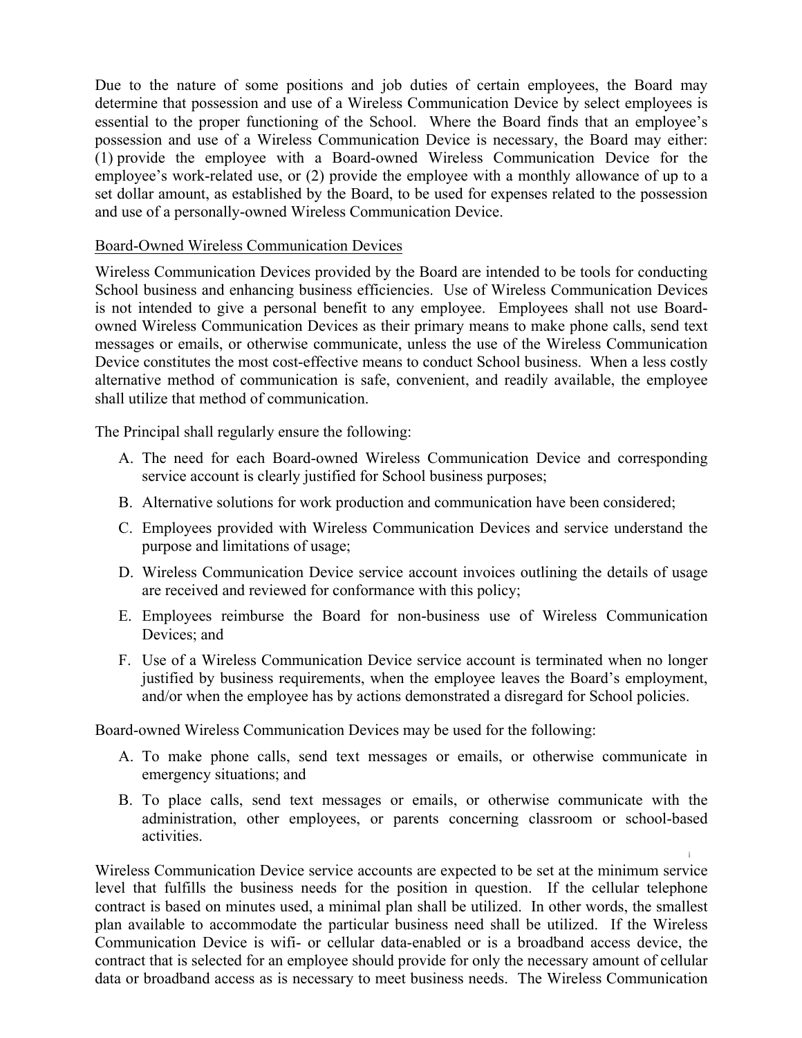Due to the nature of some positions and job duties of certain employees, the Board may determine that possession and use of a Wireless Communication Device by select employees is essential to the proper functioning of the School. Where the Board finds that an employee's possession and use of a Wireless Communication Device is necessary, the Board may either: (1) provide the employee with a Board-owned Wireless Communication Device for the employee's work-related use, or (2) provide the employee with a monthly allowance of up to a set dollar amount, as established by the Board, to be used for expenses related to the possession and use of a personally-owned Wireless Communication Device.

Board-Owned Wireless Communication Devices

Wireless Communication Devices provided by the Board are intended to be tools for conducting School business and enhancing business efficiencies. Use of Wireless Communication Devices is not intended to give a personal benefit to any employee. Employees shall not use Board-owned Wireless Communication Devices as their primary means to make phone calls, send text messages or emails, or otherwise communicate, unless the use of the Wireless Communication Device constitutes the most cost-effective means to conduct School business. When a less costly alternative method of communication is safe, convenient, and readily available, the employee shall utilize that method of communication.

The Principal shall regularly ensure the following:

A. The need for each Board-owned Wireless Communication Device and corresponding service account is clearly justified for School business purposes;

B. Alternative solutions for work production and communication have been considered;

C. Employees provided with Wireless Communication Devices and service understand the purpose and limitations of usage;

D. Wireless Communication Device service account invoices outlining the details of usage are received and reviewed for conformance with this policy;

E. Employees reimburse the Board for non-business use of Wireless Communication Devices; and

F. Use of a Wireless Communication Device service account is terminated when no longer justified by business requirements, when the employee leaves the Board's employment, and/or when the employee has by actions demonstrated a disregard for School policies.

Board-owned Wireless Communication Devices may be used for the following:

A. To make phone calls, send text messages or emails, or otherwise communicate in emergency situations; and

B. To place calls, send text messages or emails, or otherwise communicate with the administration, other employees, or parents concerning classroom or school-based activities.

Wireless Communication Device service accounts are expected to be set at the minimum service level that fulfills the business needs for the position in question. If the cellular telephone contract is based on minutes used, a minimal plan shall be utilized. In other words, the smallest plan available to accommodate the particular business need shall be utilized. If the Wireless Communication Device is wifi- or cellular data-enabled or is a broadband access device, the contract that is selected for an employee should provide for only the necessary amount of cellular data or broadband access as is necessary to meet business needs. The Wireless Communication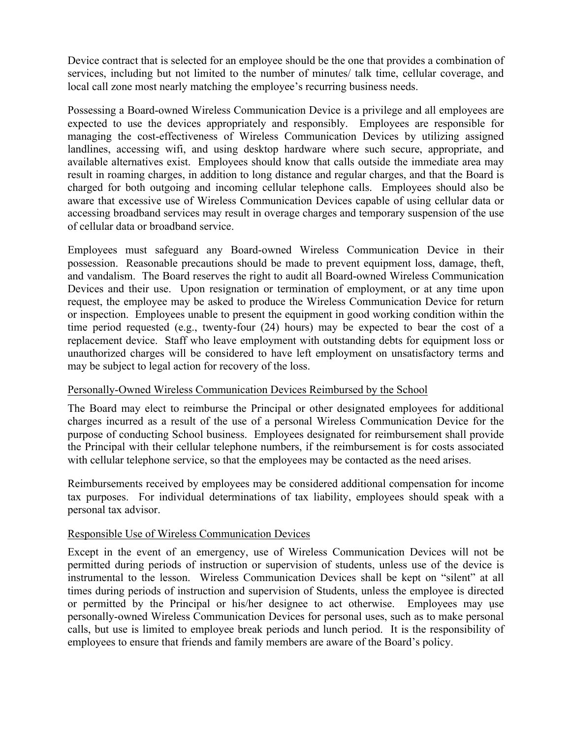Device contract that is selected for an employee should be the one that provides a combination of services, including but not limited to the number of minutes/ talk time, cellular coverage, and local call zone most nearly matching the employee's recurring business needs.

Possessing a Board-owned Wireless Communication Device is a privilege and all employees are expected to use the devices appropriately and responsibly. Employees are responsible for managing the cost-effectiveness of Wireless Communication Devices by utilizing assigned landlines, accessing wifi, and using desktop hardware where such secure, appropriate, and available alternatives exist. Employees should know that calls outside the immediate area may result in roaming charges, in addition to long distance and regular charges, and that the Board is charged for both outgoing and incoming cellular telephone calls. Employees should also be aware that excessive use of Wireless Communication Devices capable of using cellular data or accessing broadband services may result in overage charges and temporary suspension of the use of cellular data or broadband service.

Employees must safeguard any Board-owned Wireless Communication Device in their possession. Reasonable precautions should be made to prevent equipment loss, damage, theft, and vandalism. The Board reserves the right to audit all Board-owned Wireless Communication Devices and their use. Upon resignation or termination of employment, or at any time upon request, the employee may be asked to produce the Wireless Communication Device for return or inspection. Employees unable to present the equipment in good working condition within the time period requested (e.g., twenty-four (24) hours) may be expected to bear the cost of a replacement device. Staff who leave employment with outstanding debts for equipment loss or unauthorized charges will be considered to have left employment on unsatisfactory terms and may be subject to legal action for recovery of the loss.

<u>Personally-Owned Wireless Communication Devices Reimbursed by the School</u>

The Board may elect to reimburse the Principal or other designated employees for additional charges incurred as a result of the use of a personal Wireless Communication Device for the purpose of conducting School business. Employees designated for reimbursement shall provide the Principal with their cellular telephone numbers, if the reimbursement is for costs associated with cellular telephone service, so that the employees may be contacted as the need arises.

Reimbursements received by employees may be considered additional compensation for income tax purposes. For individual determinations of tax liability, employees should speak with a personal tax advisor.

<u>Responsible Use of Wireless Communication Devices</u>

Except in the event of an emergency, use of Wireless Communication Devices will not be permitted during periods of instruction or supervision of students, unless use of the device is instrumental to the lesson. Wireless Communication Devices shall be kept on "silent" at all times during periods of instruction and supervision of Students, unless the employee is directed or permitted by the Principal or his/her designee to act otherwise. Employees may use personally-owned Wireless Communication Devices for personal uses, such as to make personal calls, but use is limited to employee break periods and lunch period. It is the responsibility of employees to ensure that friends and family members are aware of the Board's policy.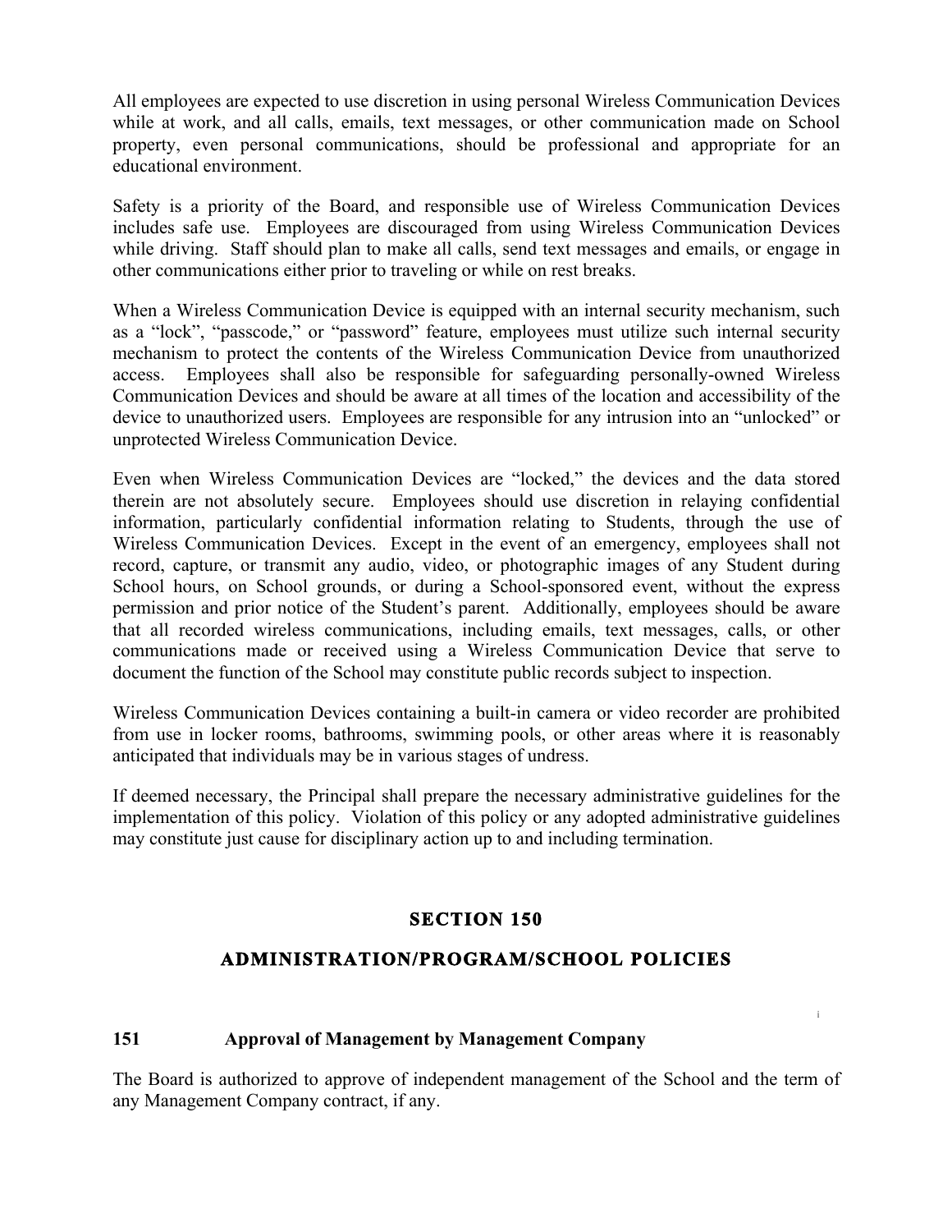All employees are expected to use discretion in using personal Wireless Communication Devices while at work, and all calls, emails, text messages, or other communication made on School property, even personal communications, should be professional and appropriate for an educational environment.

Safety is a priority of the Board, and responsible use of Wireless Communication Devices includes safe use. Employees are discouraged from using Wireless Communication Devices while driving. Staff should plan to make all calls, send text messages and emails, or engage in other communications either prior to traveling or while on rest breaks.

When a Wireless Communication Device is equipped with an internal security mechanism, such as a "lock", "passcode," or "password" feature, employees must utilize such internal security mechanism to protect the contents of the Wireless Communication Device from unauthorized access. Employees shall also be responsible for safeguarding personally-owned Wireless Communication Devices and should be aware at all times of the location and accessibility of the device to unauthorized users. Employees are responsible for any intrusion into an "unlocked" or unprotected Wireless Communication Device.

Even when Wireless Communication Devices are "locked," the devices and the data stored therein are not absolutely secure. Employees should use discretion in relaying confidential information, particularly confidential information relating to Students, through the use of Wireless Communication Devices. Except in the event of an emergency, employees shall not record, capture, or transmit any audio, video, or photographic images of any Student during School hours, on School grounds, or during a School-sponsored event, without the express permission and prior notice of the Student's parent. Additionally, employees should be aware that all recorded wireless communications, including emails, text messages, calls, or other communications made or received using a Wireless Communication Device that serve to document the function of the School may constitute public records subject to inspection.

Wireless Communication Devices containing a built-in camera or video recorder are prohibited from use in locker rooms, bathrooms, swimming pools, or other areas where it is reasonably anticipated that individuals may be in various stages of undress.

If deemed necessary, the Principal shall prepare the necessary administrative guidelines for the implementation of this policy. Violation of this policy or any adopted administrative guidelines may constitute just cause for disciplinary action up to and including termination.

## SECTION 150

## ADMINISTRATION/PROGRAM/SCHOOL POLICIES

### 151 Approval of Management by Management Company

The Board is authorized to approve of independent management of the School and the term of any Management Company contract, if any.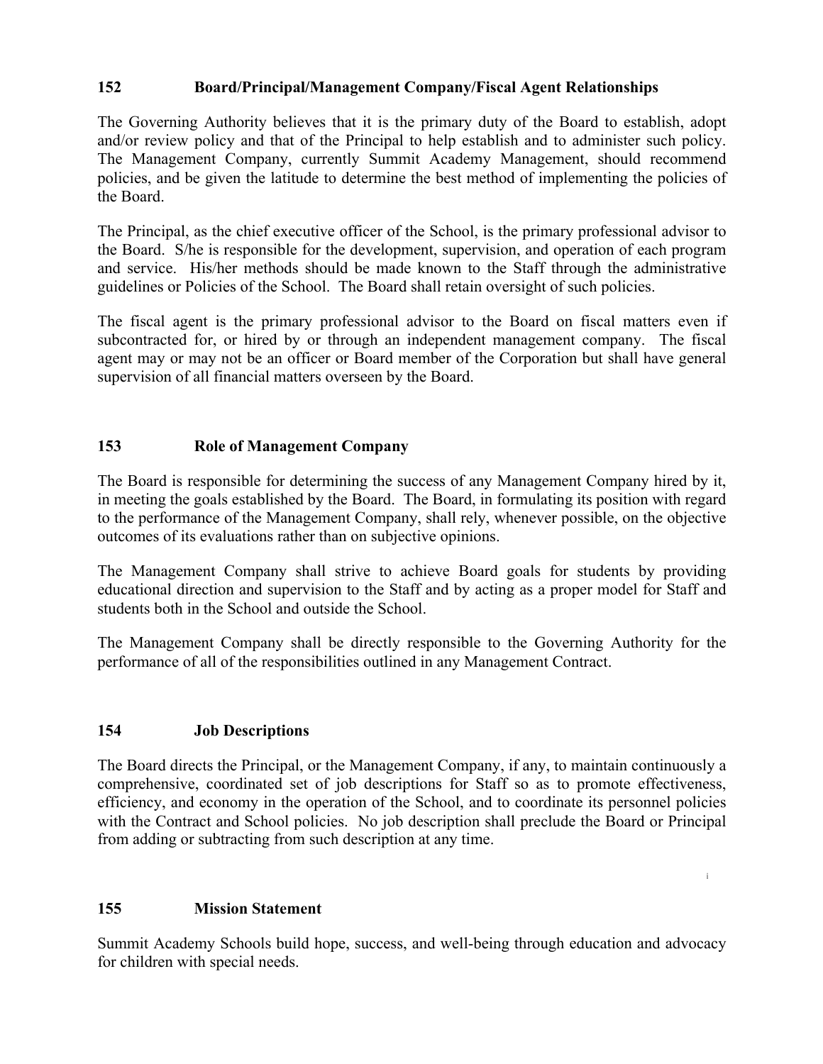## 152 Board/Principal/Management Company/Fiscal Agent Relationships

The Governing Authority believes that it is the primary duty of the Board to establish, adopt and/or review policy and that of the Principal to help establish and to administer such policy. The Management Company, currently Summit Academy Management, should recommend policies, and be given the latitude to determine the best method of implementing the policies of the Board.

The Principal, as the chief executive officer of the School, is the primary professional advisor to the Board. S/he is responsible for the development, supervision, and operation of each program and service. His/her methods should be made known to the Staff through the administrative guidelines or Policies of the School. The Board shall retain oversight of such policies.

The fiscal agent is the primary professional advisor to the Board on fiscal matters even if subcontracted for, or hired by or through an independent management company. The fiscal agent may or may not be an officer or Board member of the Corporation but shall have general supervision of all financial matters overseen by the Board.

## 153 Role of Management Company

The Board is responsible for determining the success of any Management Company hired by it, in meeting the goals established by the Board. The Board, in formulating its position with regard to the performance of the Management Company, shall rely, whenever possible, on the objective outcomes of its evaluations rather than on subjective opinions.

The Management Company shall strive to achieve Board goals for students by providing educational direction and supervision to the Staff and by acting as a proper model for Staff and students both in the School and outside the School.

The Management Company shall be directly responsible to the Governing Authority for the performance of all of the responsibilities outlined in any Management Contract.

## 154 Job Descriptions

The Board directs the Principal, or the Management Company, if any, to maintain continuously a comprehensive, coordinated set of job descriptions for Staff so as to promote effectiveness, efficiency, and economy in the operation of the School, and to coordinate its personnel policies with the Contract and School policies. No job description shall preclude the Board or Principal from adding or subtracting from such description at any time.

## 155 Mission Statement

Summit Academy Schools build hope, success, and well-being through education and advocacy for children with special needs.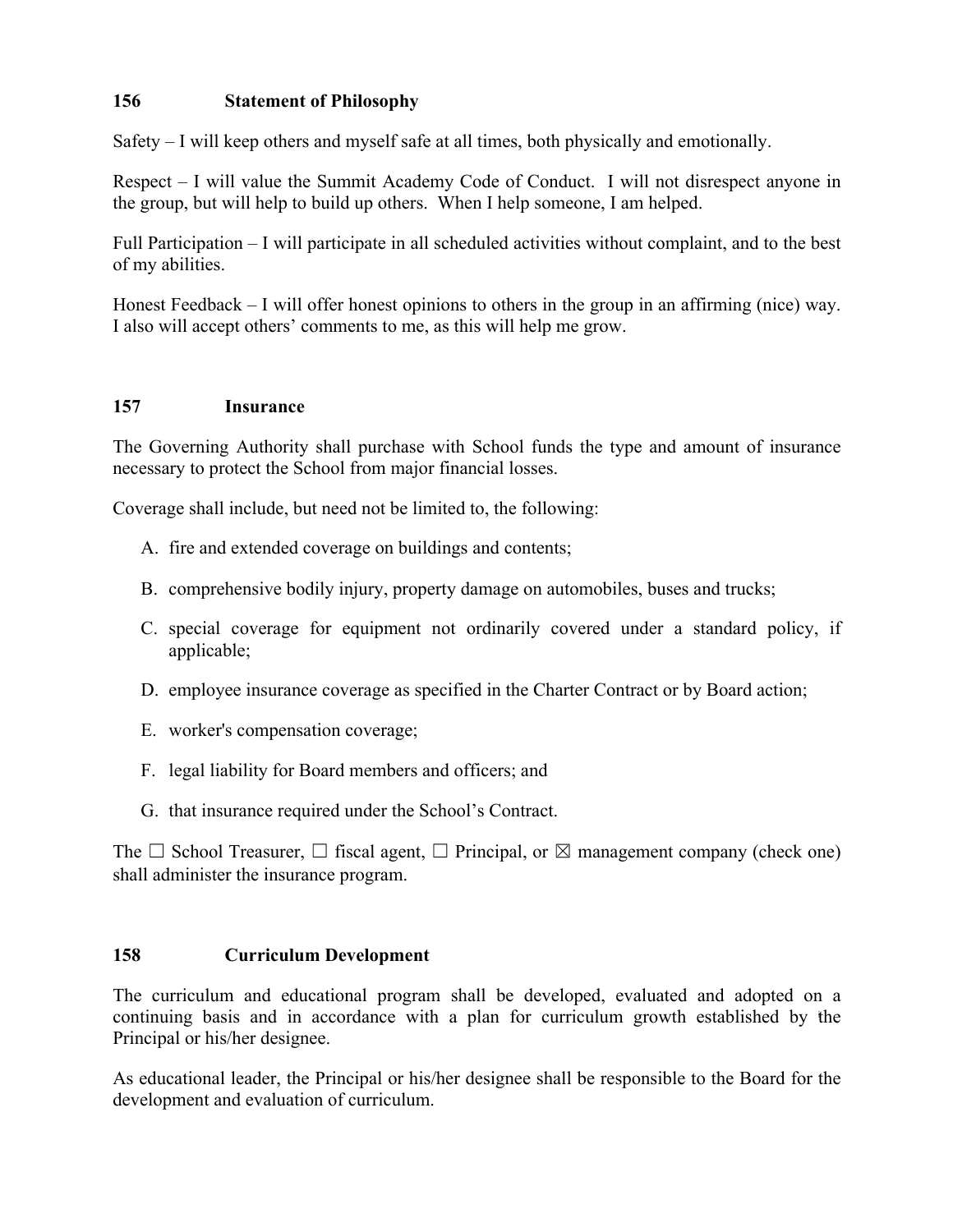## 156 Statement of Philosophy

Safety – I will keep others and myself safe at all times, both physically and emotionally.

Respect – I will value the Summit Academy Code of Conduct. I will not disrespect anyone in the group, but will help to build up others. When I help someone, I am helped.

Full Participation – I will participate in all scheduled activities without complaint, and to the best of my abilities.

Honest Feedback – I will offer honest opinions to others in the group in an affirming (nice) way. I also will accept others' comments to me, as this will help me grow.

## 157 Insurance

The Governing Authority shall purchase with School funds the type and amount of insurance necessary to protect the School from major financial losses.

Coverage shall include, but need not be limited to, the following:

A. fire and extended coverage on buildings and contents;

B. comprehensive bodily injury, property damage on automobiles, buses and trucks;

C. special coverage for equipment not ordinarily covered under a standard policy, if applicable;

D. employee insurance coverage as specified in the Charter Contract or by Board action;

E. worker's compensation coverage;

F. legal liability for Board members and officers; and

G. that insurance required under the School's Contract.

The ☐ School Treasurer, ☐ fiscal agent, ☐ Principal, or ☒ management company (check one) shall administer the insurance program.

## 158 Curriculum Development

The curriculum and educational program shall be developed, evaluated and adopted on a continuing basis and in accordance with a plan for curriculum growth established by the Principal or his/her designee.

As educational leader, the Principal or his/her designee shall be responsible to the Board for the development and evaluation of curriculum.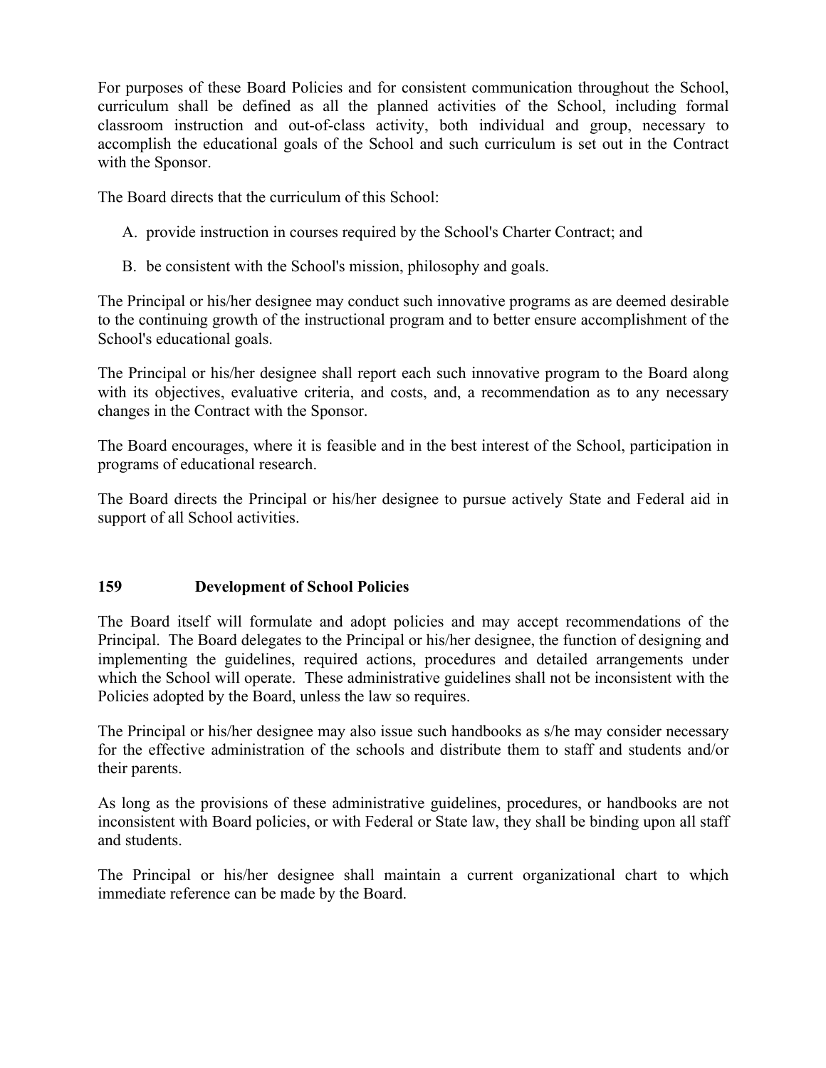For purposes of these Board Policies and for consistent communication throughout the School, curriculum shall be defined as all the planned activities of the School, including formal classroom instruction and out-of-class activity, both individual and group, necessary to accomplish the educational goals of the School and such curriculum is set out in the Contract with the Sponsor.

The Board directs that the curriculum of this School:

A. provide instruction in courses required by the School's Charter Contract; and

B. be consistent with the School's mission, philosophy and goals.

The Principal or his/her designee may conduct such innovative programs as are deemed desirable to the continuing growth of the instructional program and to better ensure accomplishment of the School's educational goals.

The Principal or his/her designee shall report each such innovative program to the Board along with its objectives, evaluative criteria, and costs, and, a recommendation as to any necessary changes in the Contract with the Sponsor.

The Board encourages, where it is feasible and in the best interest of the School, participation in programs of educational research.

The Board directs the Principal or his/her designee to pursue actively State and Federal aid in support of all School activities.

## 159 Development of School Policies

The Board itself will formulate and adopt policies and may accept recommendations of the Principal. The Board delegates to the Principal or his/her designee, the function of designing and implementing the guidelines, required actions, procedures and detailed arrangements under which the School will operate. These administrative guidelines shall not be inconsistent with the Policies adopted by the Board, unless the law so requires.

The Principal or his/her designee may also issue such handbooks as s/he may consider necessary for the effective administration of the schools and distribute them to staff and students and/or their parents.

As long as the provisions of these administrative guidelines, procedures, or handbooks are not inconsistent with Board policies, or with Federal or State law, they shall be binding upon all staff and students.

The Principal or his/her designee shall maintain a current organizational chart to which immediate reference can be made by the Board.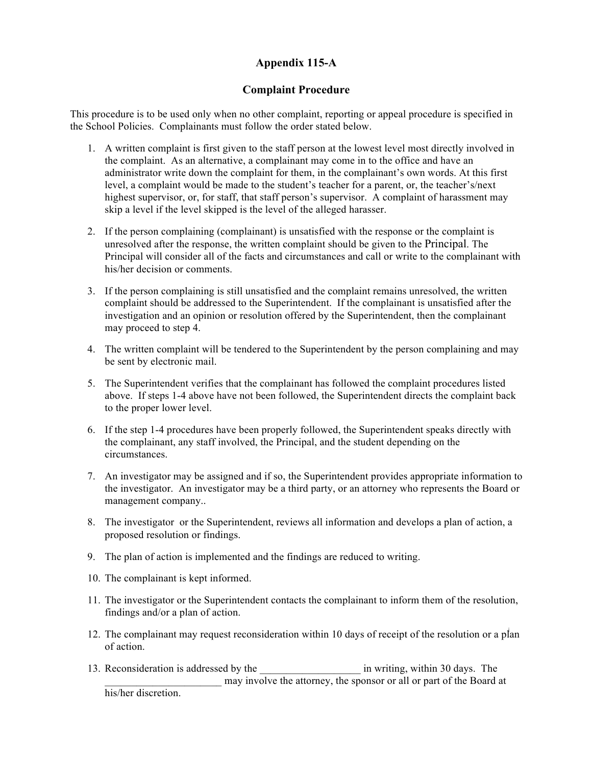# Appendix 115-A

## Complaint Procedure

This procedure is to be used only when no other complaint, reporting or appeal procedure is specified in the School Policies. Complainants must follow the order stated below.

1. A written complaint is first given to the staff person at the lowest level most directly involved in the complaint. As an alternative, a complainant may come in to the office and have an administrator write down the complaint for them, in the complainant's own words. At this first level, a complaint would be made to the student's teacher for a parent, or, the teacher's/next highest supervisor, or, for staff, that staff person's supervisor. A complaint of harassment may skip a level if the level skipped is the level of the alleged harasser.
2. If the person complaining (complainant) is unsatisfied with the response or the complaint is unresolved after the response, the written complaint should be given to the Principal. The Principal will consider all of the facts and circumstances and call or write to the complainant with his/her decision or comments.
3. If the person complaining is still unsatisfied and the complaint remains unresolved, the written complaint should be addressed to the Superintendent. If the complainant is unsatisfied after the investigation and an opinion or resolution offered by the Superintendent, then the complainant may proceed to step 4.
4. The written complaint will be tendered to the Superintendent by the person complaining and may be sent by electronic mail.
5. The Superintendent verifies that the complainant has followed the complaint procedures listed above. If steps 1-4 above have not been followed, the Superintendent directs the complaint back to the proper lower level.
6. If the step 1-4 procedures have been properly followed, the Superintendent speaks directly with the complainant, any staff involved, the Principal, and the student depending on the circumstances.
7. An investigator may be assigned and if so, the Superintendent provides appropriate information to the investigator. An investigator may be a third party, or an attorney who represents the Board or management company..
8. The investigator or the Superintendent, reviews all information and develops a plan of action, a proposed resolution or findings.
9. The plan of action is implemented and the findings are reduced to writing.
10. The complainant is kept informed.
11. The investigator or the Superintendent contacts the complainant to inform them of the resolution, findings and/or a plan of action.
12. The complainant may request reconsideration within 10 days of receipt of the resolution or a plan of action.
13. Reconsideration is addressed by the ___________________ in writing, within 30 days. The ______________________ may involve the attorney, the sponsor or all or part of the Board at his/her discretion.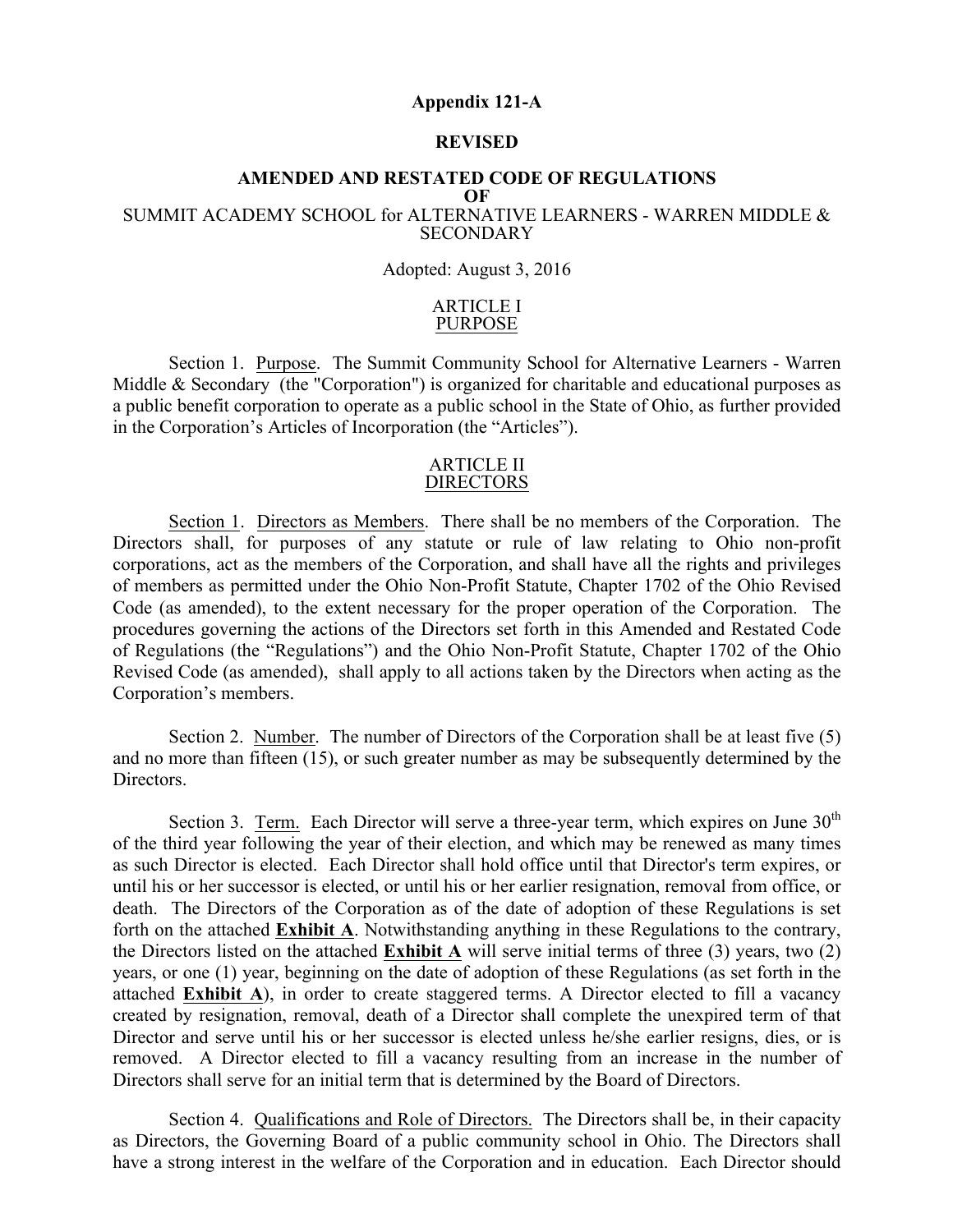**Appendix 121-A**

**REVISED**

**AMENDED AND RESTATED CODE OF REGULATIONS**
**OF**
SUMMIT ACADEMY SCHOOL for ALTERNATIVE LEARNERS - WARREN MIDDLE & SECONDARY

Adopted: August 3, 2016

ARTICLE I
PURPOSE

Section 1. Purpose. The Summit Community School for Alternative Learners - Warren Middle & Secondary (the "Corporation") is organized for charitable and educational purposes as a public benefit corporation to operate as a public school in the State of Ohio, as further provided in the Corporation's Articles of Incorporation (the "Articles").

ARTICLE II
DIRECTORS

Section 1. Directors as Members. There shall be no members of the Corporation. The Directors shall, for purposes of any statute or rule of law relating to Ohio non-profit corporations, act as the members of the Corporation, and shall have all the rights and privileges of members as permitted under the Ohio Non-Profit Statute, Chapter 1702 of the Ohio Revised Code (as amended), to the extent necessary for the proper operation of the Corporation. The procedures governing the actions of the Directors set forth in this Amended and Restated Code of Regulations (the "Regulations") and the Ohio Non-Profit Statute, Chapter 1702 of the Ohio Revised Code (as amended), shall apply to all actions taken by the Directors when acting as the Corporation's members.

Section 2. Number. The number of Directors of the Corporation shall be at least five (5) and no more than fifteen (15), or such greater number as may be subsequently determined by the Directors.

Section 3. Term. Each Director will serve a three-year term, which expires on June 30th of the third year following the year of their election, and which may be renewed as many times as such Director is elected. Each Director shall hold office until that Director's term expires, or until his or her successor is elected, or until his or her earlier resignation, removal from office, or death. The Directors of the Corporation as of the date of adoption of these Regulations is set forth on the attached **Exhibit A**. Notwithstanding anything in these Regulations to the contrary, the Directors listed on the attached **Exhibit A** will serve initial terms of three (3) years, two (2) years, or one (1) year, beginning on the date of adoption of these Regulations (as set forth in the attached **Exhibit A**), in order to create staggered terms. A Director elected to fill a vacancy created by resignation, removal, death of a Director shall complete the unexpired term of that Director and serve until his or her successor is elected unless he/she earlier resigns, dies, or is removed. A Director elected to fill a vacancy resulting from an increase in the number of Directors shall serve for an initial term that is determined by the Board of Directors.

Section 4. Qualifications and Role of Directors. The Directors shall be, in their capacity as Directors, the Governing Board of a public community school in Ohio. The Directors shall have a strong interest in the welfare of the Corporation and in education. Each Director should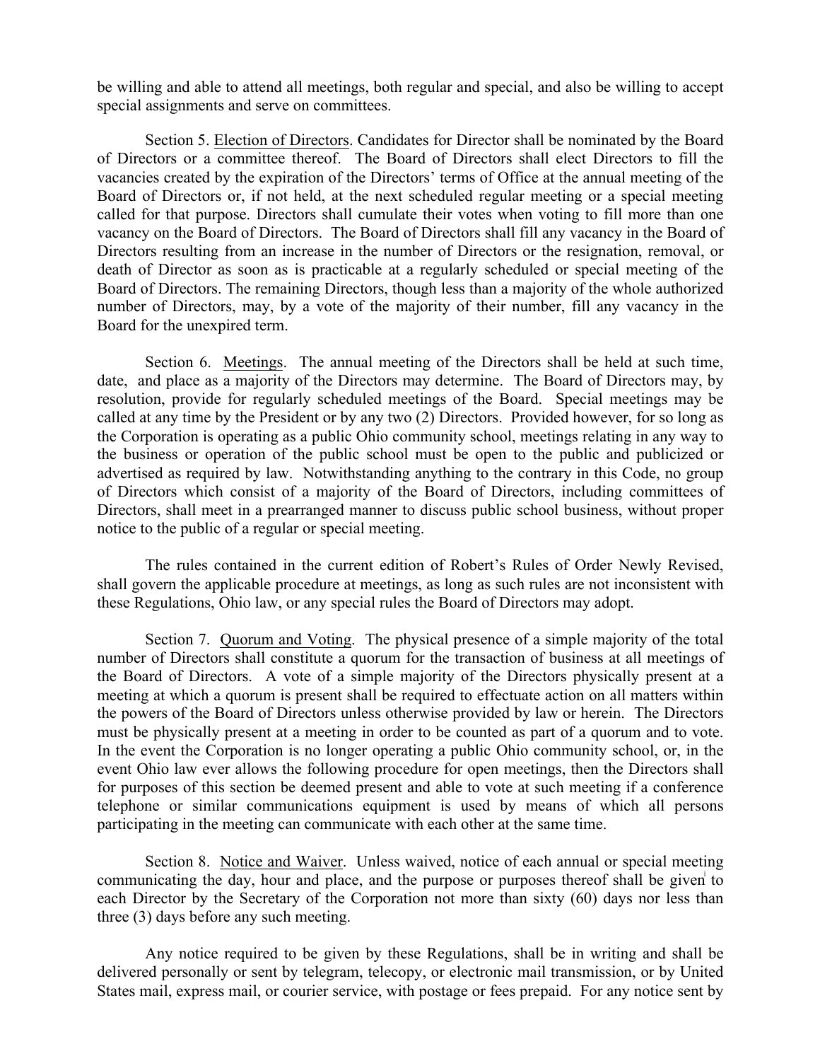be willing and able to attend all meetings, both regular and special, and also be willing to accept special assignments and serve on committees.

Section 5. Election of Directors. Candidates for Director shall be nominated by the Board of Directors or a committee thereof. The Board of Directors shall elect Directors to fill the vacancies created by the expiration of the Directors' terms of Office at the annual meeting of the Board of Directors or, if not held, at the next scheduled regular meeting or a special meeting called for that purpose. Directors shall cumulate their votes when voting to fill more than one vacancy on the Board of Directors. The Board of Directors shall fill any vacancy in the Board of Directors resulting from an increase in the number of Directors or the resignation, removal, or death of Director as soon as is practicable at a regularly scheduled or special meeting of the Board of Directors. The remaining Directors, though less than a majority of the whole authorized number of Directors, may, by a vote of the majority of their number, fill any vacancy in the Board for the unexpired term.

Section 6. Meetings. The annual meeting of the Directors shall be held at such time, date, and place as a majority of the Directors may determine. The Board of Directors may, by resolution, provide for regularly scheduled meetings of the Board. Special meetings may be called at any time by the President or by any two (2) Directors. Provided however, for so long as the Corporation is operating as a public Ohio community school, meetings relating in any way to the business or operation of the public school must be open to the public and publicized or advertised as required by law. Notwithstanding anything to the contrary in this Code, no group of Directors which consist of a majority of the Board of Directors, including committees of Directors, shall meet in a prearranged manner to discuss public school business, without proper notice to the public of a regular or special meeting.

The rules contained in the current edition of Robert's Rules of Order Newly Revised, shall govern the applicable procedure at meetings, as long as such rules are not inconsistent with these Regulations, Ohio law, or any special rules the Board of Directors may adopt.

Section 7. Quorum and Voting. The physical presence of a simple majority of the total number of Directors shall constitute a quorum for the transaction of business at all meetings of the Board of Directors. A vote of a simple majority of the Directors physically present at a meeting at which a quorum is present shall be required to effectuate action on all matters within the powers of the Board of Directors unless otherwise provided by law or herein. The Directors must be physically present at a meeting in order to be counted as part of a quorum and to vote. In the event the Corporation is no longer operating a public Ohio community school, or, in the event Ohio law ever allows the following procedure for open meetings, then the Directors shall for purposes of this section be deemed present and able to vote at such meeting if a conference telephone or similar communications equipment is used by means of which all persons participating in the meeting can communicate with each other at the same time.

Section 8. Notice and Waiver. Unless waived, notice of each annual or special meeting communicating the day, hour and place, and the purpose or purposes thereof shall be given[i] to each Director by the Secretary of the Corporation not more than sixty (60) days nor less than three (3) days before any such meeting.

Any notice required to be given by these Regulations, shall be in writing and shall be delivered personally or sent by telegram, telecopy, or electronic mail transmission, or by United States mail, express mail, or courier service, with postage or fees prepaid. For any notice sent by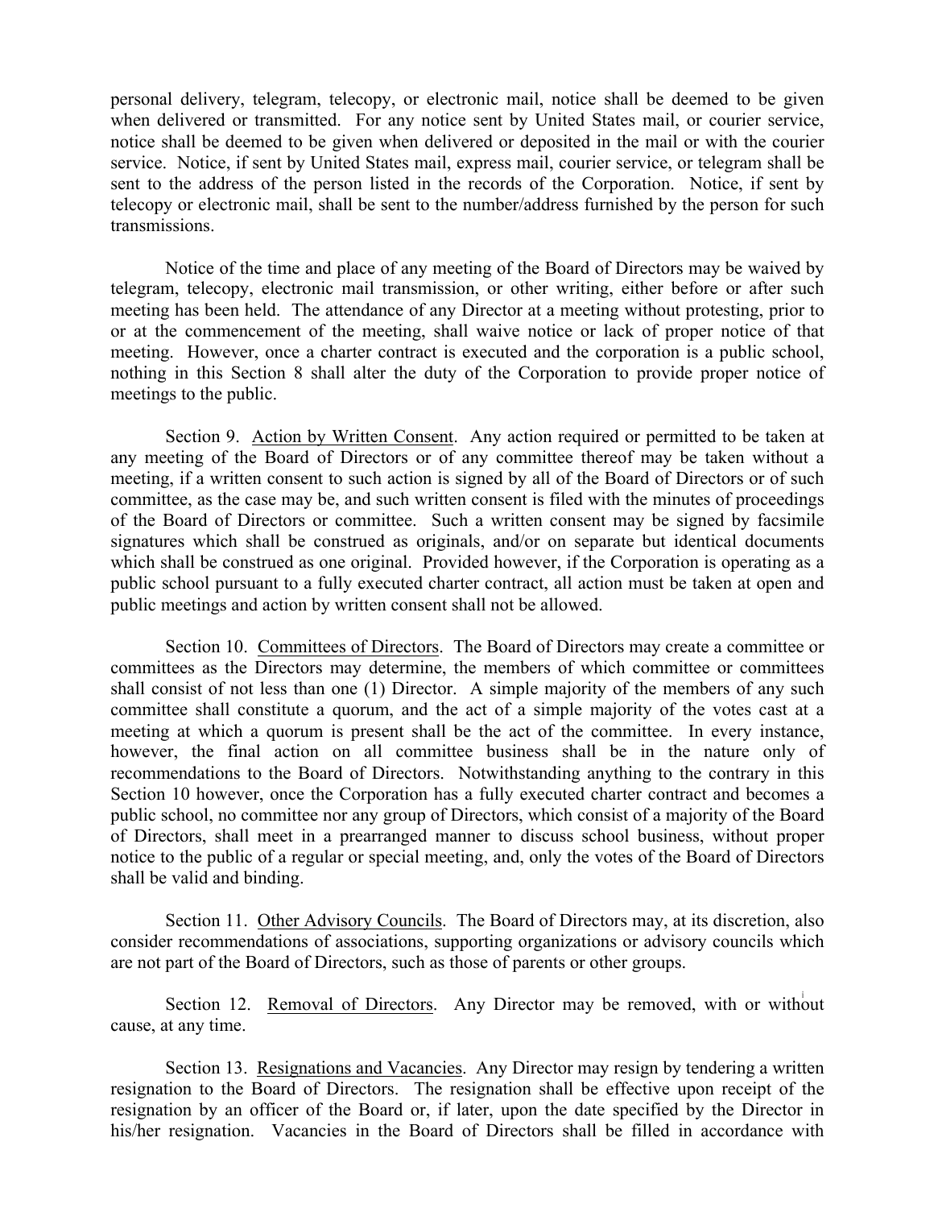personal delivery, telegram, telecopy, or electronic mail, notice shall be deemed to be given when delivered or transmitted. For any notice sent by United States mail, or courier service, notice shall be deemed to be given when delivered or deposited in the mail or with the courier service. Notice, if sent by United States mail, express mail, courier service, or telegram shall be sent to the address of the person listed in the records of the Corporation. Notice, if sent by telecopy or electronic mail, shall be sent to the number/address furnished by the person for such transmissions.

Notice of the time and place of any meeting of the Board of Directors may be waived by telegram, telecopy, electronic mail transmission, or other writing, either before or after such meeting has been held. The attendance of any Director at a meeting without protesting, prior to or at the commencement of the meeting, shall waive notice or lack of proper notice of that meeting. However, once a charter contract is executed and the corporation is a public school, nothing in this Section 8 shall alter the duty of the Corporation to provide proper notice of meetings to the public.

Section 9. Action by Written Consent. Any action required or permitted to be taken at any meeting of the Board of Directors or of any committee thereof may be taken without a meeting, if a written consent to such action is signed by all of the Board of Directors or of such committee, as the case may be, and such written consent is filed with the minutes of proceedings of the Board of Directors or committee. Such a written consent may be signed by facsimile signatures which shall be construed as originals, and/or on separate but identical documents which shall be construed as one original. Provided however, if the Corporation is operating as a public school pursuant to a fully executed charter contract, all action must be taken at open and public meetings and action by written consent shall not be allowed.

Section 10. Committees of Directors. The Board of Directors may create a committee or committees as the Directors may determine, the members of which committee or committees shall consist of not less than one (1) Director. A simple majority of the members of any such committee shall constitute a quorum, and the act of a simple majority of the votes cast at a meeting at which a quorum is present shall be the act of the committee. In every instance, however, the final action on all committee business shall be in the nature only of recommendations to the Board of Directors. Notwithstanding anything to the contrary in this Section 10 however, once the Corporation has a fully executed charter contract and becomes a public school, no committee nor any group of Directors, which consist of a majority of the Board of Directors, shall meet in a prearranged manner to discuss school business, without proper notice to the public of a regular or special meeting, and, only the votes of the Board of Directors shall be valid and binding.

Section 11. Other Advisory Councils. The Board of Directors may, at its discretion, also consider recommendations of associations, supporting organizations or advisory councils which are not part of the Board of Directors, such as those of parents or other groups.

Section 12. Removal of Directors. Any Director may be removed, with or without cause, at any time.

Section 13. Resignations and Vacancies. Any Director may resign by tendering a written resignation to the Board of Directors. The resignation shall be effective upon receipt of the resignation by an officer of the Board or, if later, upon the date specified by the Director in his/her resignation. Vacancies in the Board of Directors shall be filled in accordance with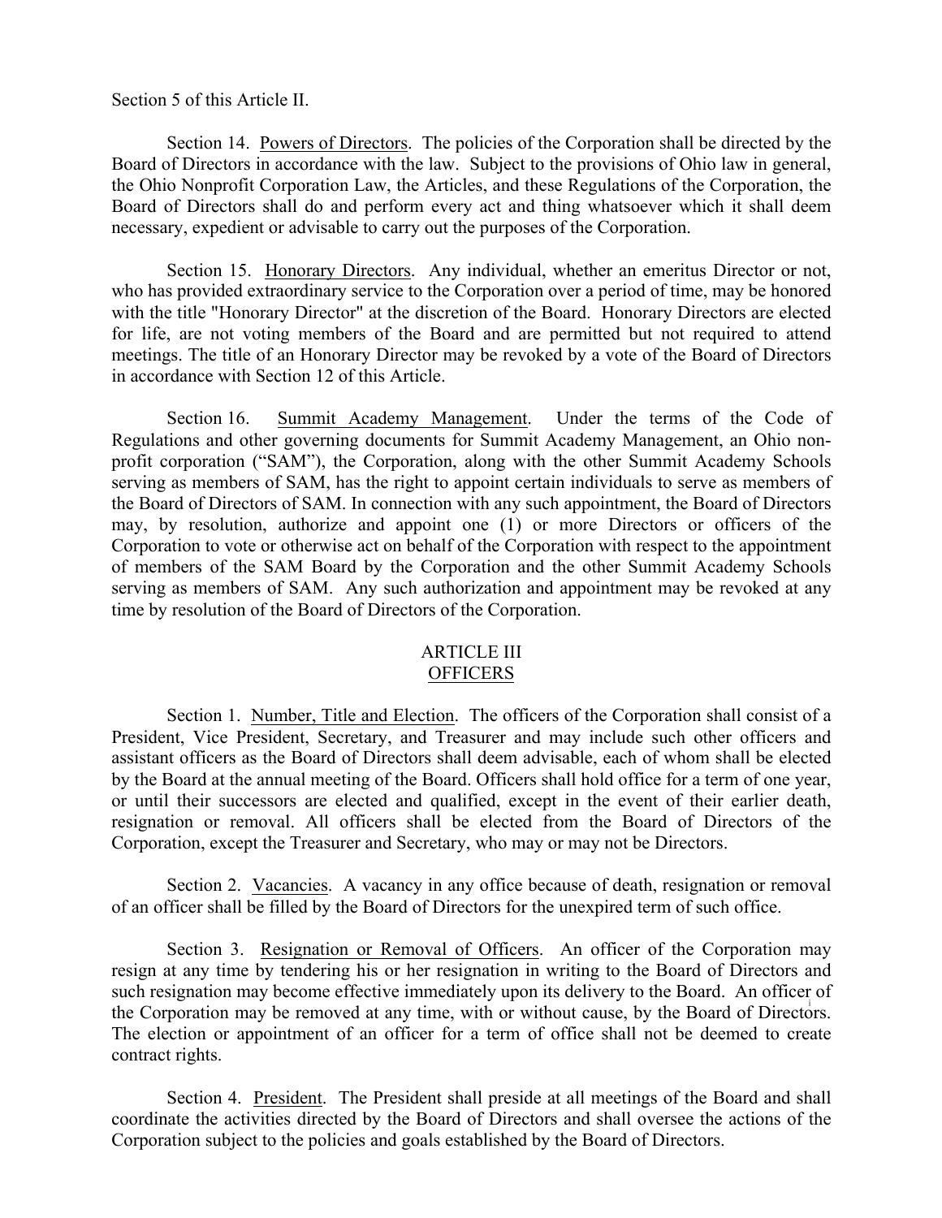Section 5 of this Article II.

Section 14. Powers of Directors. The policies of the Corporation shall be directed by the Board of Directors in accordance with the law. Subject to the provisions of Ohio law in general, the Ohio Nonprofit Corporation Law, the Articles, and these Regulations of the Corporation, the Board of Directors shall do and perform every act and thing whatsoever which it shall deem necessary, expedient or advisable to carry out the purposes of the Corporation.

Section 15. Honorary Directors. Any individual, whether an emeritus Director or not, who has provided extraordinary service to the Corporation over a period of time, may be honored with the title "Honorary Director" at the discretion of the Board. Honorary Directors are elected for life, are not voting members of the Board and are permitted but not required to attend meetings. The title of an Honorary Director may be revoked by a vote of the Board of Directors in accordance with Section 12 of this Article.

Section 16. Summit Academy Management. Under the terms of the Code of Regulations and other governing documents for Summit Academy Management, an Ohio non-profit corporation ("SAM"), the Corporation, along with the other Summit Academy Schools serving as members of SAM, has the right to appoint certain individuals to serve as members of the Board of Directors of SAM. In connection with any such appointment, the Board of Directors may, by resolution, authorize and appoint one (1) or more Directors or officers of the Corporation to vote or otherwise act on behalf of the Corporation with respect to the appointment of members of the SAM Board by the Corporation and the other Summit Academy Schools serving as members of SAM. Any such authorization and appointment may be revoked at any time by resolution of the Board of Directors of the Corporation.

## ARTICLE III
## OFFICERS

Section 1. Number, Title and Election. The officers of the Corporation shall consist of a President, Vice President, Secretary, and Treasurer and may include such other officers and assistant officers as the Board of Directors shall deem advisable, each of whom shall be elected by the Board at the annual meeting of the Board. Officers shall hold office for a term of one year, or until their successors are elected and qualified, except in the event of their earlier death, resignation or removal. All officers shall be elected from the Board of Directors of the Corporation, except the Treasurer and Secretary, who may or may not be Directors.

Section 2. Vacancies. A vacancy in any office because of death, resignation or removal of an officer shall be filled by the Board of Directors for the unexpired term of such office.

Section 3. Resignation or Removal of Officers. An officer of the Corporation may resign at any time by tendering his or her resignation in writing to the Board of Directors and such resignation may become effective immediately upon its delivery to the Board. An officer of the Corporation may be removed at any time, with or without cause, by the Board of Directors. The election or appointment of an officer for a term of office shall not be deemed to create contract rights.

Section 4. President. The President shall preside at all meetings of the Board and shall coordinate the activities directed by the Board of Directors and shall oversee the actions of the Corporation subject to the policies and goals established by the Board of Directors.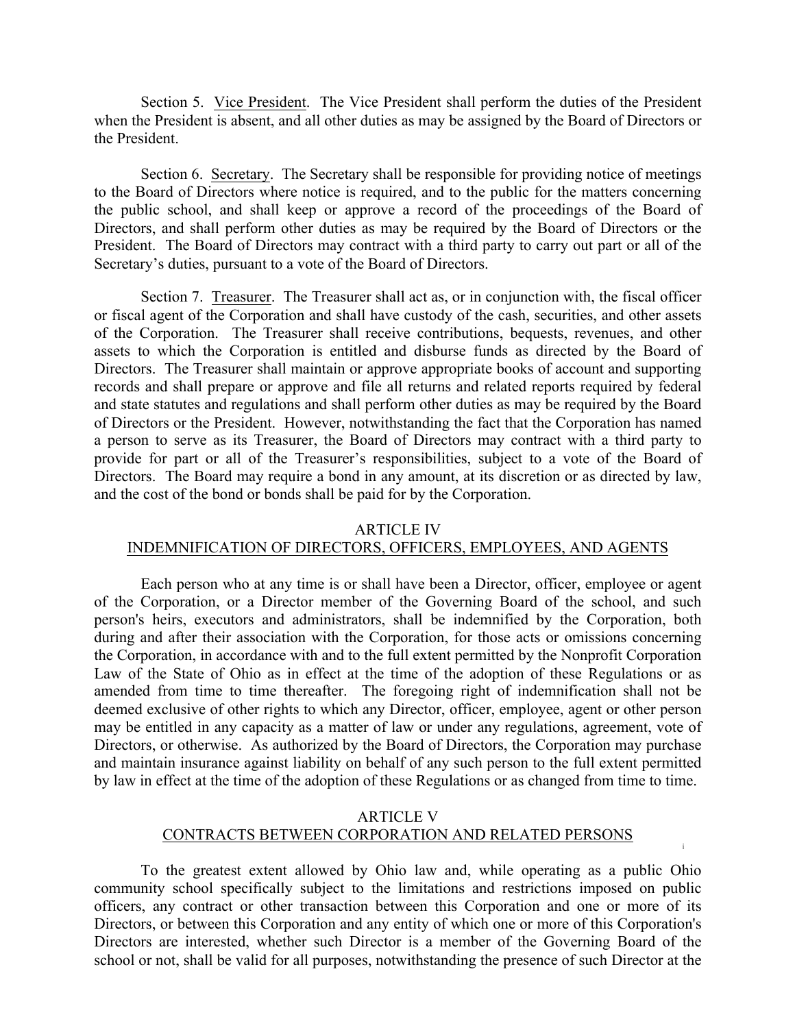Section 5. Vice President. The Vice President shall perform the duties of the President when the President is absent, and all other duties as may be assigned by the Board of Directors or the President.

Section 6. Secretary. The Secretary shall be responsible for providing notice of meetings to the Board of Directors where notice is required, and to the public for the matters concerning the public school, and shall keep or approve a record of the proceedings of the Board of Directors, and shall perform other duties as may be required by the Board of Directors or the President. The Board of Directors may contract with a third party to carry out part or all of the Secretary's duties, pursuant to a vote of the Board of Directors.

Section 7. Treasurer. The Treasurer shall act as, or in conjunction with, the fiscal officer or fiscal agent of the Corporation and shall have custody of the cash, securities, and other assets of the Corporation. The Treasurer shall receive contributions, bequests, revenues, and other assets to which the Corporation is entitled and disburse funds as directed by the Board of Directors. The Treasurer shall maintain or approve appropriate books of account and supporting records and shall prepare or approve and file all returns and related reports required by federal and state statutes and regulations and shall perform other duties as may be required by the Board of Directors or the President. However, notwithstanding the fact that the Corporation has named a person to serve as its Treasurer, the Board of Directors may contract with a third party to provide for part or all of the Treasurer's responsibilities, subject to a vote of the Board of Directors. The Board may require a bond in any amount, at its discretion or as directed by law, and the cost of the bond or bonds shall be paid for by the Corporation.

## ARTICLE IV
## INDEMNIFICATION OF DIRECTORS, OFFICERS, EMPLOYEES, AND AGENTS

Each person who at any time is or shall have been a Director, officer, employee or agent of the Corporation, or a Director member of the Governing Board of the school, and such person's heirs, executors and administrators, shall be indemnified by the Corporation, both during and after their association with the Corporation, for those acts or omissions concerning the Corporation, in accordance with and to the full extent permitted by the Nonprofit Corporation Law of the State of Ohio as in effect at the time of the adoption of these Regulations or as amended from time to time thereafter. The foregoing right of indemnification shall not be deemed exclusive of other rights to which any Director, officer, employee, agent or other person may be entitled in any capacity as a matter of law or under any regulations, agreement, vote of Directors, or otherwise. As authorized by the Board of Directors, the Corporation may purchase and maintain insurance against liability on behalf of any such person to the full extent permitted by law in effect at the time of the adoption of these Regulations or as changed from time to time.

## ARTICLE V
## CONTRACTS BETWEEN CORPORATION AND RELATED PERSONS

To the greatest extent allowed by Ohio law and, while operating as a public Ohio community school specifically subject to the limitations and restrictions imposed on public officers, any contract or other transaction between this Corporation and one or more of its Directors, or between this Corporation and any entity of which one or more of this Corporation's Directors are interested, whether such Director is a member of the Governing Board of the school or not, shall be valid for all purposes, notwithstanding the presence of such Director at the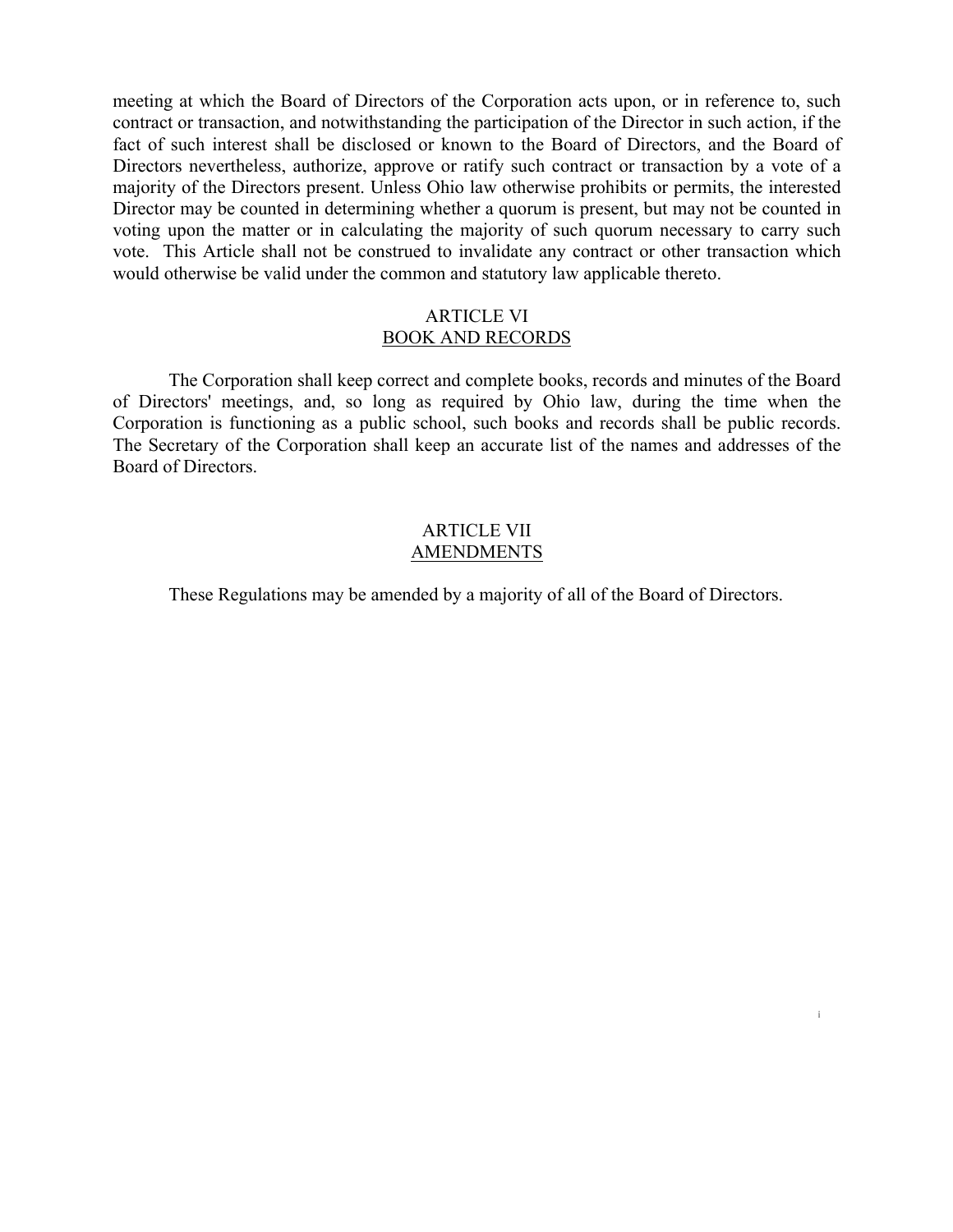meeting at which the Board of Directors of the Corporation acts upon, or in reference to, such contract or transaction, and notwithstanding the participation of the Director in such action, if the fact of such interest shall be disclosed or known to the Board of Directors, and the Board of Directors nevertheless, authorize, approve or ratify such contract or transaction by a vote of a majority of the Directors present. Unless Ohio law otherwise prohibits or permits, the interested Director may be counted in determining whether a quorum is present, but may not be counted in voting upon the matter or in calculating the majority of such quorum necessary to carry such vote. This Article shall not be construed to invalidate any contract or other transaction which would otherwise be valid under the common and statutory law applicable thereto.

## ARTICLE VI
## BOOK AND RECORDS

The Corporation shall keep correct and complete books, records and minutes of the Board of Directors' meetings, and, so long as required by Ohio law, during the time when the Corporation is functioning as a public school, such books and records shall be public records. The Secretary of the Corporation shall keep an accurate list of the names and addresses of the Board of Directors.

## ARTICLE VII
## AMENDMENTS

These Regulations may be amended by a majority of all of the Board of Directors.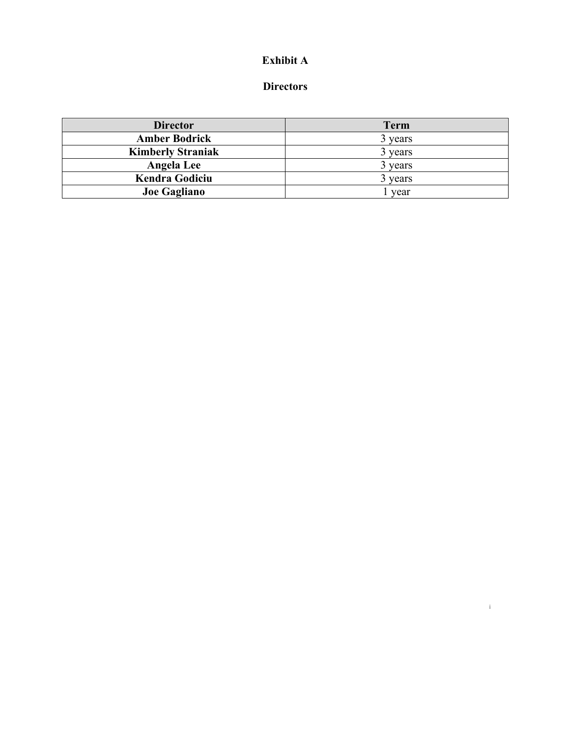# Exhibit A

## Directors

| Director | Term |
|---|---|
| **Amber Bodrick** | 3 years |
| **Kimberly Straniak** | 3 years |
| **Angela Lee** | 3 years |
| **Kendra Godiciu** | 3 years |
| **Joe Gagliano** | 1 year |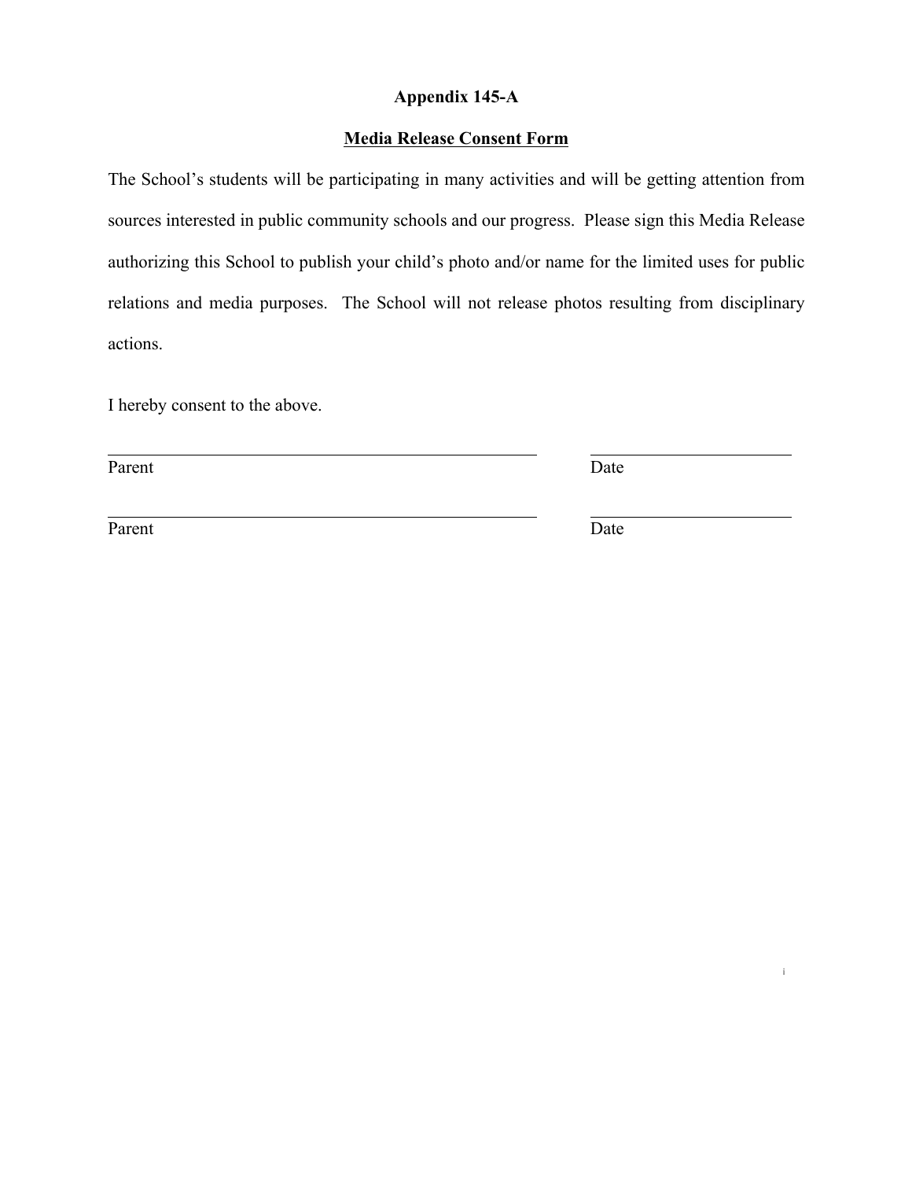**Appendix 145-A**

**Media Release Consent Form**

The School's students will be participating in many activities and will be getting attention from sources interested in public community schools and our progress. Please sign this Media Release authorizing this School to publish your child's photo and/or name for the limited uses for public relations and media purposes. The School will not release photos resulting from disciplinary actions.

I hereby consent to the above.

\_\_\_\_\_\_\_\_\_\_\_\_\_\_\_\_\_\_\_\_\_\_\_\_\_\_\_\_\_\_\_\_\_\_\_\_\_\_\_\_ \_\_\_\_\_\_\_\_\_\_\_\_\_\_\_\_\_\_\_\_
Parent Date

\_\_\_\_\_\_\_\_\_\_\_\_\_\_\_\_\_\_\_\_\_\_\_\_\_\_\_\_\_\_\_\_\_\_\_\_\_\_\_\_ \_\_\_\_\_\_\_\_\_\_\_\_\_\_\_\_\_\_\_\_
Parent Date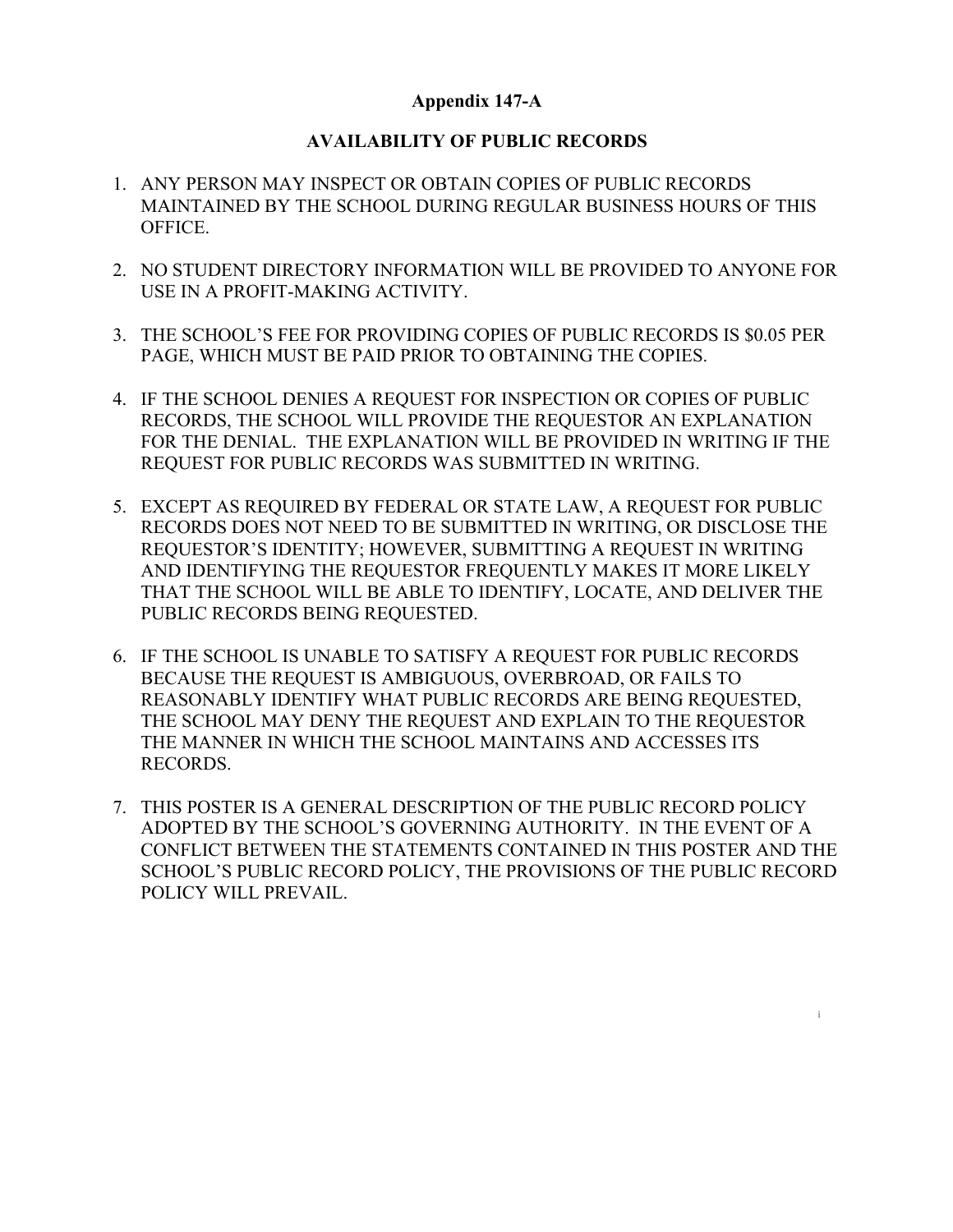**Appendix 147-A**

**AVAILABILITY OF PUBLIC RECORDS**

1. ANY PERSON MAY INSPECT OR OBTAIN COPIES OF PUBLIC RECORDS MAINTAINED BY THE SCHOOL DURING REGULAR BUSINESS HOURS OF THIS OFFICE.

2. NO STUDENT DIRECTORY INFORMATION WILL BE PROVIDED TO ANYONE FOR USE IN A PROFIT-MAKING ACTIVITY.

3. THE SCHOOL'S FEE FOR PROVIDING COPIES OF PUBLIC RECORDS IS $0.05 PER PAGE, WHICH MUST BE PAID PRIOR TO OBTAINING THE COPIES.

4. IF THE SCHOOL DENIES A REQUEST FOR INSPECTION OR COPIES OF PUBLIC RECORDS, THE SCHOOL WILL PROVIDE THE REQUESTOR AN EXPLANATION FOR THE DENIAL. THE EXPLANATION WILL BE PROVIDED IN WRITING IF THE REQUEST FOR PUBLIC RECORDS WAS SUBMITTED IN WRITING.

5. EXCEPT AS REQUIRED BY FEDERAL OR STATE LAW, A REQUEST FOR PUBLIC RECORDS DOES NOT NEED TO BE SUBMITTED IN WRITING, OR DISCLOSE THE REQUESTOR'S IDENTITY; HOWEVER, SUBMITTING A REQUEST IN WRITING AND IDENTIFYING THE REQUESTOR FREQUENTLY MAKES IT MORE LIKELY THAT THE SCHOOL WILL BE ABLE TO IDENTIFY, LOCATE, AND DELIVER THE PUBLIC RECORDS BEING REQUESTED.

6. IF THE SCHOOL IS UNABLE TO SATISFY A REQUEST FOR PUBLIC RECORDS BECAUSE THE REQUEST IS AMBIGUOUS, OVERBROAD, OR FAILS TO REASONABLY IDENTIFY WHAT PUBLIC RECORDS ARE BEING REQUESTED, THE SCHOOL MAY DENY THE REQUEST AND EXPLAIN TO THE REQUESTOR THE MANNER IN WHICH THE SCHOOL MAINTAINS AND ACCESSES ITS RECORDS.

7. THIS POSTER IS A GENERAL DESCRIPTION OF THE PUBLIC RECORD POLICY ADOPTED BY THE SCHOOL'S GOVERNING AUTHORITY. IN THE EVENT OF A CONFLICT BETWEEN THE STATEMENTS CONTAINED IN THIS POSTER AND THE SCHOOL'S PUBLIC RECORD POLICY, THE PROVISIONS OF THE PUBLIC RECORD POLICY WILL PREVAIL.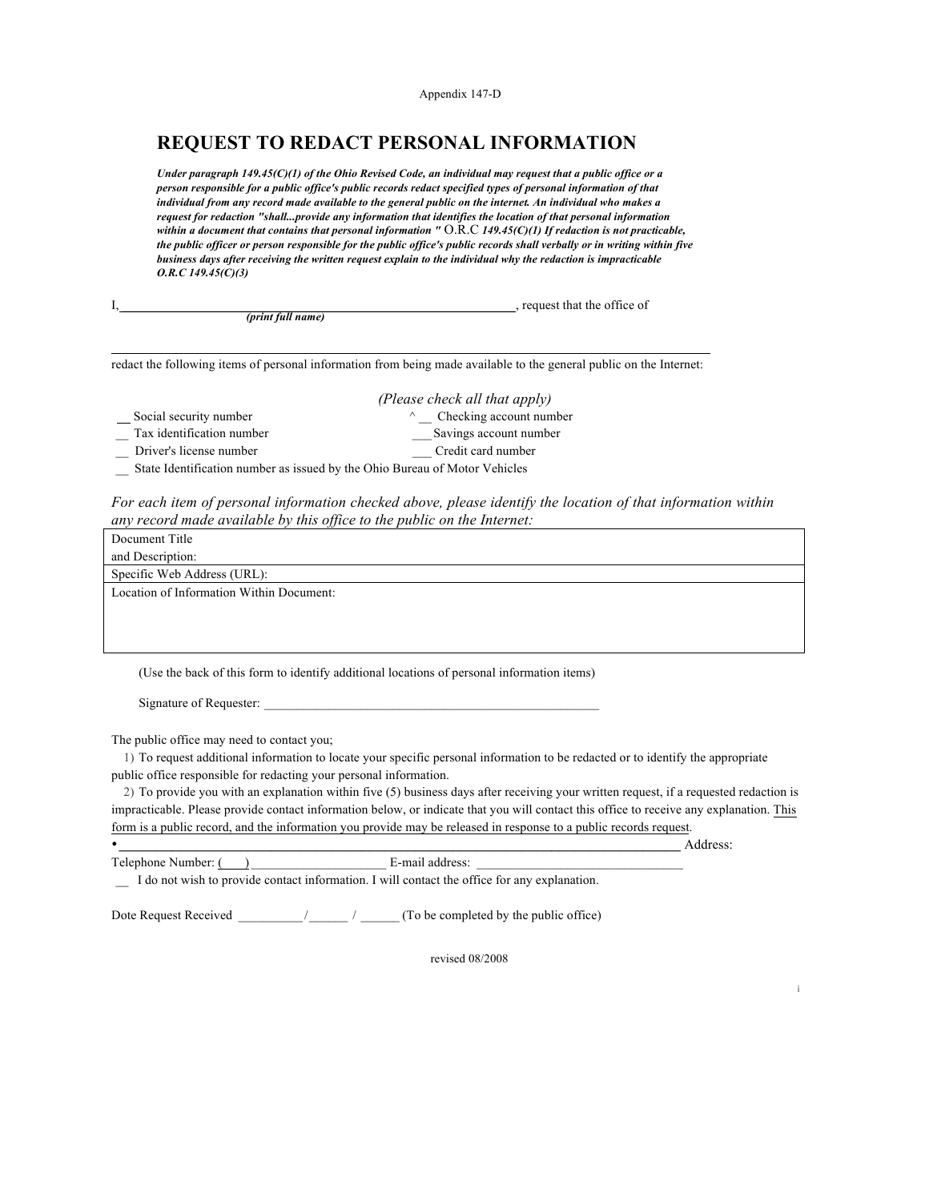Appendix 147-D

# REQUEST TO REDACT PERSONAL INFORMATION

***Under paragraph 149.45(C)(1) of the Ohio Revised Code, an individual may request that a public office or a person responsible for a public office's public records redact specified types of personal information of that individual from any record made available to the general public on the internet. An individual who makes a request for redaction "shall...provide any information that identifies the location of that personal information within a document that contains that personal information "*** O.R.C ***149.45(C)(1) If redaction is not practicable, the public officer or person responsible for the public office's public records shall verbally or in writing within five business days after receiving the written request explain to the individual why the redaction is impracticable O.R.C 149.45(C)(3)***

I, ____________________________________________, request that the office of
***(print full name)***

______________________________________________________________________

redact the following items of personal information from being made available to the general public on the Internet:

*(Please check all that apply)*

__ Social security number
^ __ Checking account number
__ Tax identification number
___ Savings account number
__ Driver's license number
___ Credit card number
__ State Identification number as issued by the Ohio Bureau of Motor Vehicles

*For each item of personal information checked above, please identify the location of that information within any record made available by this office to the public on the Internet:*

| Document Title and Description: |
|---|
| Specific Web Address (URL): |
| Location of Information Within Document: |

(Use the back of this form to identify additional locations of personal information items)

Signature of Requester: ______________________________________________________

The public office may need to contact you;

1) To request additional information to locate your specific personal information to be redacted or to identify the appropriate public office responsible for redacting your personal information.

2) To provide you with an explanation within five (5) business days after receiving your written request, if a requested redaction is impracticable. Please provide contact information below, or indicate that you will contact this office to receive any explanation. This form is a public record, and the information you provide may be released in response to a public records request.

• ______________________________________________________________________ Address:

Telephone Number: (   ) ____________________ E-mail address: ______________________________

__ I do not wish to provide contact information. I will contact the office for any explanation.

Dote Request Received __________/______ / ______ (To be completed by the public office)

revised 08/2008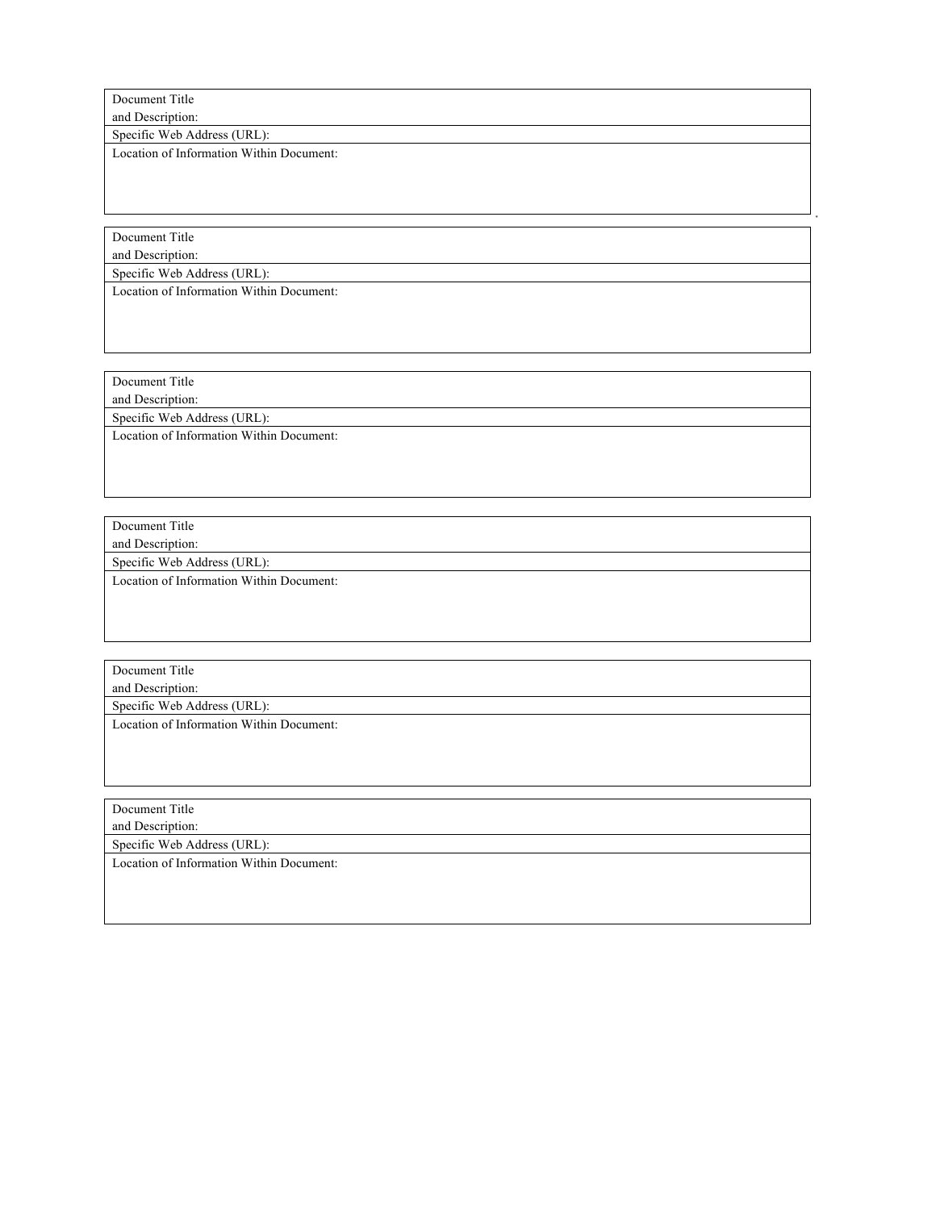| Document Title and Description: |
|---|
| Specific Web Address (URL): |
| Location of Information Within Document: |

| Document Title and Description: |
|---|
| Specific Web Address (URL): |
| Location of Information Within Document: |

| Document Title and Description: |
|---|
| Specific Web Address (URL): |
| Location of Information Within Document: |

| Document Title and Description: |
|---|
| Specific Web Address (URL): |
| Location of Information Within Document: |

| Document Title and Description: |
|---|
| Specific Web Address (URL): |
| Location of Information Within Document: |

| Document Title and Description: |
|---|
| Specific Web Address (URL): |
| Location of Information Within Document: |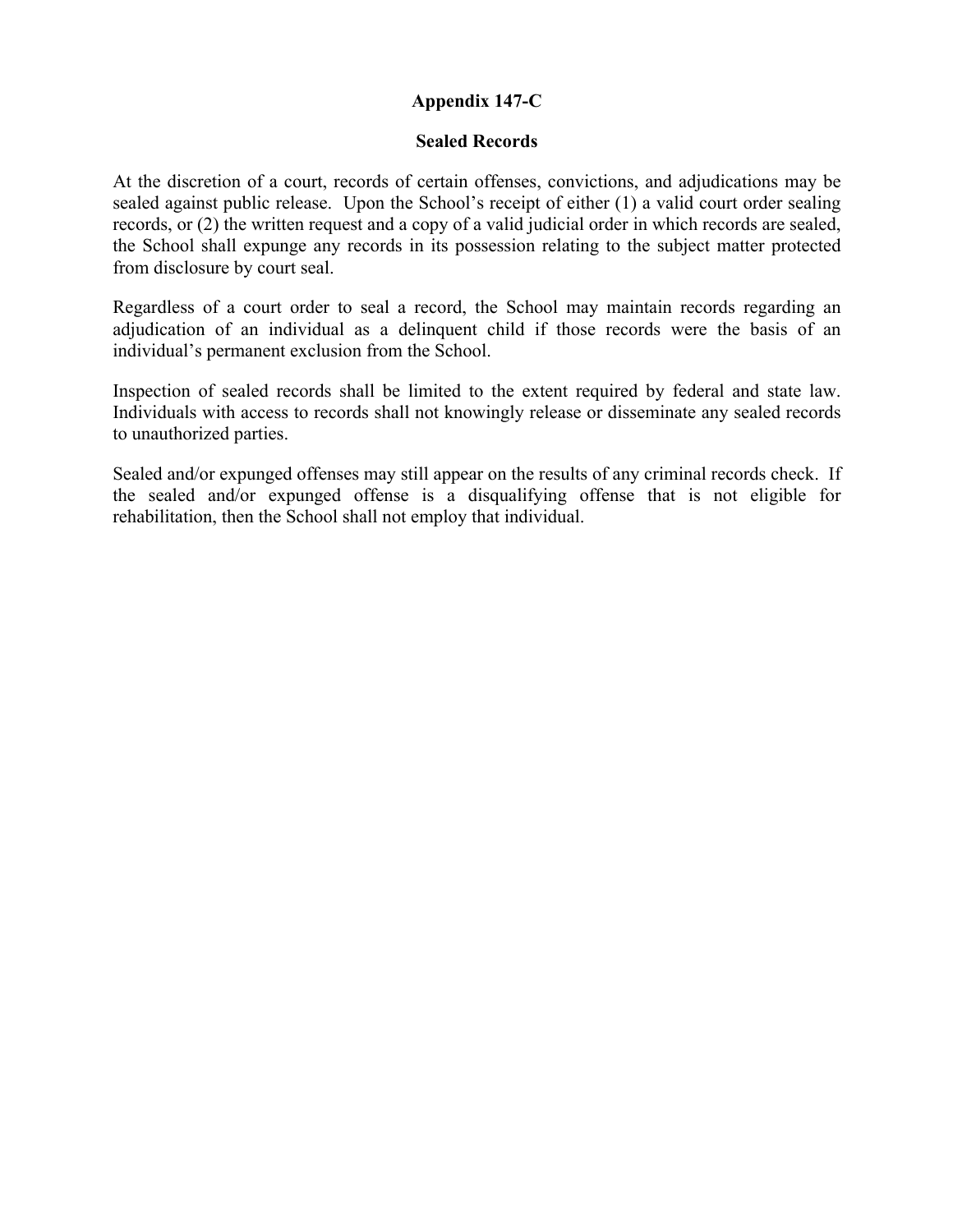## Appendix 147-C

### Sealed Records

At the discretion of a court, records of certain offenses, convictions, and adjudications may be sealed against public release. Upon the School's receipt of either (1) a valid court order sealing records, or (2) the written request and a copy of a valid judicial order in which records are sealed, the School shall expunge any records in its possession relating to the subject matter protected from disclosure by court seal.

Regardless of a court order to seal a record, the School may maintain records regarding an adjudication of an individual as a delinquent child if those records were the basis of an individual's permanent exclusion from the School.

Inspection of sealed records shall be limited to the extent required by federal and state law. Individuals with access to records shall not knowingly release or disseminate any sealed records to unauthorized parties.

Sealed and/or expunged offenses may still appear on the results of any criminal records check. If the sealed and/or expunged offense is a disqualifying offense that is not eligible for rehabilitation, then the School shall not employ that individual.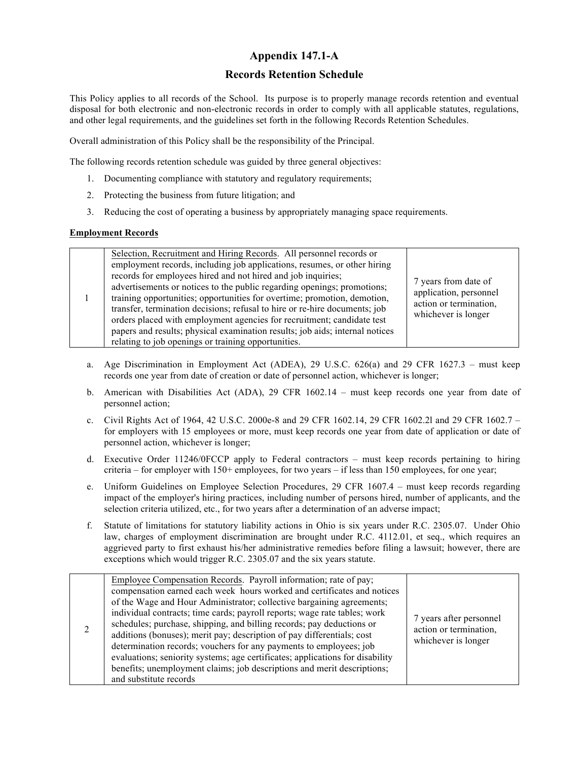# Appendix 147.1-A

## Records Retention Schedule

This Policy applies to all records of the School. Its purpose is to properly manage records retention and eventual disposal for both electronic and non-electronic records in order to comply with all applicable statutes, regulations, and other legal requirements, and the guidelines set forth in the following Records Retention Schedules.

Overall administration of this Policy shall be the responsibility of the Principal.

The following records retention schedule was guided by three general objectives:

1. Documenting compliance with statutory and regulatory requirements;
2. Protecting the business from future litigation; and
3. Reducing the cost of operating a business by appropriately managing space requirements.

**Employment Records**

| | | |
|---|---|---|
| 1 | Selection, Recruitment and Hiring Records. All personnel records or employment records, including job applications, resumes, or other hiring records for employees hired and not hired and job inquiries; advertisements or notices to the public regarding openings; promotions; training opportunities; opportunities for overtime; promotion, demotion, transfer, termination decisions; refusal to hire or re-hire documents; job orders placed with employment agencies for recruitment; candidate test papers and results; physical examination results; job aids; internal notices relating to job openings or training opportunities. | 7 years from date of application, personnel action or termination, whichever is longer |

a. Age Discrimination in Employment Act (ADEA), 29 U.S.C. 626(a) and 29 CFR 1627.3 – must keep records one year from date of creation or date of personnel action, whichever is longer;

b. American with Disabilities Act (ADA), 29 CFR 1602.14 – must keep records one year from date of personnel action;

c. Civil Rights Act of 1964, 42 U.S.C. 2000e-8 and 29 CFR 1602.14, 29 CFR 1602.2l and 29 CFR 1602.7 – for employers with 15 employees or more, must keep records one year from date of application or date of personnel action, whichever is longer;

d. Executive Order 11246/0FCCP apply to Federal contractors – must keep records pertaining to hiring criteria – for employer with 150+ employees, for two years – if less than 150 employees, for one year;

e. Uniform Guidelines on Employee Selection Procedures, 29 CFR 1607.4 – must keep records regarding impact of the employer's hiring practices, including number of persons hired, number of applicants, and the selection criteria utilized, etc., for two years after a determination of an adverse impact;

f. Statute of limitations for statutory liability actions in Ohio is six years under R.C. 2305.07. Under Ohio law, charges of employment discrimination are brought under R.C. 4112.01, et seq., which requires an aggrieved party to first exhaust his/her administrative remedies before filing a lawsuit; however, there are exceptions which would trigger R.C. 2305.07 and the six years statute.

| | | |
|---|---|---|
| 2 | Employee Compensation Records. Payroll information; rate of pay; compensation earned each week hours worked and certificates and notices of the Wage and Hour Administrator; collective bargaining agreements; individual contracts; time cards; payroll reports; wage rate tables; work schedules; purchase, shipping, and billing records; pay deductions or additions (bonuses); merit pay; description of pay differentials; cost determination records; vouchers for any payments to employees; job evaluations; seniority systems; age certificates; applications for disability benefits; unemployment claims; job descriptions and merit descriptions; and substitute records | 7 years after personnel action or termination, whichever is longer |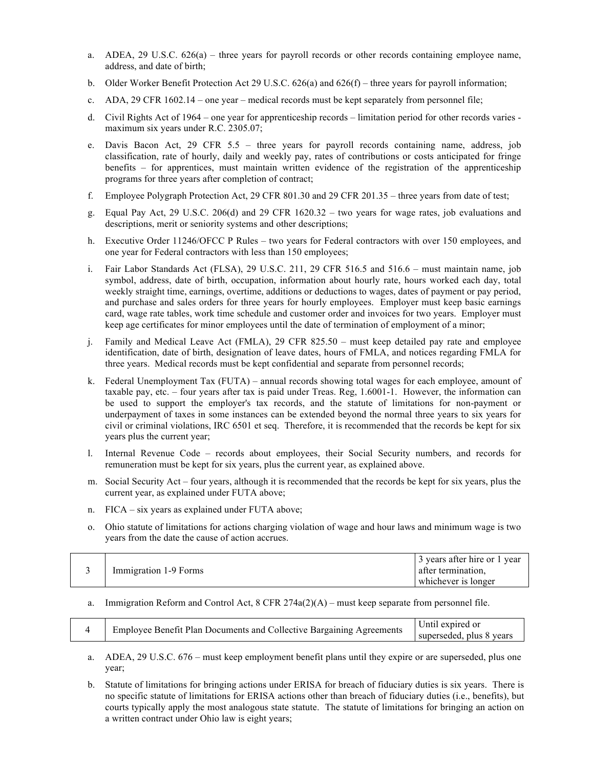a. ADEA, 29 U.S.C. 626(a) – three years for payroll records or other records containing employee name, address, and date of birth;

b. Older Worker Benefit Protection Act 29 U.S.C. 626(a) and 626(f) – three years for payroll information;

c. ADA, 29 CFR 1602.14 – one year – medical records must be kept separately from personnel file;

d. Civil Rights Act of 1964 – one year for apprenticeship records – limitation period for other records varies - maximum six years under R.C. 2305.07;

e. Davis Bacon Act, 29 CFR 5.5 – three years for payroll records containing name, address, job classification, rate of hourly, daily and weekly pay, rates of contributions or costs anticipated for fringe benefits – for apprentices, must maintain written evidence of the registration of the apprenticeship programs for three years after completion of contract;

f. Employee Polygraph Protection Act, 29 CFR 801.30 and 29 CFR 201.35 – three years from date of test;

g. Equal Pay Act, 29 U.S.C. 206(d) and 29 CFR 1620.32 – two years for wage rates, job evaluations and descriptions, merit or seniority systems and other descriptions;

h. Executive Order 11246/OFCC P Rules – two years for Federal contractors with over 150 employees, and one year for Federal contractors with less than 150 employees;

i. Fair Labor Standards Act (FLSA), 29 U.S.C. 211, 29 CFR 516.5 and 516.6 – must maintain name, job symbol, address, date of birth, occupation, information about hourly rate, hours worked each day, total weekly straight time, earnings, overtime, additions or deductions to wages, dates of payment or pay period, and purchase and sales orders for three years for hourly employees. Employer must keep basic earnings card, wage rate tables, work time schedule and customer order and invoices for two years. Employer must keep age certificates for minor employees until the date of termination of employment of a minor;

j. Family and Medical Leave Act (FMLA), 29 CFR 825.50 – must keep detailed pay rate and employee identification, date of birth, designation of leave dates, hours of FMLA, and notices regarding FMLA for three years. Medical records must be kept confidential and separate from personnel records;

k. Federal Unemployment Tax (FUTA) – annual records showing total wages for each employee, amount of taxable pay, etc. – four years after tax is paid under Treas. Reg, 1.6001-1. However, the information can be used to support the employer's tax records, and the statute of limitations for non-payment or underpayment of taxes in some instances can be extended beyond the normal three years to six years for civil or criminal violations, IRC 6501 et seq. Therefore, it is recommended that the records be kept for six years plus the current year;

l. Internal Revenue Code – records about employees, their Social Security numbers, and records for remuneration must be kept for six years, plus the current year, as explained above.

m. Social Security Act – four years, although it is recommended that the records be kept for six years, plus the current year, as explained under FUTA above;

n. FICA – six years as explained under FUTA above;

o. Ohio statute of limitations for actions charging violation of wage and hour laws and minimum wage is two years from the date the cause of action accrues.

| | | |
|---|---|---|
| 3 | Immigration 1-9 Forms | 3 years after hire or 1 year after termination, whichever is longer |

a. Immigration Reform and Control Act, 8 CFR 274a(2)(A) – must keep separate from personnel file.

| | | |
|---|---|---|
| 4 | Employee Benefit Plan Documents and Collective Bargaining Agreements | Until expired or superseded, plus 8 years |

a. ADEA, 29 U.S.C. 676 – must keep employment benefit plans until they expire or are superseded, plus one year;

b. Statute of limitations for bringing actions under ERISA for breach of fiduciary duties is six years. There is no specific statute of limitations for ERISA actions other than breach of fiduciary duties (i.e., benefits), but courts typically apply the most analogous state statute. The statute of limitations for bringing an action on a written contract under Ohio law is eight years;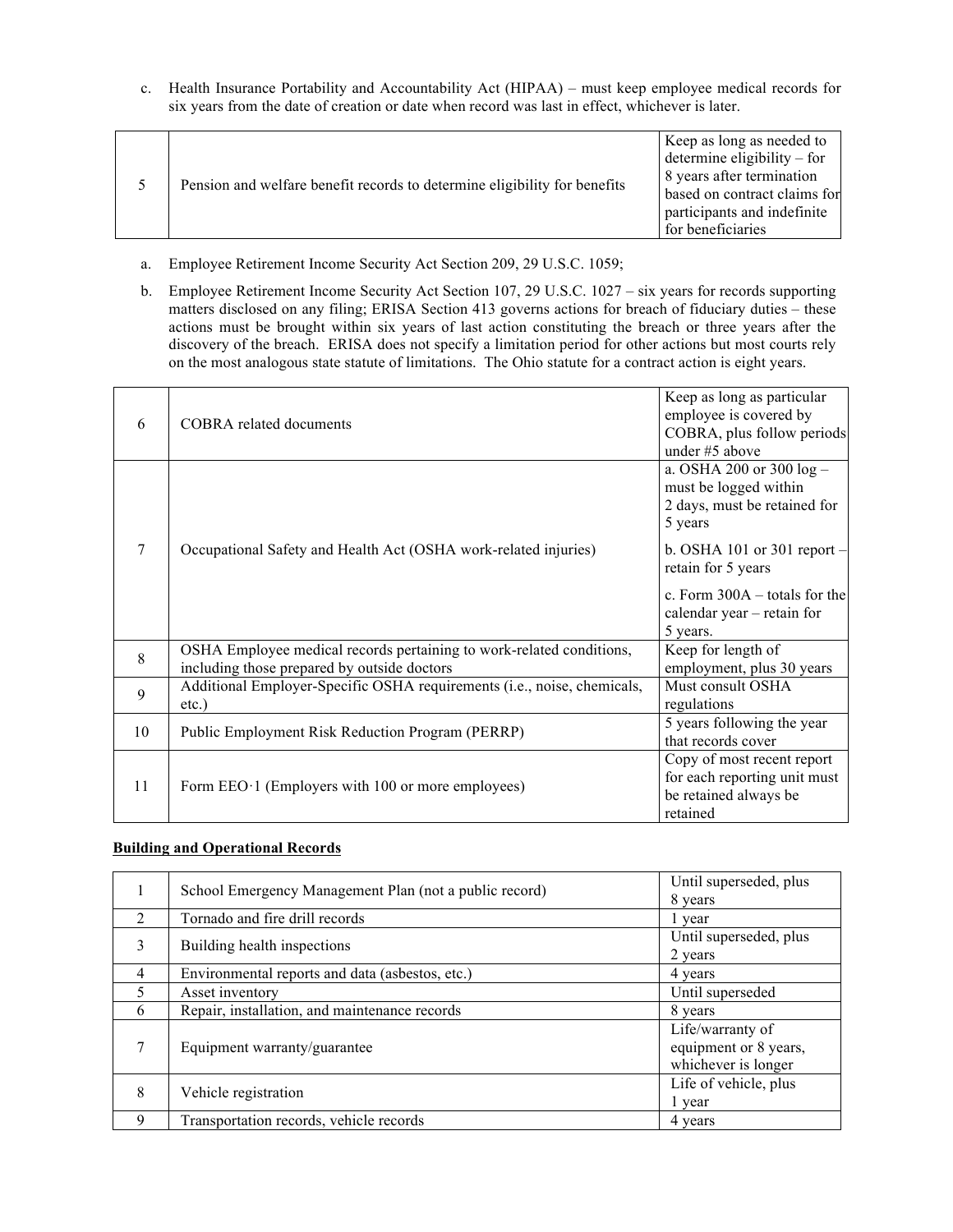c. Health Insurance Portability and Accountability Act (HIPAA) – must keep employee medical records for six years from the date of creation or date when record was last in effect, whichever is later.

| | | |
|---|---|---|
| 5 | Pension and welfare benefit records to determine eligibility for benefits | Keep as long as needed to determine eligibility – for 8 years after termination based on contract claims for participants and indefinite for beneficiaries |

a. Employee Retirement Income Security Act Section 209, 29 U.S.C. 1059;

b. Employee Retirement Income Security Act Section 107, 29 U.S.C. 1027 – six years for records supporting matters disclosed on any filing; ERISA Section 413 governs actions for breach of fiduciary duties – these actions must be brought within six years of last action constituting the breach or three years after the discovery of the breach. ERISA does not specify a limitation period for other actions but most courts rely on the most analogous state statute of limitations. The Ohio statute for a contract action is eight years.

| | | |
|---|---|---|
| 6 | COBRA related documents | Keep as long as particular employee is covered by COBRA, plus follow periods under #5 above |
| 7 | Occupational Safety and Health Act (OSHA work-related injuries) | a. OSHA 200 or 300 log – must be logged within 2 days, must be retained for 5 years<br><br>b. OSHA 101 or 301 report – retain for 5 years<br><br>c. Form 300A – totals for the calendar year – retain for 5 years. |
| 8 | OSHA Employee medical records pertaining to work-related conditions, including those prepared by outside doctors | Keep for length of employment, plus 30 years |
| 9 | Additional Employer-Specific OSHA requirements (i.e., noise, chemicals, etc.) | Must consult OSHA regulations |
| 10 | Public Employment Risk Reduction Program (PERRP) | 5 years following the year that records cover |
| 11 | Form EEO·1 (Employers with 100 or more employees) | Copy of most recent report for each reporting unit must be retained always be retained |

**Building and Operational Records**

| | | |
|---|---|---|
| 1 | School Emergency Management Plan (not a public record) | Until superseded, plus 8 years |
| 2 | Tornado and fire drill records | 1 year |
| 3 | Building health inspections | Until superseded, plus 2 years |
| 4 | Environmental reports and data (asbestos, etc.) | 4 years |
| 5 | Asset inventory | Until superseded |
| 6 | Repair, installation, and maintenance records | 8 years |
| 7 | Equipment warranty/guarantee | Life/warranty of equipment or 8 years, whichever is longer |
| 8 | Vehicle registration | Life of vehicle, plus 1 year |
| 9 | Transportation records, vehicle records | 4 years |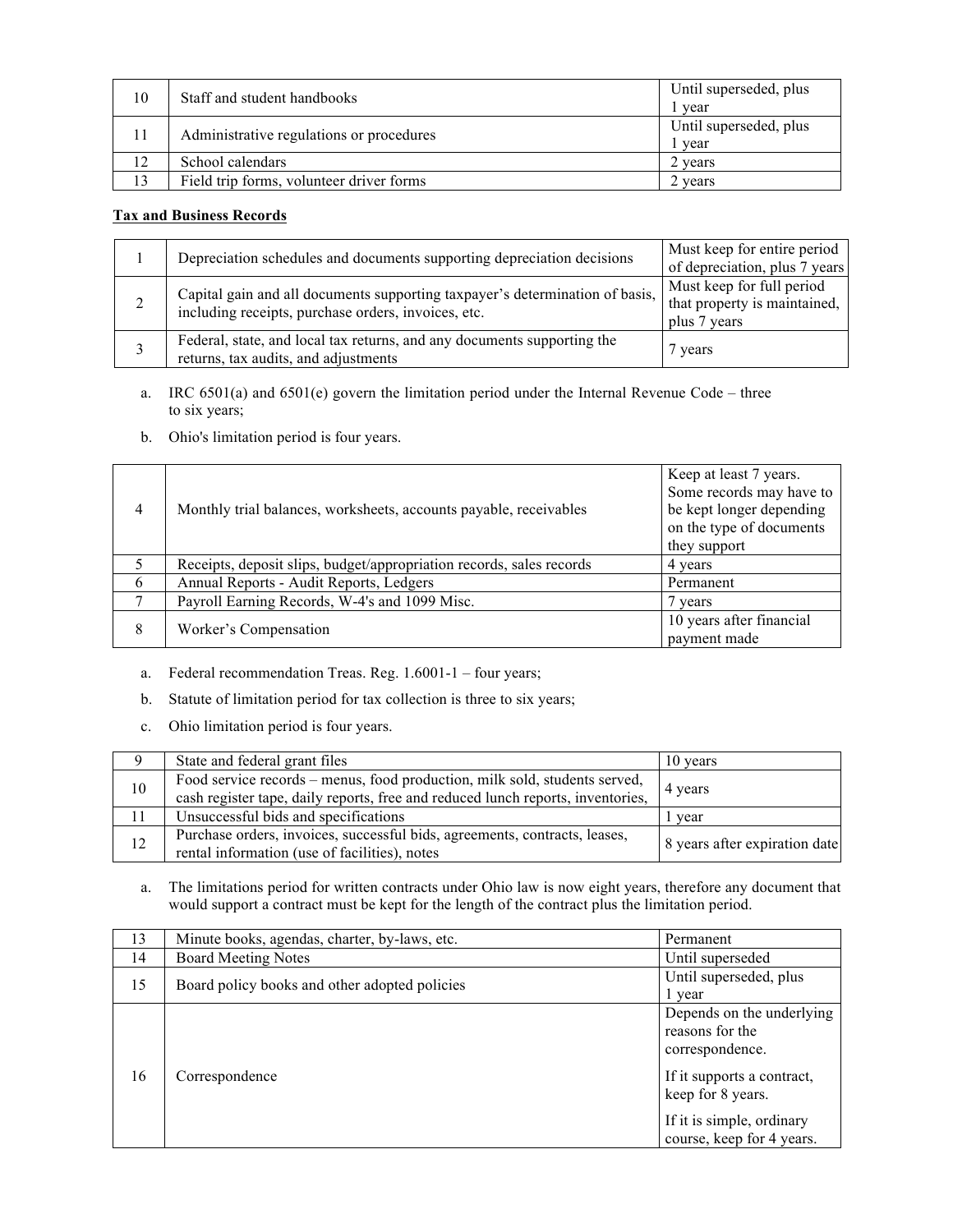| | | |
|---|---|---|
| 10 | Staff and student handbooks | Until superseded, plus 1 year |
| 11 | Administrative regulations or procedures | Until superseded, plus 1 year |
| 12 | School calendars | 2 years |
| 13 | Field trip forms, volunteer driver forms | 2 years |

**Tax and Business Records**

| | | |
|---|---|---|
| 1 | Depreciation schedules and documents supporting depreciation decisions | Must keep for entire period of depreciation, plus 7 years |
| 2 | Capital gain and all documents supporting taxpayer's determination of basis, including receipts, purchase orders, invoices, etc. | Must keep for full period that property is maintained, plus 7 years |
| 3 | Federal, state, and local tax returns, and any documents supporting the returns, tax audits, and adjustments | 7 years |

a. IRC 6501(a) and 6501(e) govern the limitation period under the Internal Revenue Code – three to six years;

b. Ohio's limitation period is four years.

| | | |
|---|---|---|
| 4 | Monthly trial balances, worksheets, accounts payable, receivables | Keep at least 7 years. Some records may have to be kept longer depending on the type of documents they support |
| 5 | Receipts, deposit slips, budget/appropriation records, sales records | 4 years |
| 6 | Annual Reports - Audit Reports, Ledgers | Permanent |
| 7 | Payroll Earning Records, W-4's and 1099 Misc. | 7 years |
| 8 | Worker's Compensation | 10 years after financial payment made |

a. Federal recommendation Treas. Reg. 1.6001-1 – four years;

b. Statute of limitation period for tax collection is three to six years;

c. Ohio limitation period is four years.

| | | |
|---|---|---|
| 9 | State and federal grant files | 10 years |
| 10 | Food service records – menus, food production, milk sold, students served, cash register tape, daily reports, free and reduced lunch reports, inventories, | 4 years |
| 11 | Unsuccessful bids and specifications | 1 year |
| 12 | Purchase orders, invoices, successful bids, agreements, contracts, leases, rental information (use of facilities), notes | 8 years after expiration date |

a. The limitations period for written contracts under Ohio law is now eight years, therefore any document that would support a contract must be kept for the length of the contract plus the limitation period.

| | | |
|---|---|---|
| 13 | Minute books, agendas, charter, by-laws, etc. | Permanent |
| 14 | Board Meeting Notes | Until superseded |
| 15 | Board policy books and other adopted policies | Until superseded, plus 1 year |
| 16 | Correspondence | Depends on the underlying reasons for the correspondence. If it supports a contract, keep for 8 years. If it is simple, ordinary course, keep for 4 years. |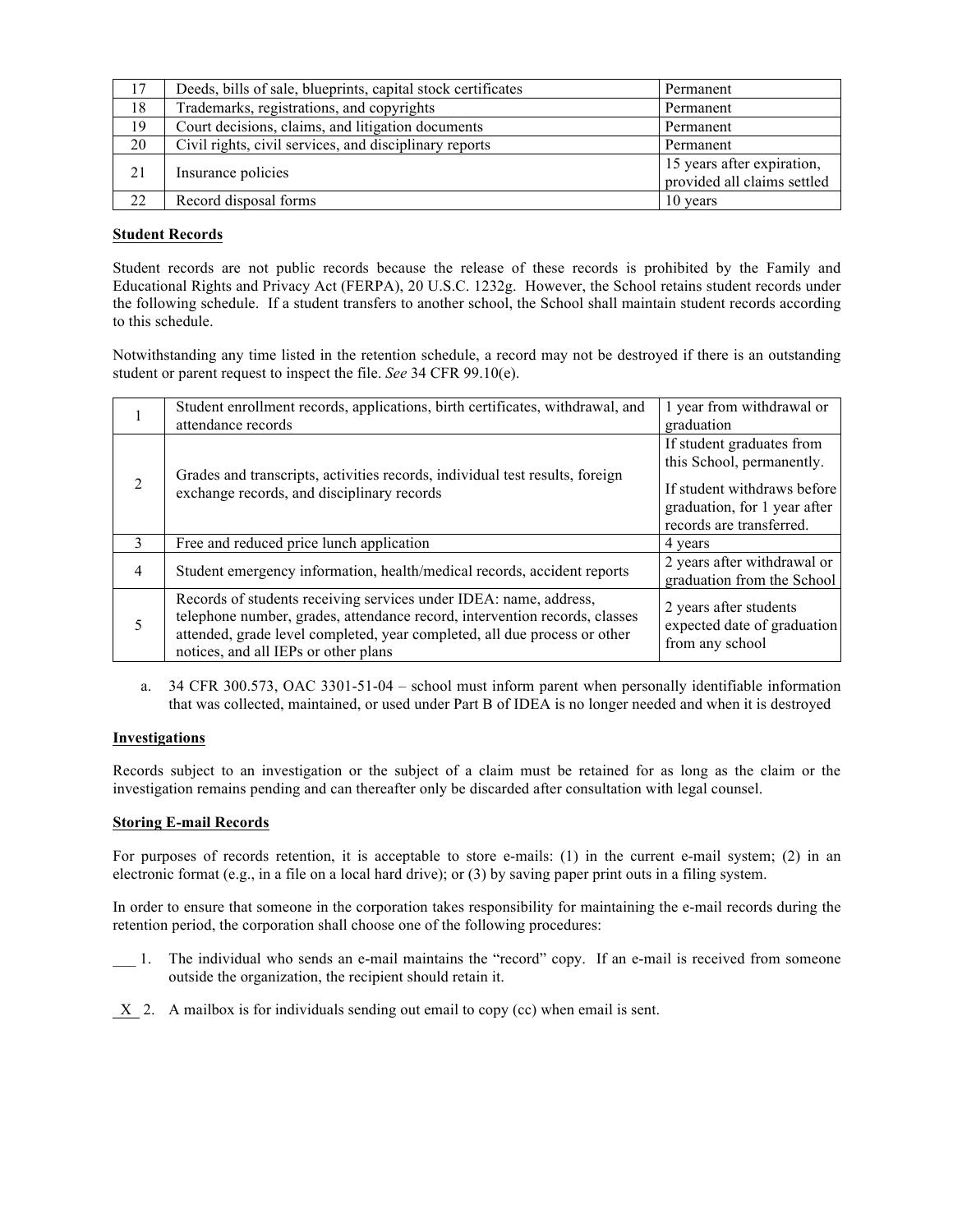| 17 | Deeds, bills of sale, blueprints, capital stock certificates | Permanent |
|---|---|---|
| 18 | Trademarks, registrations, and copyrights | Permanent |
| 19 | Court decisions, claims, and litigation documents | Permanent |
| 20 | Civil rights, civil services, and disciplinary reports | Permanent |
| 21 | Insurance policies | 15 years after expiration, provided all claims settled |
| 22 | Record disposal forms | 10 years |

**Student Records**

Student records are not public records because the release of these records is prohibited by the Family and Educational Rights and Privacy Act (FERPA), 20 U.S.C. 1232g. However, the School retains student records under the following schedule. If a student transfers to another school, the School shall maintain student records according to this schedule.

Notwithstanding any time listed in the retention schedule, a record may not be destroyed if there is an outstanding student or parent request to inspect the file. *See* 34 CFR 99.10(e).

| 1 | Student enrollment records, applications, birth certificates, withdrawal, and attendance records | 1 year from withdrawal or graduation |
|---|---|---|
| 2 | Grades and transcripts, activities records, individual test results, foreign exchange records, and disciplinary records | If student graduates from this School, permanently. If student withdraws before graduation, for 1 year after records are transferred. |
| 3 | Free and reduced price lunch application | 4 years |
| 4 | Student emergency information, health/medical records, accident reports | 2 years after withdrawal or graduation from the School |
| 5 | Records of students receiving services under IDEA: name, address, telephone number, grades, attendance record, intervention records, classes attended, grade level completed, year completed, all due process or other notices, and all IEPs or other plans | 2 years after students expected date of graduation from any school |

a. 34 CFR 300.573, OAC 3301-51-04 – school must inform parent when personally identifiable information that was collected, maintained, or used under Part B of IDEA is no longer needed and when it is destroyed

**Investigations**

Records subject to an investigation or the subject of a claim must be retained for as long as the claim or the investigation remains pending and can thereafter only be discarded after consultation with legal counsel.

**Storing E-mail Records**

For purposes of records retention, it is acceptable to store e-mails: (1) in the current e-mail system; (2) in an electronic format (e.g., in a file on a local hard drive); or (3) by saving paper print outs in a filing system.

In order to ensure that someone in the corporation takes responsibility for maintaining the e-mail records during the retention period, the corporation shall choose one of the following procedures:

___ 1. The individual who sends an e-mail maintains the "record" copy. If an e-mail is received from someone outside the organization, the recipient should retain it.

_X_ 2. A mailbox is for individuals sending out email to copy (cc) when email is sent.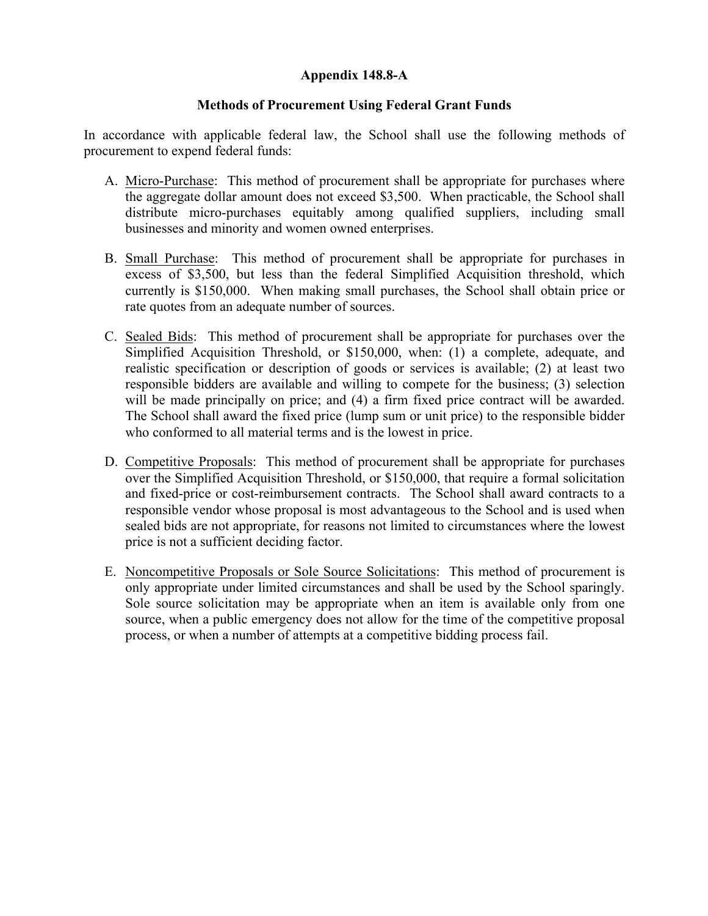## Appendix 148.8-A

### Methods of Procurement Using Federal Grant Funds

In accordance with applicable federal law, the School shall use the following methods of procurement to expend federal funds:

A. Micro-Purchase: This method of procurement shall be appropriate for purchases where the aggregate dollar amount does not exceed $3,500. When practicable, the School shall distribute micro-purchases equitably among qualified suppliers, including small businesses and minority and women owned enterprises.

B. Small Purchase: This method of procurement shall be appropriate for purchases in excess of $3,500, but less than the federal Simplified Acquisition threshold, which currently is $150,000. When making small purchases, the School shall obtain price or rate quotes from an adequate number of sources.

C. Sealed Bids: This method of procurement shall be appropriate for purchases over the Simplified Acquisition Threshold, or $150,000, when: (1) a complete, adequate, and realistic specification or description of goods or services is available; (2) at least two responsible bidders are available and willing to compete for the business; (3) selection will be made principally on price; and (4) a firm fixed price contract will be awarded. The School shall award the fixed price (lump sum or unit price) to the responsible bidder who conformed to all material terms and is the lowest in price.

D. Competitive Proposals: This method of procurement shall be appropriate for purchases over the Simplified Acquisition Threshold, or $150,000, that require a formal solicitation and fixed-price or cost-reimbursement contracts. The School shall award contracts to a responsible vendor whose proposal is most advantageous to the School and is used when sealed bids are not appropriate, for reasons not limited to circumstances where the lowest price is not a sufficient deciding factor.

E. Noncompetitive Proposals or Sole Source Solicitations: This method of procurement is only appropriate under limited circumstances and shall be used by the School sparingly. Sole source solicitation may be appropriate when an item is available only from one source, when a public emergency does not allow for the time of the competitive proposal process, or when a number of attempts at a competitive bidding process fail.